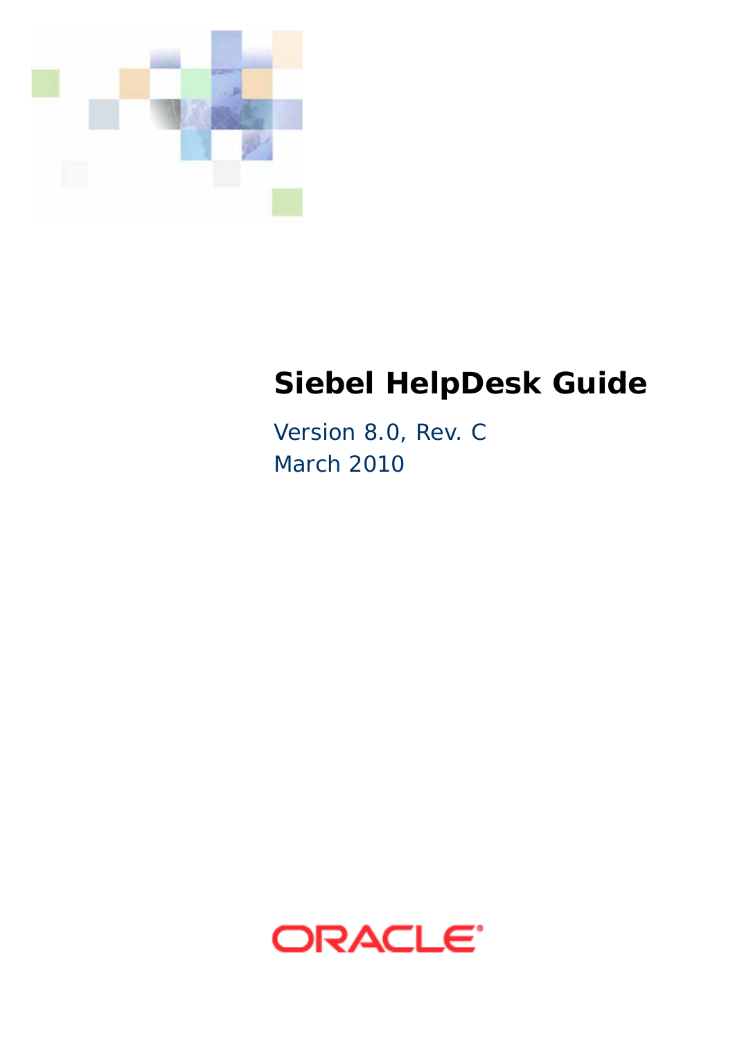# Siebel HelpDesk Guide

Version 8.0, Rev. C

March 2010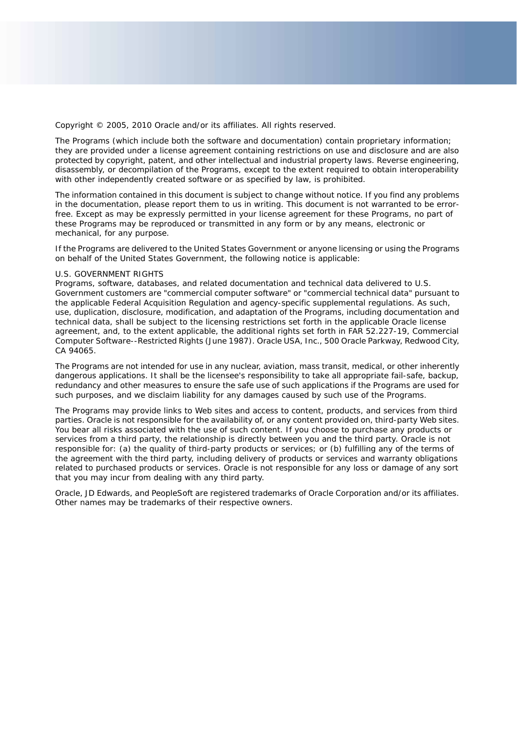Copyright © 2005, 2010 Oracle and/or its affiliates. All rights reserved.

The Programs (which include both the software and documentation) contain proprietary information; they are provided under a license agreement containing restrictions on use and disclosure and are also protected by copyright, patent, and other intellectual and industrial property laws. Reverse engineering, disassembly, or decompilation of the Programs, except to the extent required to obtain interoperability with other independently created software or as specified by law, is prohibited.

The information contained in this document is subject to change without notice. If you find any problems in the documentation, please report them to us in writing. This document is not warranted to be error-free. Except as may be expressly permitted in your license agreement for these Programs, no part of these Programs may be reproduced or transmitted in any form or by any means, electronic or mechanical, for any purpose.

If the Programs are delivered to the United States Government or anyone licensing or using the Programs on behalf of the United States Government, the following notice is applicable:

U.S. GOVERNMENT RIGHTS
Programs, software, databases, and related documentation and technical data delivered to U.S. Government customers are "commercial computer software" or "commercial technical data" pursuant to the applicable Federal Acquisition Regulation and agency-specific supplemental regulations. As such, use, duplication, disclosure, modification, and adaptation of the Programs, including documentation and technical data, shall be subject to the licensing restrictions set forth in the applicable Oracle license agreement, and, to the extent applicable, the additional rights set forth in FAR 52.227-19, Commercial Computer Software--Restricted Rights (June 1987). Oracle USA, Inc., 500 Oracle Parkway, Redwood City, CA 94065.

The Programs are not intended for use in any nuclear, aviation, mass transit, medical, or other inherently dangerous applications. It shall be the licensee's responsibility to take all appropriate fail-safe, backup, redundancy and other measures to ensure the safe use of such applications if the Programs are used for such purposes, and we disclaim liability for any damages caused by such use of the Programs.

The Programs may provide links to Web sites and access to content, products, and services from third parties. Oracle is not responsible for the availability of, or any content provided on, third-party Web sites. You bear all risks associated with the use of such content. If you choose to purchase any products or services from a third party, the relationship is directly between you and the third party. Oracle is not responsible for: (a) the quality of third-party products or services; or (b) fulfilling any of the terms of the agreement with the third party, including delivery of products or services and warranty obligations related to purchased products or services. Oracle is not responsible for any loss or damage of any sort that you may incur from dealing with any third party.

Oracle, JD Edwards, and PeopleSoft are registered trademarks of Oracle Corporation and/or its affiliates. Other names may be trademarks of their respective owners.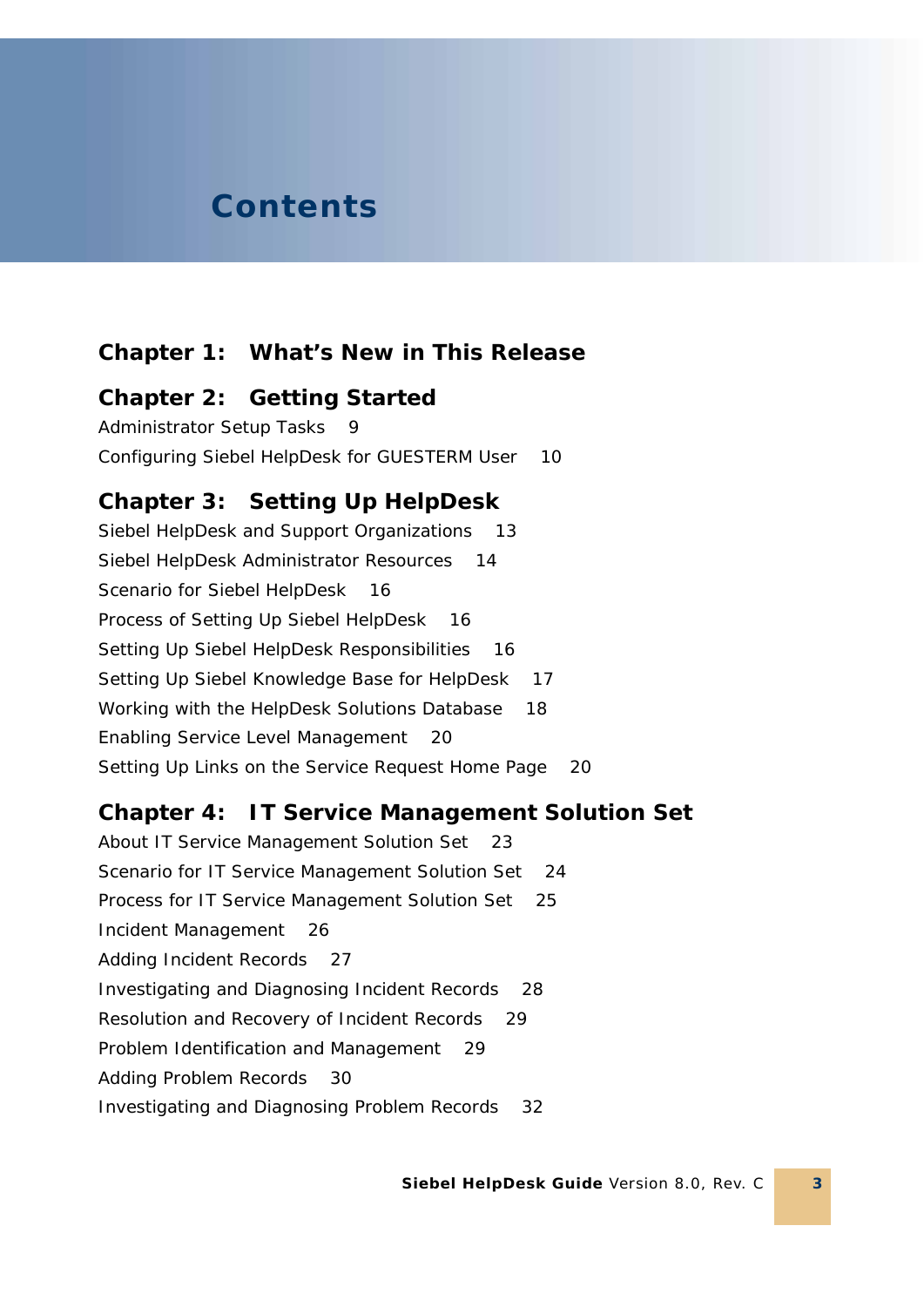# Contents

## Chapter 1: What's New in This Release

## Chapter 2: Getting Started

Administrator Setup Tasks 9

Configuring Siebel HelpDesk for GUESTERM User 10

## Chapter 3: Setting Up HelpDesk

Siebel HelpDesk and Support Organizations 13

Siebel HelpDesk Administrator Resources 14

Scenario for Siebel HelpDesk 16

Process of Setting Up Siebel HelpDesk 16

Setting Up Siebel HelpDesk Responsibilities 16

Setting Up Siebel Knowledge Base for HelpDesk 17

Working with the HelpDesk Solutions Database 18

Enabling Service Level Management 20

Setting Up Links on the Service Request Home Page 20

## Chapter 4: IT Service Management Solution Set

About IT Service Management Solution Set 23

Scenario for IT Service Management Solution Set 24

Process for IT Service Management Solution Set 25

Incident Management 26

Adding Incident Records 27

Investigating and Diagnosing Incident Records 28

Resolution and Recovery of Incident Records 29

Problem Identification and Management 29

Adding Problem Records 30

Investigating and Diagnosing Problem Records 32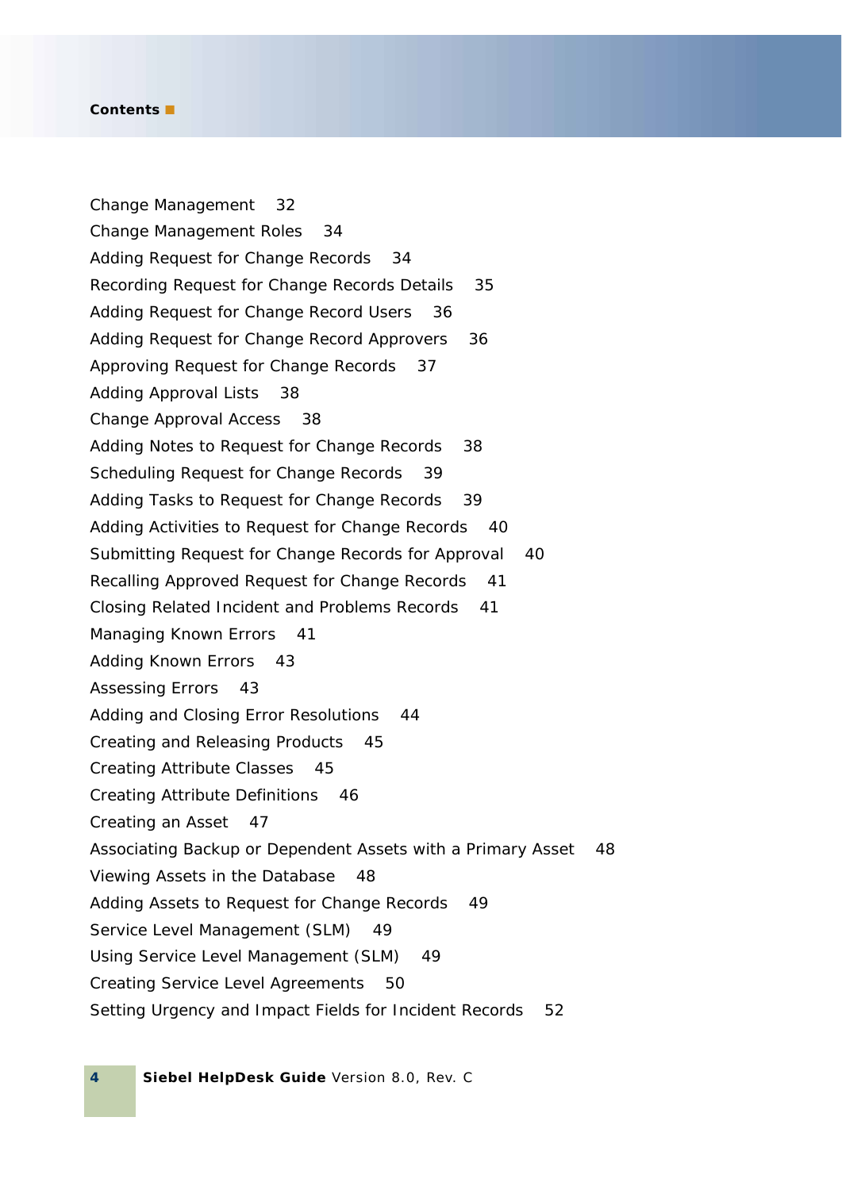Change Management 32

Change Management Roles 34

Adding Request for Change Records 34

Recording Request for Change Records Details 35

Adding Request for Change Record Users 36

Adding Request for Change Record Approvers 36

Approving Request for Change Records 37

Adding Approval Lists 38

Change Approval Access 38

Adding Notes to Request for Change Records 38

Scheduling Request for Change Records 39

Adding Tasks to Request for Change Records 39

Adding Activities to Request for Change Records 40

Submitting Request for Change Records for Approval 40

Recalling Approved Request for Change Records 41

Closing Related Incident and Problems Records 41

Managing Known Errors 41

Adding Known Errors 43

Assessing Errors 43

Adding and Closing Error Resolutions 44

Creating and Releasing Products 45

Creating Attribute Classes 45

Creating Attribute Definitions 46

Creating an Asset 47

Associating Backup or Dependent Assets with a Primary Asset 48

Viewing Assets in the Database 48

Adding Assets to Request for Change Records 49

Service Level Management (SLM) 49

Using Service Level Management (SLM) 49

Creating Service Level Agreements 50

Setting Urgency and Impact Fields for Incident Records 52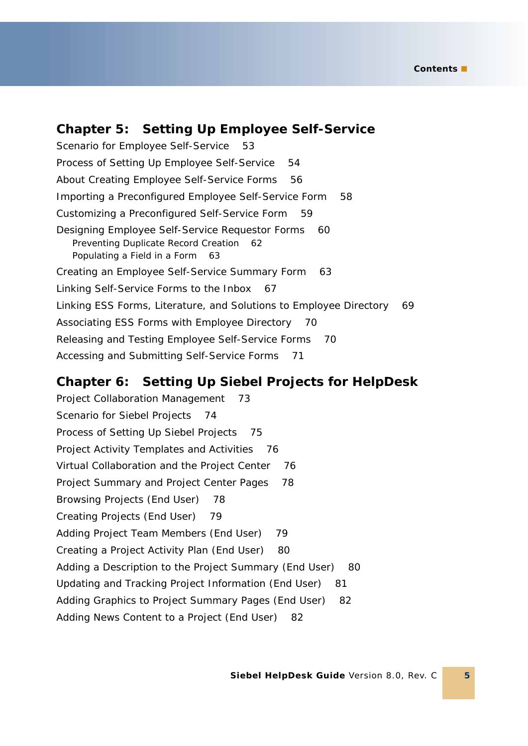## Chapter 5: Setting Up Employee Self-Service

Scenario for Employee Self-Service 53

Process of Setting Up Employee Self-Service 54

About Creating Employee Self-Service Forms 56

Importing a Preconfigured Employee Self-Service Form 58

Customizing a Preconfigured Self-Service Form 59

Designing Employee Self-Service Requestor Forms 60

- Preventing Duplicate Record Creation 62
- Populating a Field in a Form 63

Creating an Employee Self-Service Summary Form 63

Linking Self-Service Forms to the Inbox 67

Linking ESS Forms, Literature, and Solutions to Employee Directory 69

Associating ESS Forms with Employee Directory 70

Releasing and Testing Employee Self-Service Forms 70

Accessing and Submitting Self-Service Forms 71

## Chapter 6: Setting Up Siebel Projects for HelpDesk

Project Collaboration Management 73

Scenario for Siebel Projects 74

Process of Setting Up Siebel Projects 75

Project Activity Templates and Activities 76

Virtual Collaboration and the Project Center 76

Project Summary and Project Center Pages 78

Browsing Projects (End User) 78

Creating Projects (End User) 79

Adding Project Team Members (End User) 79

Creating a Project Activity Plan (End User) 80

Adding a Description to the Project Summary (End User) 80

Updating and Tracking Project Information (End User) 81

Adding Graphics to Project Summary Pages (End User) 82

Adding News Content to a Project (End User) 82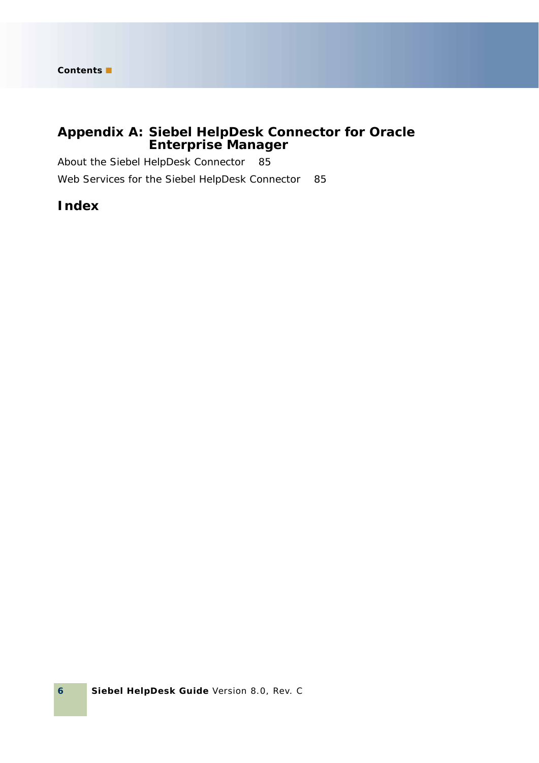## Appendix A: Siebel HelpDesk Connector for Oracle Enterprise Manager

About the Siebel HelpDesk Connector 85

Web Services for the Siebel HelpDesk Connector 85

## Index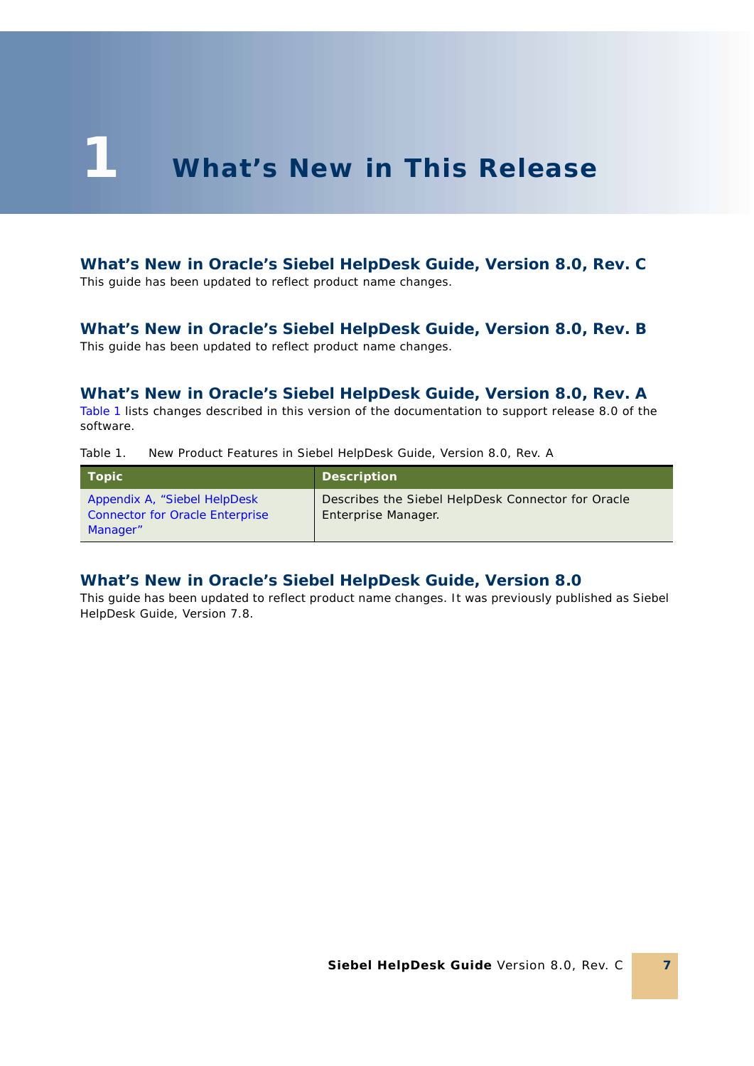# 1 What's New in This Release

## What's New in Oracle's Siebel HelpDesk Guide, Version 8.0, Rev. C

This guide has been updated to reflect product name changes.

## What's New in Oracle's Siebel HelpDesk Guide, Version 8.0, Rev. B

This guide has been updated to reflect product name changes.

## What's New in Oracle's Siebel HelpDesk Guide, Version 8.0, Rev. A

Table 1 lists changes described in this version of the documentation to support release 8.0 of the software.

Table 1. New Product Features in Siebel HelpDesk Guide, Version 8.0, Rev. A

| Topic | Description |
|---|---|
| Appendix A, "Siebel HelpDesk Connector for Oracle Enterprise Manager" | Describes the Siebel HelpDesk Connector for Oracle Enterprise Manager. |

## What's New in Oracle's Siebel HelpDesk Guide, Version 8.0

This guide has been updated to reflect product name changes. It was previously published as Siebel HelpDesk Guide, Version 7.8.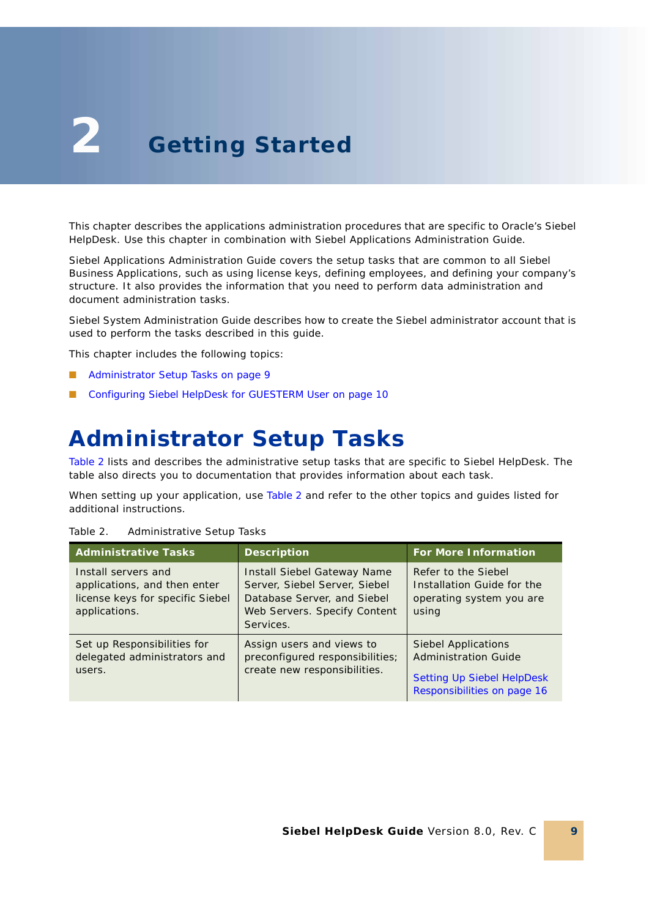# 2 Getting Started

This chapter describes the applications administration procedures that are specific to Oracle's Siebel HelpDesk. Use this chapter in combination with Siebel Applications Administration Guide.

Siebel Applications Administration Guide covers the setup tasks that are common to all Siebel Business Applications, such as using license keys, defining employees, and defining your company's structure. It also provides the information that you need to perform data administration and document administration tasks.

Siebel System Administration Guide describes how to create the Siebel administrator account that is used to perform the tasks described in this guide.

This chapter includes the following topics:

- Administrator Setup Tasks on page 9
- Configuring Siebel HelpDesk for GUESTERM User on page 10

## Administrator Setup Tasks

Table 2 lists and describes the administrative setup tasks that are specific to Siebel HelpDesk. The table also directs you to documentation that provides information about each task.

When setting up your application, use Table 2 and refer to the other topics and guides listed for additional instructions.

Table 2. Administrative Setup Tasks

| Administrative Tasks | Description | For More Information |
|---|---|---|
| Install servers and applications, and then enter license keys for specific Siebel applications. | Install Siebel Gateway Name Server, Siebel Server, Siebel Database Server, and Siebel Web Servers. Specify Content Services. | Refer to the Siebel Installation Guide for the operating system you are using |
| Set up Responsibilities for delegated administrators and users. | Assign users and views to preconfigured responsibilities; create new responsibilities. | Siebel Applications Administration Guide<br><br>Setting Up Siebel HelpDesk Responsibilities on page 16 |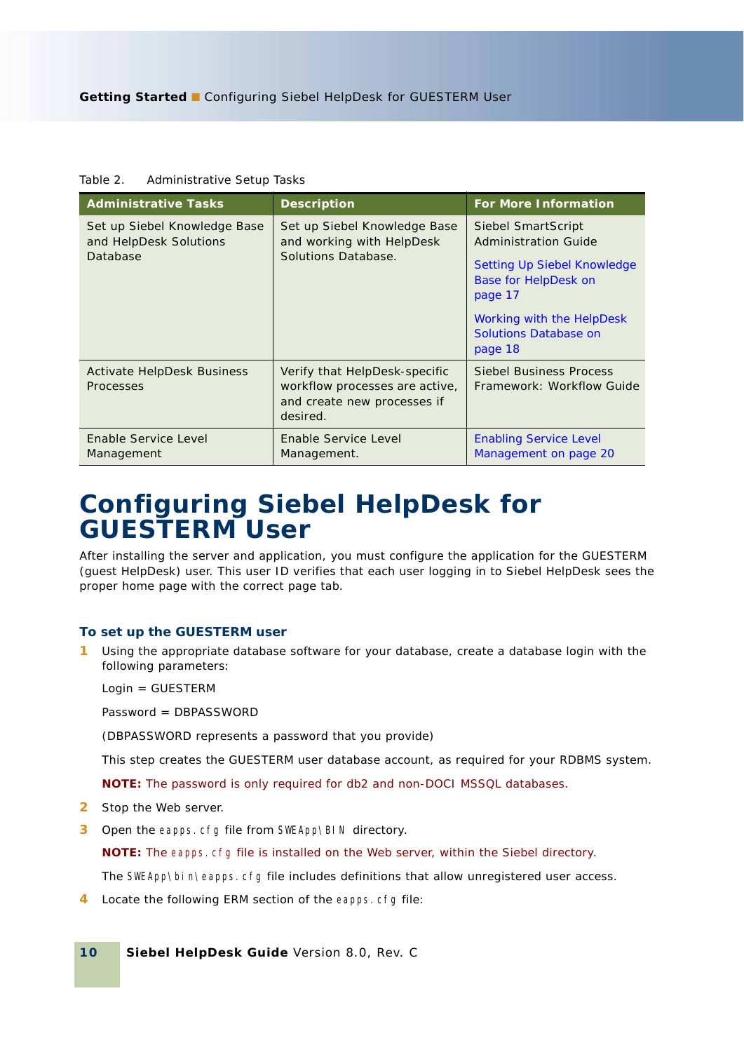Table 2. Administrative Setup Tasks

| Administrative Tasks | Description | For More Information |
| --- | --- | --- |
| Set up Siebel Knowledge Base and HelpDesk Solutions Database | Set up Siebel Knowledge Base and working with HelpDesk Solutions Database. | Siebel SmartScript Administration Guide<br><br>Setting Up Siebel Knowledge Base for HelpDesk on page 17<br><br>Working with the HelpDesk Solutions Database on page 18 |
| Activate HelpDesk Business Processes | Verify that HelpDesk-specific workflow processes are active, and create new processes if desired. | Siebel Business Process Framework: Workflow Guide |
| Enable Service Level Management | Enable Service Level Management. | Enabling Service Level Management on page 20 |

# Configuring Siebel HelpDesk for GUESTERM User

After installing the server and application, you must configure the application for the GUESTERM (guest HelpDesk) user. This user ID verifies that each user logging in to Siebel HelpDesk sees the proper home page with the correct page tab.

### To set up the GUESTERM user

1. Using the appropriate database software for your database, create a database login with the following parameters:

   Login = GUESTERM

   Password = DBPASSWORD

   (DBPASSWORD represents a password that you provide)

   This step creates the GUESTERM user database account, as required for your RDBMS system.

   **NOTE:** The password is only required for db2 and non-DOCI MSSQL databases.

2. Stop the Web server.

3. Open the `eapps.cfg` file from `SWEApp\BIN` directory.

   **NOTE:** The `eapps.cfg` file is installed on the Web server, within the Siebel directory.

   The `SWEApp\bin\eapps.cfg` file includes definitions that allow unregistered user access.

4. Locate the following ERM section of the `eapps.cfg` file: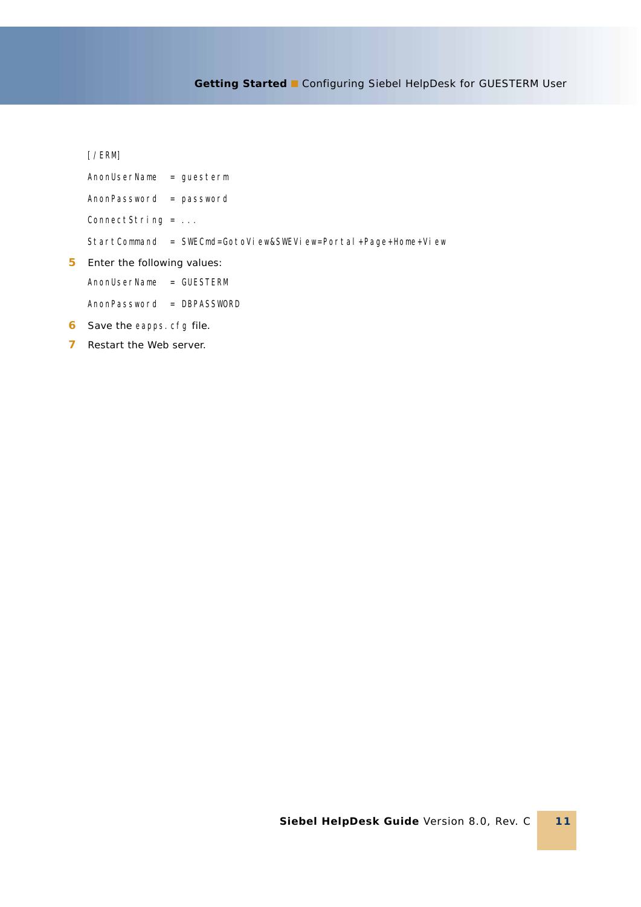```
[/ERM]
AnonUserName   = guesterm
AnonPassword   = password
ConnectString = ...
StartCommand   = SWECmd=GotoView&SWEView=Portal+Page+Home+View
```

5. Enter the following values:

   ```
   AnonUserName   = GUESTERM
   AnonPassword   = DBPASSWORD
   ```

6. Save the `eapps.cfg` file.
7. Restart the Web server.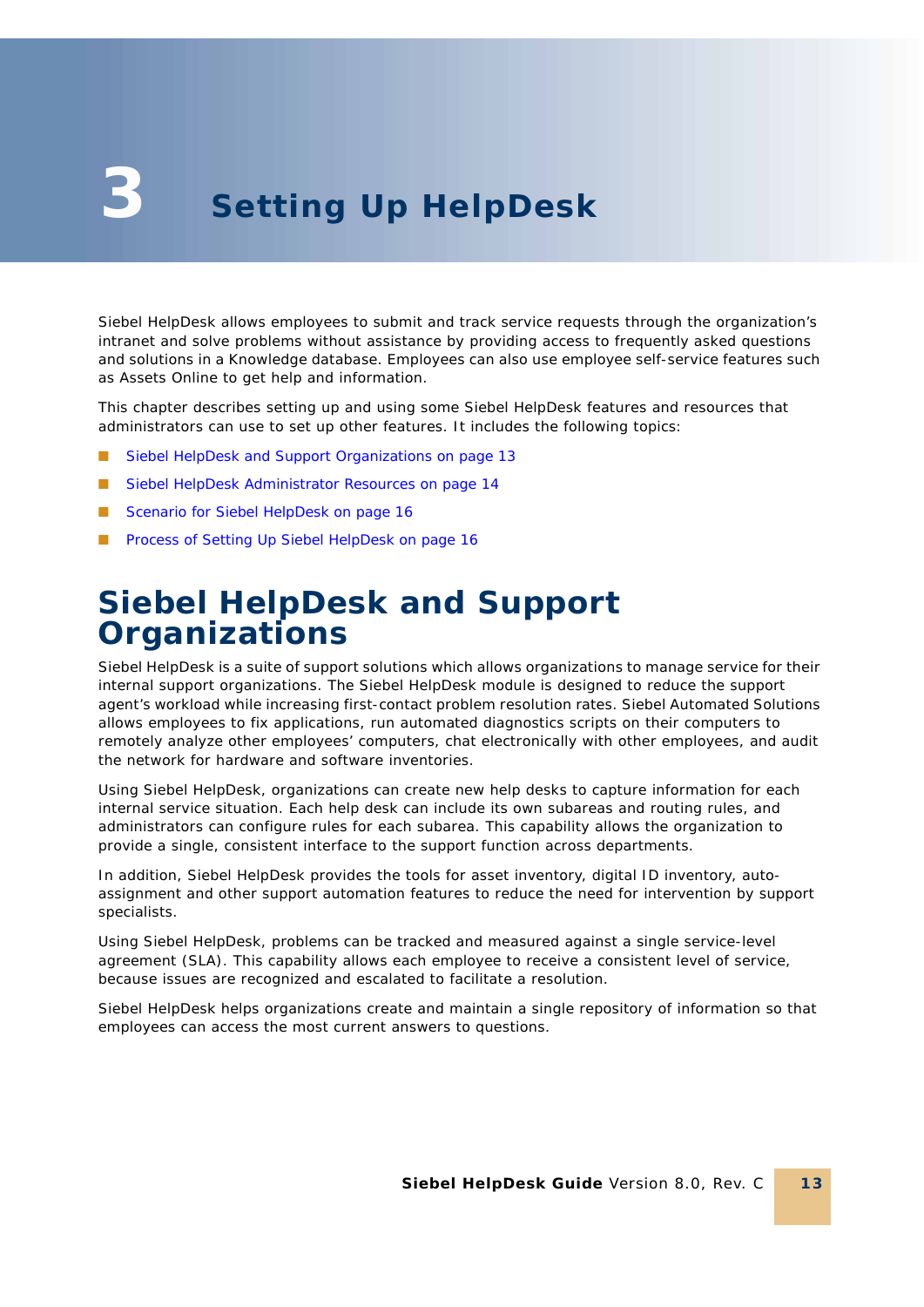# 3 Setting Up HelpDesk

Siebel HelpDesk allows employees to submit and track service requests through the organization's intranet and solve problems without assistance by providing access to frequently asked questions and solutions in a Knowledge database. Employees can also use employee self-service features such as Assets Online to get help and information.

This chapter describes setting up and using some Siebel HelpDesk features and resources that administrators can use to set up other features. It includes the following topics:

- Siebel HelpDesk and Support Organizations on page 13
- Siebel HelpDesk Administrator Resources on page 14
- Scenario for Siebel HelpDesk on page 16
- Process of Setting Up Siebel HelpDesk on page 16

## Siebel HelpDesk and Support Organizations

Siebel HelpDesk is a suite of support solutions which allows organizations to manage service for their internal support organizations. The Siebel HelpDesk module is designed to reduce the support agent's workload while increasing first-contact problem resolution rates. Siebel Automated Solutions allows employees to fix applications, run automated diagnostics scripts on their computers to remotely analyze other employees' computers, chat electronically with other employees, and audit the network for hardware and software inventories.

Using Siebel HelpDesk, organizations can create new help desks to capture information for each internal service situation. Each help desk can include its own subareas and routing rules, and administrators can configure rules for each subarea. This capability allows the organization to provide a single, consistent interface to the support function across departments.

In addition, Siebel HelpDesk provides the tools for asset inventory, digital ID inventory, auto-assignment and other support automation features to reduce the need for intervention by support specialists.

Using Siebel HelpDesk, problems can be tracked and measured against a single service-level agreement (SLA). This capability allows each employee to receive a consistent level of service, because issues are recognized and escalated to facilitate a resolution.

Siebel HelpDesk helps organizations create and maintain a single repository of information so that employees can access the most current answers to questions.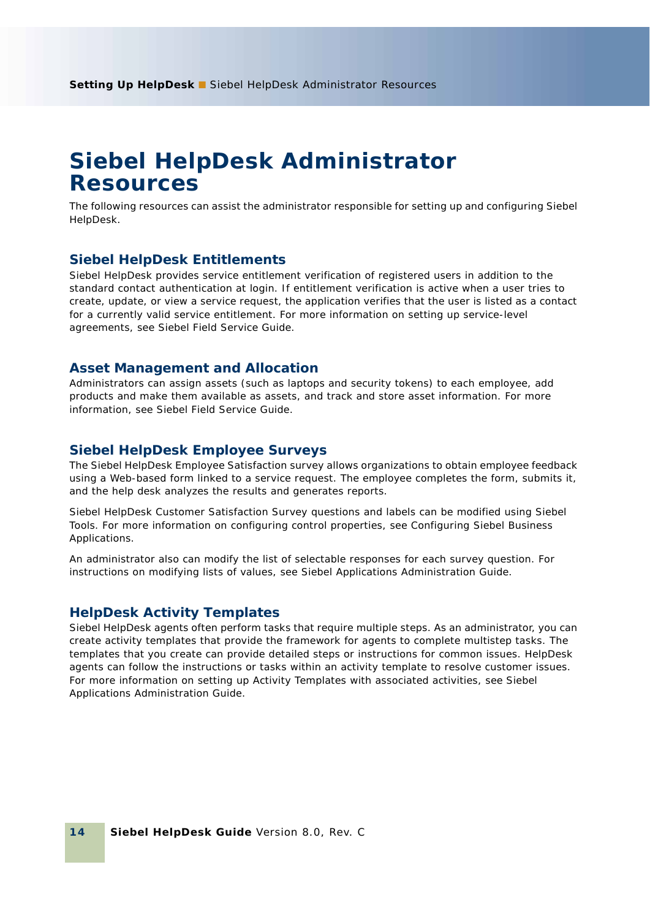# Siebel HelpDesk Administrator Resources

The following resources can assist the administrator responsible for setting up and configuring Siebel HelpDesk.

## Siebel HelpDesk Entitlements

Siebel HelpDesk provides service entitlement verification of registered users in addition to the standard contact authentication at login. If entitlement verification is active when a user tries to create, update, or view a service request, the application verifies that the user is listed as a contact for a currently valid service entitlement. For more information on setting up service-level agreements, see Siebel Field Service Guide.

## Asset Management and Allocation

Administrators can assign assets (such as laptops and security tokens) to each employee, add products and make them available as assets, and track and store asset information. For more information, see Siebel Field Service Guide.

## Siebel HelpDesk Employee Surveys

The Siebel HelpDesk Employee Satisfaction survey allows organizations to obtain employee feedback using a Web-based form linked to a service request. The employee completes the form, submits it, and the help desk analyzes the results and generates reports.

Siebel HelpDesk Customer Satisfaction Survey questions and labels can be modified using Siebel Tools. For more information on configuring control properties, see Configuring Siebel Business Applications.

An administrator also can modify the list of selectable responses for each survey question. For instructions on modifying lists of values, see Siebel Applications Administration Guide.

## HelpDesk Activity Templates

Siebel HelpDesk agents often perform tasks that require multiple steps. As an administrator, you can create activity templates that provide the framework for agents to complete multistep tasks. The templates that you create can provide detailed steps or instructions for common issues. HelpDesk agents can follow the instructions or tasks within an activity template to resolve customer issues. For more information on setting up Activity Templates with associated activities, see Siebel Applications Administration Guide.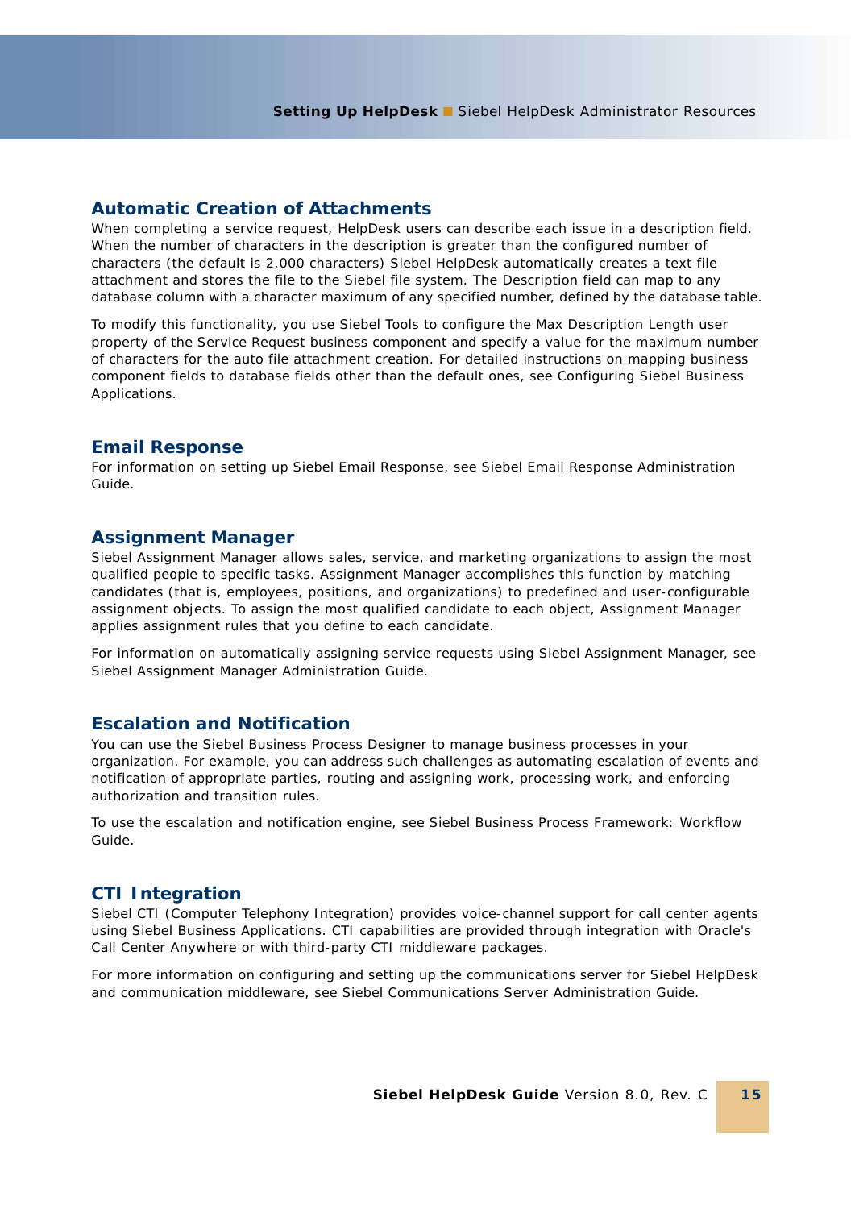## Automatic Creation of Attachments

When completing a service request, HelpDesk users can describe each issue in a description field. When the number of characters in the description is greater than the configured number of characters (the default is 2,000 characters) Siebel HelpDesk automatically creates a text file attachment and stores the file to the Siebel file system. The Description field can map to any database column with a character maximum of any specified number, defined by the database table.

To modify this functionality, you use Siebel Tools to configure the Max Description Length user property of the Service Request business component and specify a value for the maximum number of characters for the auto file attachment creation. For detailed instructions on mapping business component fields to database fields other than the default ones, see Configuring Siebel Business Applications.

## Email Response

For information on setting up Siebel Email Response, see Siebel Email Response Administration Guide.

## Assignment Manager

Siebel Assignment Manager allows sales, service, and marketing organizations to assign the most qualified people to specific tasks. Assignment Manager accomplishes this function by matching candidates (that is, employees, positions, and organizations) to predefined and user-configurable assignment objects. To assign the most qualified candidate to each object, Assignment Manager applies assignment rules that you define to each candidate.

For information on automatically assigning service requests using Siebel Assignment Manager, see Siebel Assignment Manager Administration Guide.

## Escalation and Notification

You can use the Siebel Business Process Designer to manage business processes in your organization. For example, you can address such challenges as automating escalation of events and notification of appropriate parties, routing and assigning work, processing work, and enforcing authorization and transition rules.

To use the escalation and notification engine, see Siebel Business Process Framework: Workflow Guide.

## CTI Integration

Siebel CTI (Computer Telephony Integration) provides voice-channel support for call center agents using Siebel Business Applications. CTI capabilities are provided through integration with Oracle's Call Center Anywhere or with third-party CTI middleware packages.

For more information on configuring and setting up the communications server for Siebel HelpDesk and communication middleware, see Siebel Communications Server Administration Guide.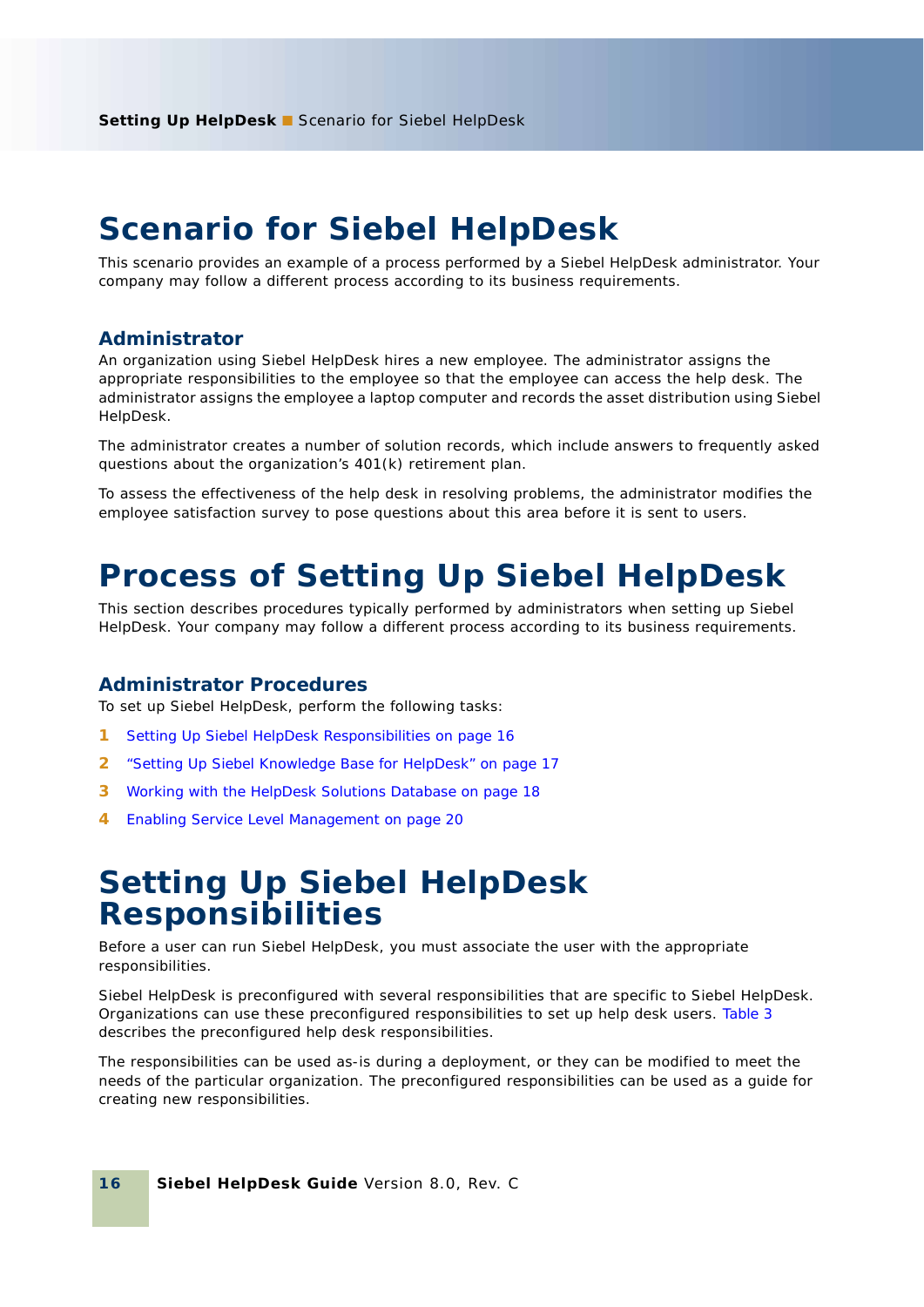# Scenario for Siebel HelpDesk

This scenario provides an example of a process performed by a Siebel HelpDesk administrator. Your company may follow a different process according to its business requirements.

### Administrator

An organization using Siebel HelpDesk hires a new employee. The administrator assigns the appropriate responsibilities to the employee so that the employee can access the help desk. The administrator assigns the employee a laptop computer and records the asset distribution using Siebel HelpDesk.

The administrator creates a number of solution records, which include answers to frequently asked questions about the organization's 401(k) retirement plan.

To assess the effectiveness of the help desk in resolving problems, the administrator modifies the employee satisfaction survey to pose questions about this area before it is sent to users.

# Process of Setting Up Siebel HelpDesk

This section describes procedures typically performed by administrators when setting up Siebel HelpDesk. Your company may follow a different process according to its business requirements.

### Administrator Procedures

To set up Siebel HelpDesk, perform the following tasks:

1. Setting Up Siebel HelpDesk Responsibilities on page 16
2. "Setting Up Siebel Knowledge Base for HelpDesk" on page 17
3. Working with the HelpDesk Solutions Database on page 18
4. Enabling Service Level Management on page 20

# Setting Up Siebel HelpDesk Responsibilities

Before a user can run Siebel HelpDesk, you must associate the user with the appropriate responsibilities.

Siebel HelpDesk is preconfigured with several responsibilities that are specific to Siebel HelpDesk. Organizations can use these preconfigured responsibilities to set up help desk users. Table 3 describes the preconfigured help desk responsibilities.

The responsibilities can be used as-is during a deployment, or they can be modified to meet the needs of the particular organization. The preconfigured responsibilities can be used as a guide for creating new responsibilities.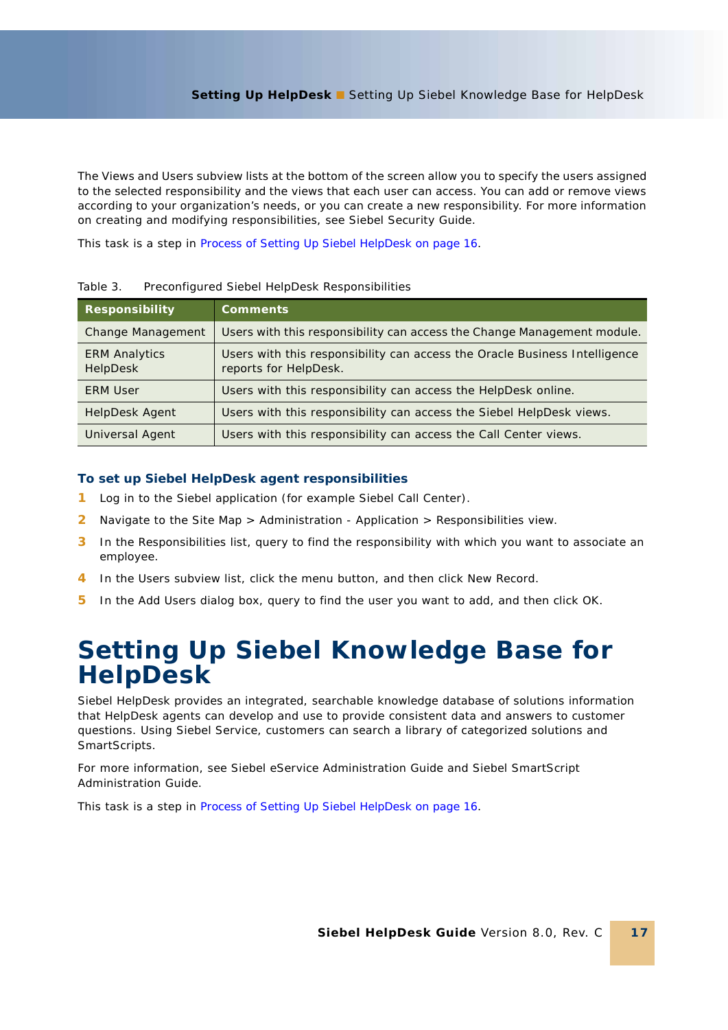The Views and Users subview lists at the bottom of the screen allow you to specify the users assigned to the selected responsibility and the views that each user can access. You can add or remove views according to your organization's needs, or you can create a new responsibility. For more information on creating and modifying responsibilities, see Siebel Security Guide.

This task is a step in Process of Setting Up Siebel HelpDesk on page 16.

Table 3. Preconfigured Siebel HelpDesk Responsibilities

| Responsibility | Comments |
| --- | --- |
| Change Management | Users with this responsibility can access the Change Management module. |
| ERM Analytics HelpDesk | Users with this responsibility can access the Oracle Business Intelligence reports for HelpDesk. |
| ERM User | Users with this responsibility can access the HelpDesk online. |
| HelpDesk Agent | Users with this responsibility can access the Siebel HelpDesk views. |
| Universal Agent | Users with this responsibility can access the Call Center views. |

### To set up Siebel HelpDesk agent responsibilities

1. Log in to the Siebel application (for example Siebel Call Center).
2. Navigate to the Site Map > Administration - Application > Responsibilities view.
3. In the Responsibilities list, query to find the responsibility with which you want to associate an employee.
4. In the Users subview list, click the menu button, and then click New Record.
5. In the Add Users dialog box, query to find the user you want to add, and then click OK.

# Setting Up Siebel Knowledge Base for HelpDesk

Siebel HelpDesk provides an integrated, searchable knowledge database of solutions information that HelpDesk agents can develop and use to provide consistent data and answers to customer questions. Using Siebel Service, customers can search a library of categorized solutions and SmartScripts.

For more information, see Siebel eService Administration Guide and Siebel SmartScript Administration Guide.

This task is a step in Process of Setting Up Siebel HelpDesk on page 16.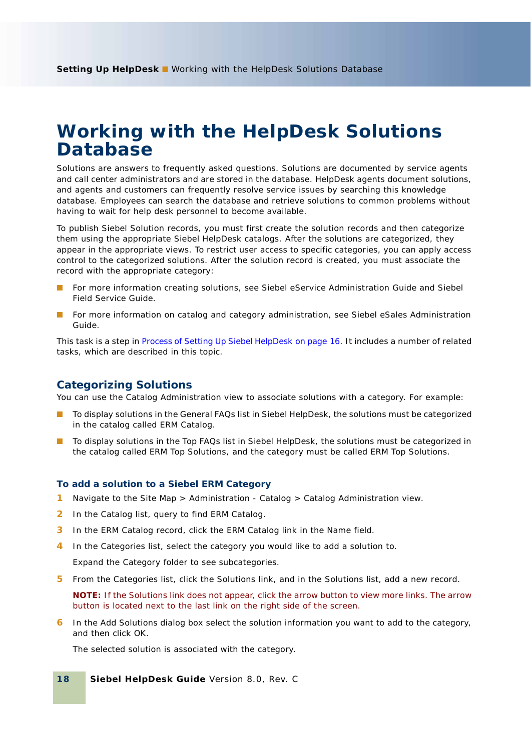# Working with the HelpDesk Solutions Database

Solutions are answers to frequently asked questions. Solutions are documented by service agents and call center administrators and are stored in the database. HelpDesk agents document solutions, and agents and customers can frequently resolve service issues by searching this knowledge database. Employees can search the database and retrieve solutions to common problems without having to wait for help desk personnel to become available.

To publish Siebel Solution records, you must first create the solution records and then categorize them using the appropriate Siebel HelpDesk catalogs. After the solutions are categorized, they appear in the appropriate views. To restrict user access to specific categories, you can apply access control to the categorized solutions. After the solution record is created, you must associate the record with the appropriate category:

- For more information creating solutions, see Siebel eService Administration Guide and Siebel Field Service Guide.
- For more information on catalog and category administration, see Siebel eSales Administration Guide.

This task is a step in Process of Setting Up Siebel HelpDesk on page 16. It includes a number of related tasks, which are described in this topic.

## Categorizing Solutions

You can use the Catalog Administration view to associate solutions with a category. For example:

- To display solutions in the General FAQs list in Siebel HelpDesk, the solutions must be categorized in the catalog called ERM Catalog.
- To display solutions in the Top FAQs list in Siebel HelpDesk, the solutions must be categorized in the catalog called ERM Top Solutions, and the category must be called ERM Top Solutions.

### To add a solution to a Siebel ERM Category

1. Navigate to the Site Map > Administration - Catalog > Catalog Administration view.
2. In the Catalog list, query to find ERM Catalog.
3. In the ERM Catalog record, click the ERM Catalog link in the Name field.
4. In the Categories list, select the category you would like to add a solution to.

   Expand the Category folder to see subcategories.
5. From the Categories list, click the Solutions link, and in the Solutions list, add a new record.

   **NOTE:** If the Solutions link does not appear, click the arrow button to view more links. The arrow button is located next to the last link on the right side of the screen.
6. In the Add Solutions dialog box select the solution information you want to add to the category, and then click OK.

   The selected solution is associated with the category.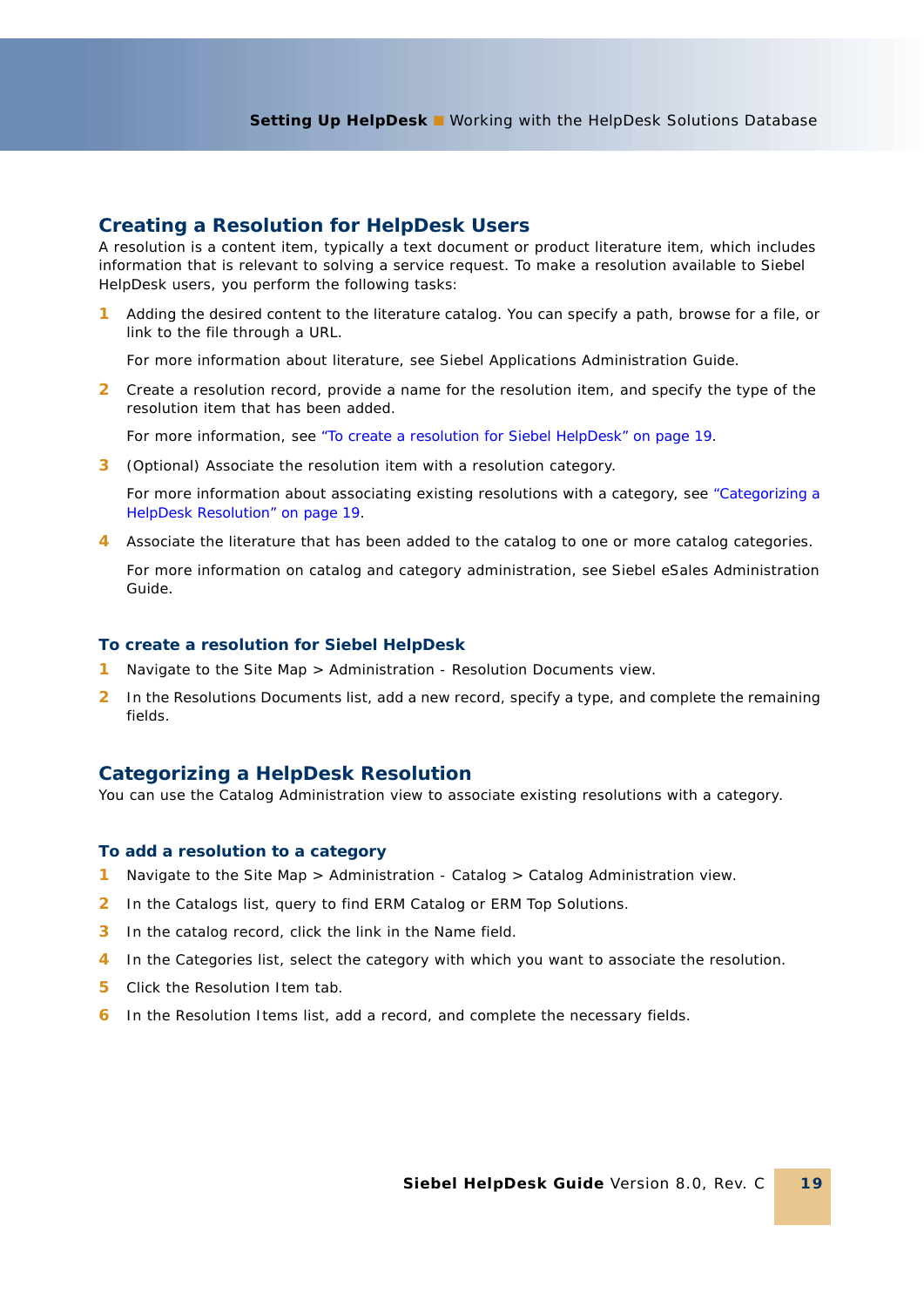## Creating a Resolution for HelpDesk Users

A resolution is a content item, typically a text document or product literature item, which includes information that is relevant to solving a service request. To make a resolution available to Siebel HelpDesk users, you perform the following tasks:

1. Adding the desired content to the literature catalog. You can specify a path, browse for a file, or link to the file through a URL.

   For more information about literature, see Siebel Applications Administration Guide.

2. Create a resolution record, provide a name for the resolution item, and specify the type of the resolution item that has been added.

   For more information, see "To create a resolution for Siebel HelpDesk" on page 19.

3. (Optional) Associate the resolution item with a resolution category.

   For more information about associating existing resolutions with a category, see "Categorizing a HelpDesk Resolution" on page 19.

4. Associate the literature that has been added to the catalog to one or more catalog categories.

   For more information on catalog and category administration, see Siebel eSales Administration Guide.

### To create a resolution for Siebel HelpDesk

1. Navigate to the Site Map > Administration - Resolution Documents view.
2. In the Resolutions Documents list, add a new record, specify a type, and complete the remaining fields.

## Categorizing a HelpDesk Resolution

You can use the Catalog Administration view to associate existing resolutions with a category.

### To add a resolution to a category

1. Navigate to the Site Map > Administration - Catalog > Catalog Administration view.
2. In the Catalogs list, query to find ERM Catalog or ERM Top Solutions.
3. In the catalog record, click the link in the Name field.
4. In the Categories list, select the category with which you want to associate the resolution.
5. Click the Resolution Item tab.
6. In the Resolution Items list, add a record, and complete the necessary fields.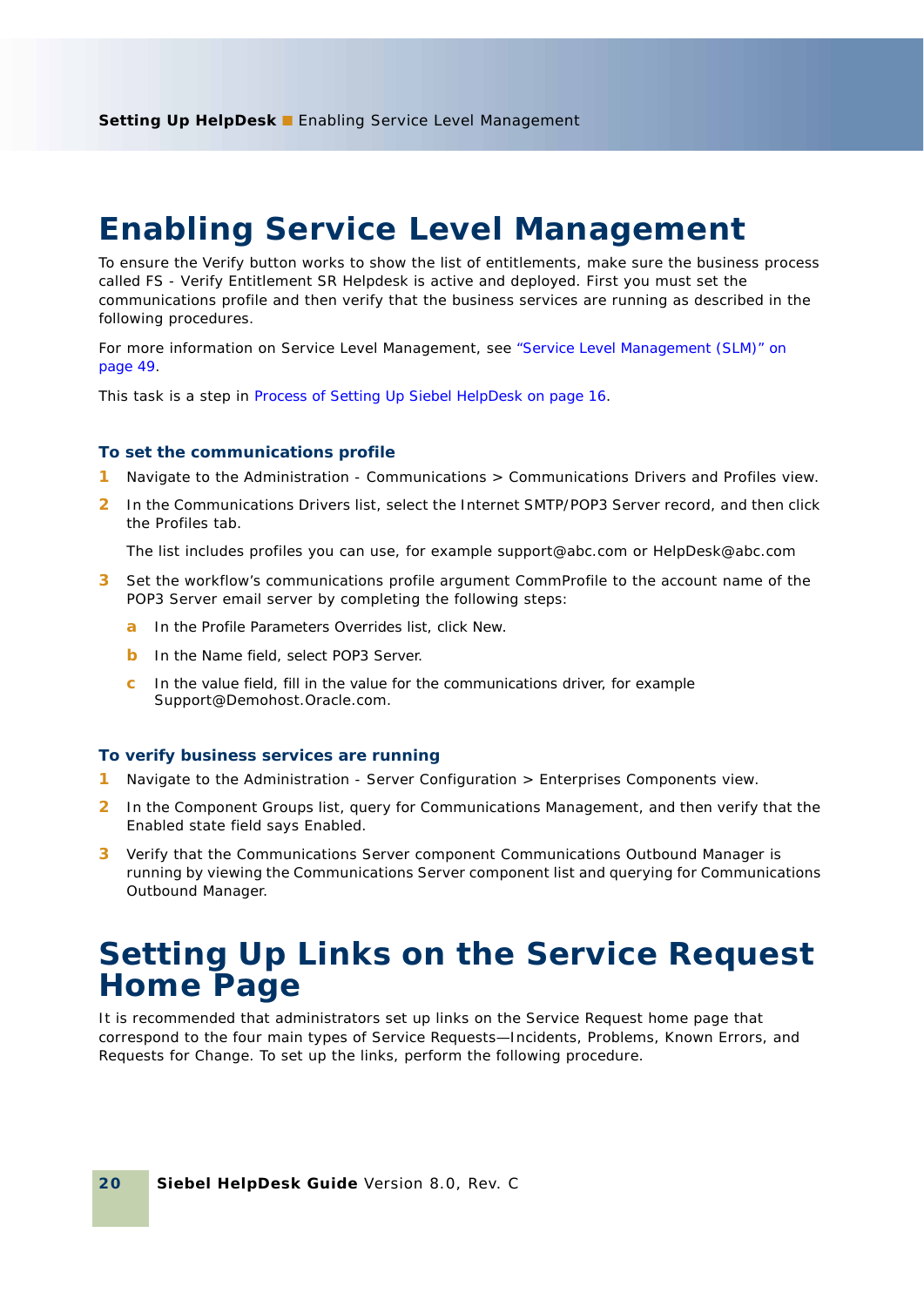# Enabling Service Level Management

To ensure the Verify button works to show the list of entitlements, make sure the business process called FS - Verify Entitlement SR Helpdesk is active and deployed. First you must set the communications profile and then verify that the business services are running as described in the following procedures.

For more information on Service Level Management, see "Service Level Management (SLM)" on page 49.

This task is a step in Process of Setting Up Siebel HelpDesk on page 16.

### To set the communications profile

1. Navigate to the Administration - Communications > Communications Drivers and Profiles view.
2. In the Communications Drivers list, select the Internet SMTP/POP3 Server record, and then click the Profiles tab.

   The list includes profiles you can use, for example support@abc.com or HelpDesk@abc.com
3. Set the workflow's communications profile argument CommProfile to the account name of the POP3 Server email server by completing the following steps:
   a. In the Profile Parameters Overrides list, click New.
   b. In the Name field, select POP3 Server.
   c. In the value field, fill in the value for the communications driver, for example Support@Demohost.Oracle.com.

### To verify business services are running

1. Navigate to the Administration - Server Configuration > Enterprises Components view.
2. In the Component Groups list, query for Communications Management, and then verify that the Enabled state field says Enabled.
3. Verify that the Communications Server component Communications Outbound Manager is running by viewing the Communications Server component list and querying for Communications Outbound Manager.

# Setting Up Links on the Service Request Home Page

It is recommended that administrators set up links on the Service Request home page that correspond to the four main types of Service Requests—Incidents, Problems, Known Errors, and Requests for Change. To set up the links, perform the following procedure.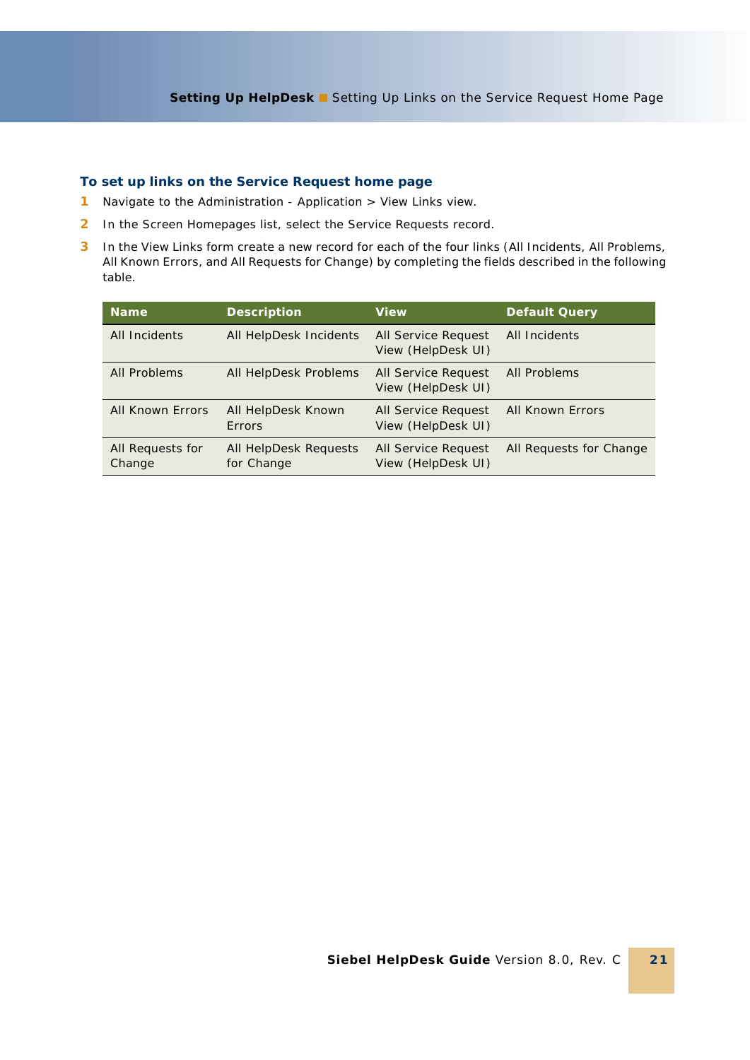### To set up links on the Service Request home page

1. Navigate to the Administration - Application > View Links view.
2. In the Screen Homepages list, select the Service Requests record.
3. In the View Links form create a new record for each of the four links (All Incidents, All Problems, All Known Errors, and All Requests for Change) by completing the fields described in the following table.

| Name | Description | View | Default Query |
|---|---|---|---|
| All Incidents | All HelpDesk Incidents | All Service Request View (HelpDesk UI) | All Incidents |
| All Problems | All HelpDesk Problems | All Service Request View (HelpDesk UI) | All Problems |
| All Known Errors | All HelpDesk Known Errors | All Service Request View (HelpDesk UI) | All Known Errors |
| All Requests for Change | All HelpDesk Requests for Change | All Service Request View (HelpDesk UI) | All Requests for Change |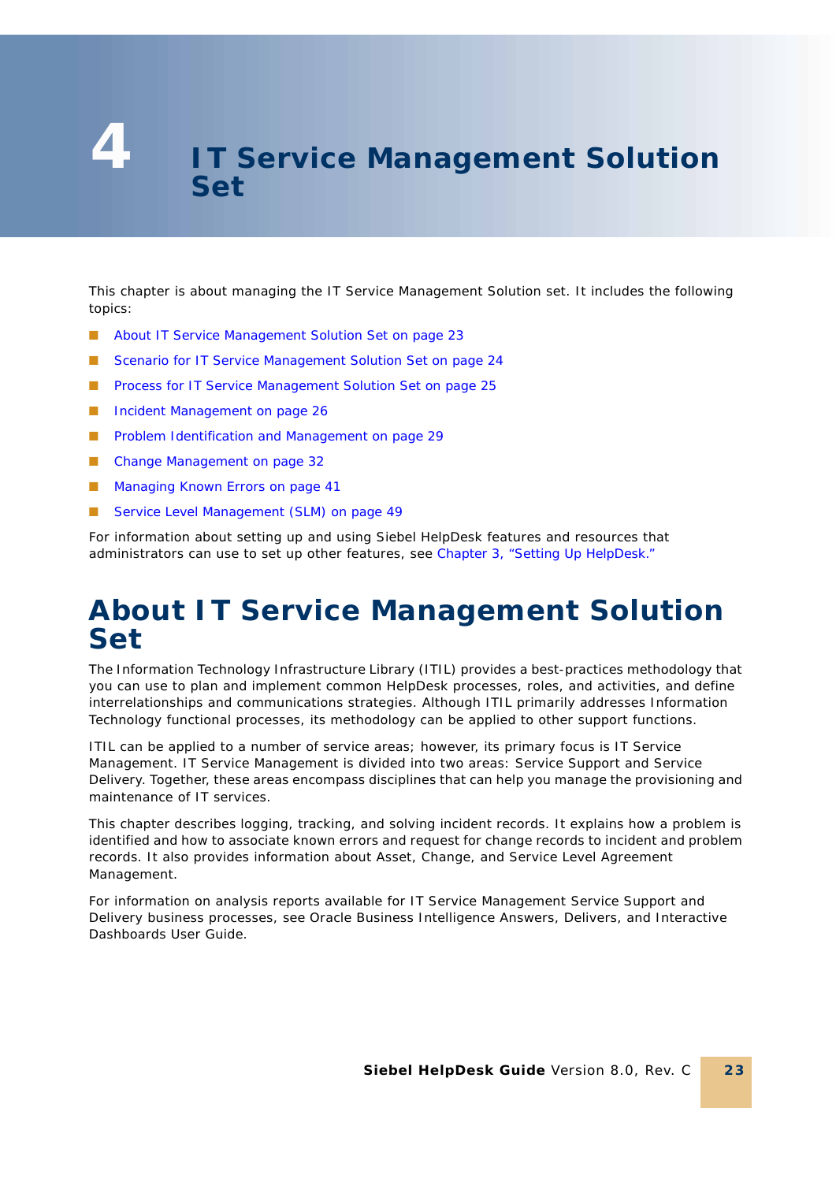# 4 IT Service Management Solution Set

This chapter is about managing the IT Service Management Solution set. It includes the following topics:

- About IT Service Management Solution Set on page 23
- Scenario for IT Service Management Solution Set on page 24
- Process for IT Service Management Solution Set on page 25
- Incident Management on page 26
- Problem Identification and Management on page 29
- Change Management on page 32
- Managing Known Errors on page 41
- Service Level Management (SLM) on page 49

For information about setting up and using Siebel HelpDesk features and resources that administrators can use to set up other features, see Chapter 3, "Setting Up HelpDesk."

## About IT Service Management Solution Set

The Information Technology Infrastructure Library (ITIL) provides a best-practices methodology that you can use to plan and implement common HelpDesk processes, roles, and activities, and define interrelationships and communications strategies. Although ITIL primarily addresses Information Technology functional processes, its methodology can be applied to other support functions.

ITIL can be applied to a number of service areas; however, its primary focus is IT Service Management. IT Service Management is divided into two areas: Service Support and Service Delivery. Together, these areas encompass disciplines that can help you manage the provisioning and maintenance of IT services.

This chapter describes logging, tracking, and solving incident records. It explains how a problem is identified and how to associate known errors and request for change records to incident and problem records. It also provides information about Asset, Change, and Service Level Agreement Management.

For information on analysis reports available for IT Service Management Service Support and Delivery business processes, see Oracle Business Intelligence Answers, Delivers, and Interactive Dashboards User Guide.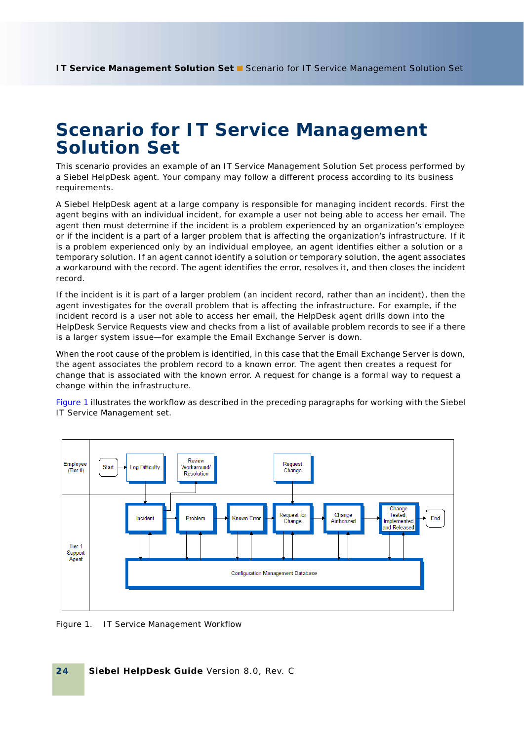# Scenario for IT Service Management Solution Set

This scenario provides an example of an IT Service Management Solution Set process performed by a Siebel HelpDesk agent. Your company may follow a different process according to its business requirements.

A Siebel HelpDesk agent at a large company is responsible for managing incident records. First the agent begins with an individual incident, for example a user not being able to access her email. The agent then must determine if the incident is a problem experienced by an organization's employee or if the incident is a part of a larger problem that is affecting the organization's infrastructure. If it is a problem experienced only by an individual employee, an agent identifies either a solution or a temporary solution. If an agent cannot identify a solution or temporary solution, the agent associates a workaround with the record. The agent identifies the error, resolves it, and then closes the incident record.

If the incident is it is part of a larger problem (an incident record, rather than an incident), then the agent investigates for the overall problem that is affecting the infrastructure. For example, if the incident record is a user not able to access her email, the HelpDesk agent drills down into the HelpDesk Service Requests view and checks from a list of available problem records to see if a there is a larger system issue—for example the Email Exchange Server is down.

When the root cause of the problem is identified, in this case that the Email Exchange Server is down, the agent associates the problem record to a known error. The agent then creates a request for change that is associated with the known error. A request for change is a formal way to request a change within the infrastructure.

Figure 1 illustrates the workflow as described in the preceding paragraphs for working with the Siebel IT Service Management set.

Figure 1. IT Service Management Workflow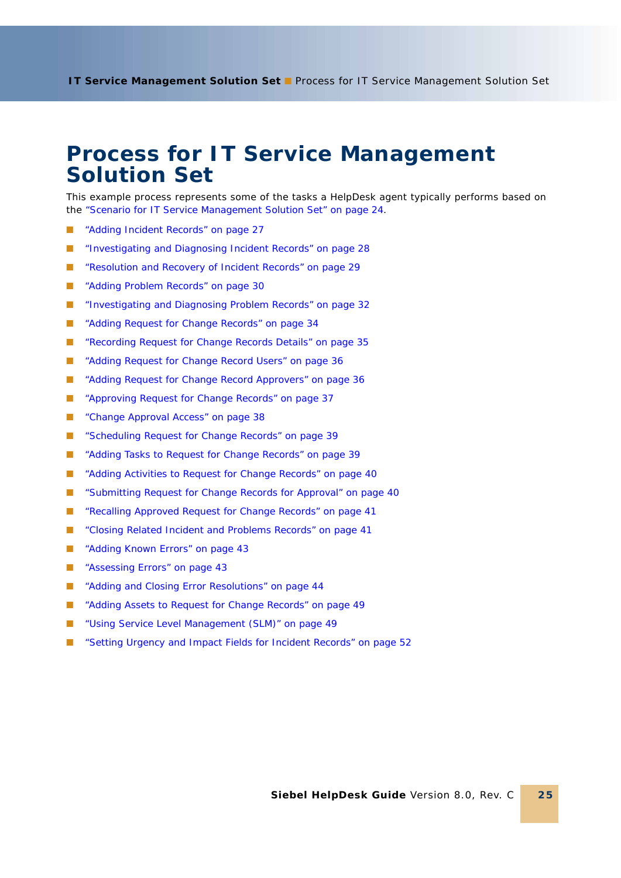# Process for IT Service Management Solution Set

This example process represents some of the tasks a HelpDesk agent typically performs based on the "Scenario for IT Service Management Solution Set" on page 24.

- "Adding Incident Records" on page 27
- "Investigating and Diagnosing Incident Records" on page 28
- "Resolution and Recovery of Incident Records" on page 29
- "Adding Problem Records" on page 30
- "Investigating and Diagnosing Problem Records" on page 32
- "Adding Request for Change Records" on page 34
- "Recording Request for Change Records Details" on page 35
- "Adding Request for Change Record Users" on page 36
- "Adding Request for Change Record Approvers" on page 36
- "Approving Request for Change Records" on page 37
- "Change Approval Access" on page 38
- "Scheduling Request for Change Records" on page 39
- "Adding Tasks to Request for Change Records" on page 39
- "Adding Activities to Request for Change Records" on page 40
- "Submitting Request for Change Records for Approval" on page 40
- "Recalling Approved Request for Change Records" on page 41
- "Closing Related Incident and Problems Records" on page 41
- "Adding Known Errors" on page 43
- "Assessing Errors" on page 43
- "Adding and Closing Error Resolutions" on page 44
- "Adding Assets to Request for Change Records" on page 49
- "Using Service Level Management (SLM)" on page 49
- "Setting Urgency and Impact Fields for Incident Records" on page 52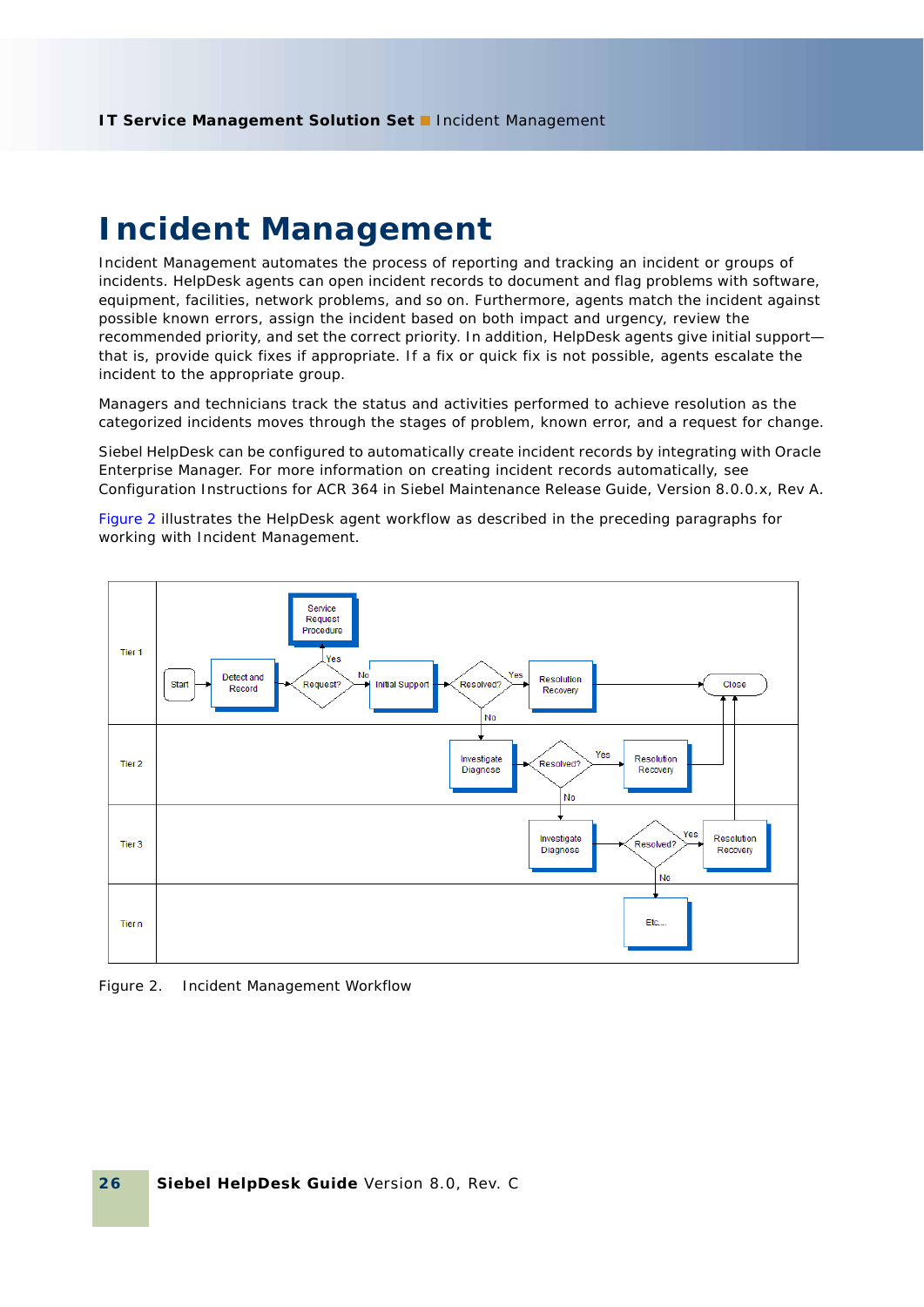# Incident Management

Incident Management automates the process of reporting and tracking an incident or groups of incidents. HelpDesk agents can open incident records to document and flag problems with software, equipment, facilities, network problems, and so on. Furthermore, agents match the incident against possible known errors, assign the incident based on both impact and urgency, review the recommended priority, and set the correct priority. In addition, HelpDesk agents give initial support—that is, provide quick fixes if appropriate. If a fix or quick fix is not possible, agents escalate the incident to the appropriate group.

Managers and technicians track the status and activities performed to achieve resolution as the categorized incidents moves through the stages of problem, known error, and a request for change.

Siebel HelpDesk can be configured to automatically create incident records by integrating with Oracle Enterprise Manager. For more information on creating incident records automatically, see Configuration Instructions for ACR 364 in Siebel Maintenance Release Guide, Version 8.0.0.x, Rev A.

Figure 2 illustrates the HelpDesk agent workflow as described in the preceding paragraphs for working with Incident Management.

Figure 2. Incident Management Workflow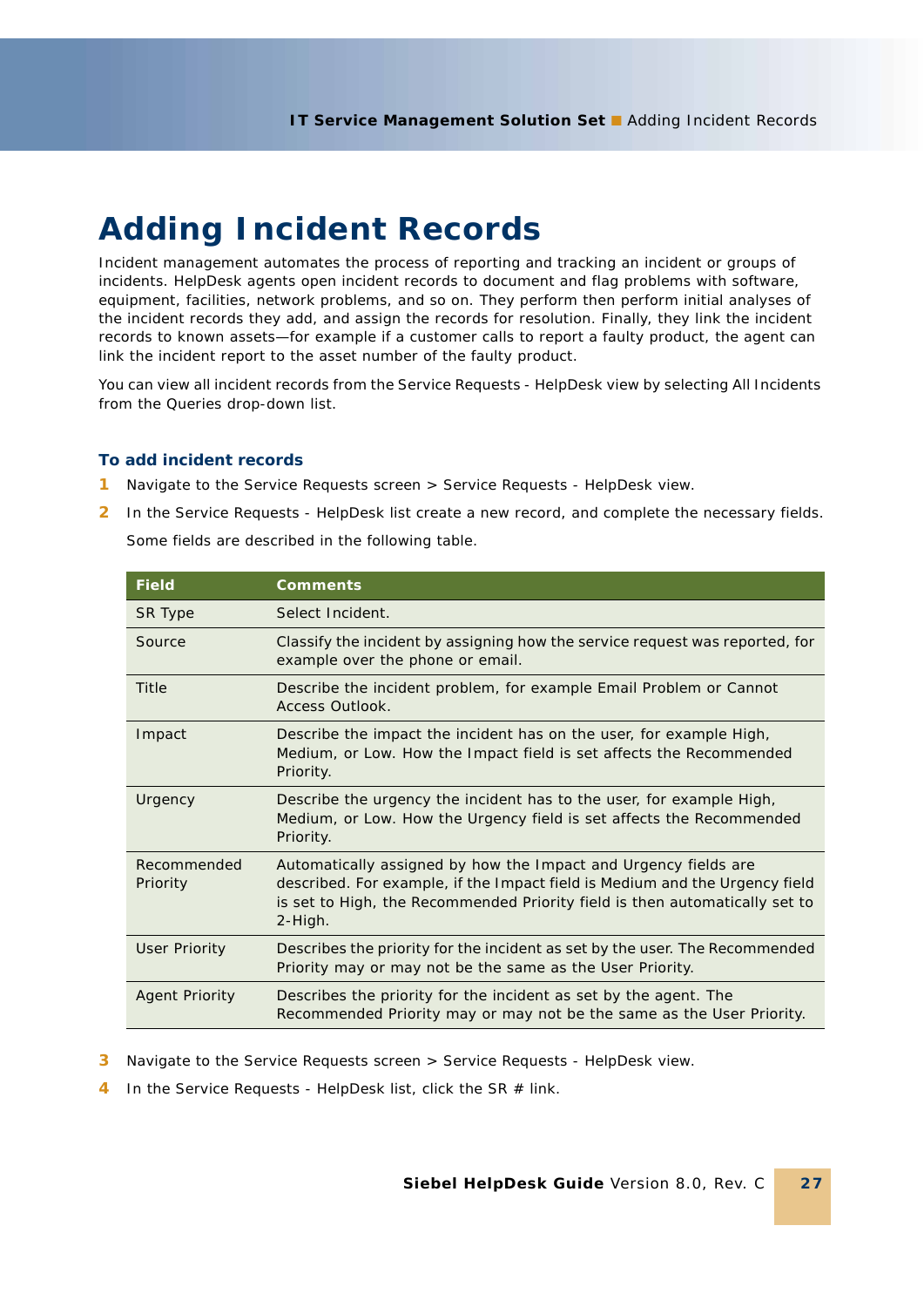# Adding Incident Records

Incident management automates the process of reporting and tracking an incident or groups of incidents. HelpDesk agents open incident records to document and flag problems with software, equipment, facilities, network problems, and so on. They perform then perform initial analyses of the incident records they add, and assign the records for resolution. Finally, they link the incident records to known assets—for example if a customer calls to report a faulty product, the agent can link the incident report to the asset number of the faulty product.

You can view all incident records from the Service Requests - HelpDesk view by selecting All Incidents from the Queries drop-down list.

### To add incident records

1. Navigate to the Service Requests screen > Service Requests - HelpDesk view.
2. In the Service Requests - HelpDesk list create a new record, and complete the necessary fields.

   Some fields are described in the following table.

| Field | Comments |
|---|---|
| SR Type | Select Incident. |
| Source | Classify the incident by assigning how the service request was reported, for example over the phone or email. |
| Title | Describe the incident problem, for example Email Problem or Cannot Access Outlook. |
| Impact | Describe the impact the incident has on the user, for example High, Medium, or Low. How the Impact field is set affects the Recommended Priority. |
| Urgency | Describe the urgency the incident has to the user, for example High, Medium, or Low. How the Urgency field is set affects the Recommended Priority. |
| Recommended Priority | Automatically assigned by how the Impact and Urgency fields are described. For example, if the Impact field is Medium and the Urgency field is set to High, the Recommended Priority field is then automatically set to 2-High. |
| User Priority | Describes the priority for the incident as set by the user. The Recommended Priority may or may not be the same as the User Priority. |
| Agent Priority | Describes the priority for the incident as set by the agent. The Recommended Priority may or may not be the same as the User Priority. |

3. Navigate to the Service Requests screen > Service Requests - HelpDesk view.
4. In the Service Requests - HelpDesk list, click the SR # link.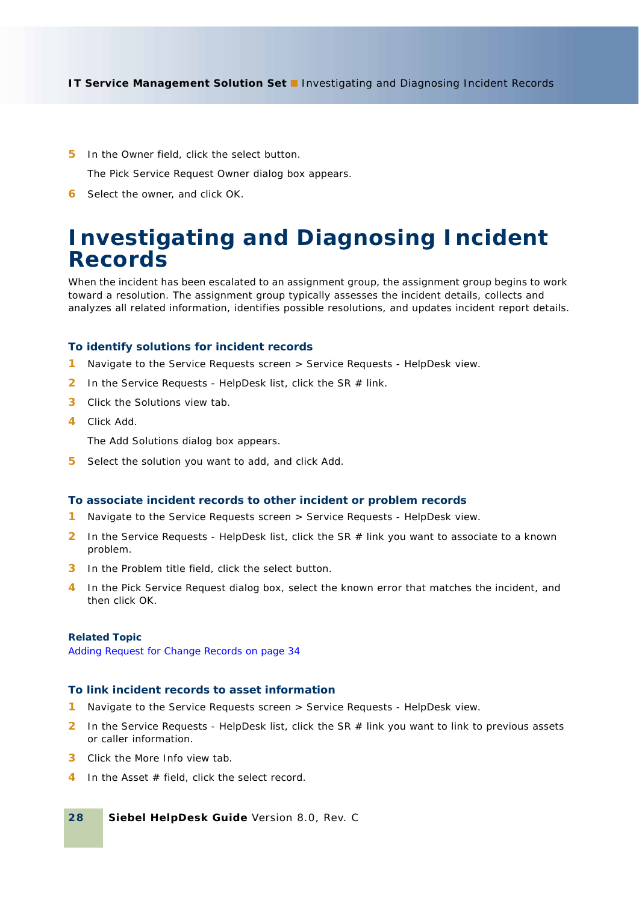5. In the Owner field, click the select button.

   The Pick Service Request Owner dialog box appears.

6. Select the owner, and click OK.

# Investigating and Diagnosing Incident Records

When the incident has been escalated to an assignment group, the assignment group begins to work toward a resolution. The assignment group typically assesses the incident details, collects and analyzes all related information, identifies possible resolutions, and updates incident report details.

### To identify solutions for incident records

1. Navigate to the Service Requests screen > Service Requests - HelpDesk view.
2. In the Service Requests - HelpDesk list, click the SR # link.
3. Click the Solutions view tab.
4. Click Add.

   The Add Solutions dialog box appears.

5. Select the solution you want to add, and click Add.

### To associate incident records to other incident or problem records

1. Navigate to the Service Requests screen > Service Requests - HelpDesk view.
2. In the Service Requests - HelpDesk list, click the SR # link you want to associate to a known problem.
3. In the Problem title field, click the select button.
4. In the Pick Service Request dialog box, select the known error that matches the incident, and then click OK.

**Related Topic**

Adding Request for Change Records on page 34

### To link incident records to asset information

1. Navigate to the Service Requests screen > Service Requests - HelpDesk view.
2. In the Service Requests - HelpDesk list, click the SR # link you want to link to previous assets or caller information.
3. Click the More Info view tab.
4. In the Asset # field, click the select record.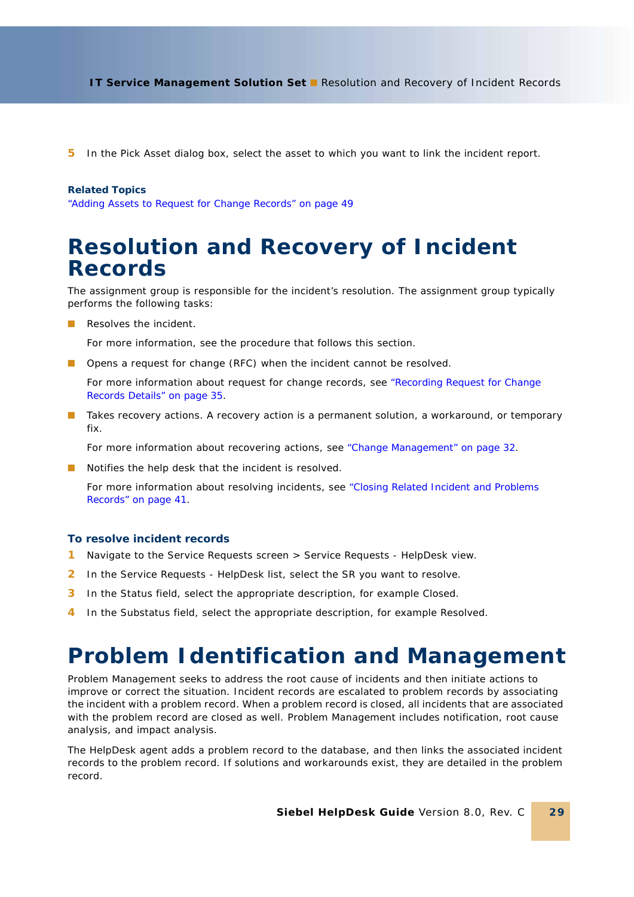5. In the Pick Asset dialog box, select the asset to which you want to link the incident report.

**Related Topics**

"Adding Assets to Request for Change Records" on page 49

# Resolution and Recovery of Incident Records

The assignment group is responsible for the incident's resolution. The assignment group typically performs the following tasks:

- Resolves the incident.

  For more information, see the procedure that follows this section.

- Opens a request for change (RFC) when the incident cannot be resolved.

  For more information about request for change records, see "Recording Request for Change Records Details" on page 35.

- Takes recovery actions. A recovery action is a permanent solution, a workaround, or temporary fix.

  For more information about recovering actions, see "Change Management" on page 32.

- Notifies the help desk that the incident is resolved.

  For more information about resolving incidents, see "Closing Related Incident and Problems Records" on page 41.

### To resolve incident records

1. Navigate to the Service Requests screen > Service Requests - HelpDesk view.
2. In the Service Requests - HelpDesk list, select the SR you want to resolve.
3. In the Status field, select the appropriate description, for example Closed.
4. In the Substatus field, select the appropriate description, for example Resolved.

# Problem Identification and Management

Problem Management seeks to address the root cause of incidents and then initiate actions to improve or correct the situation. Incident records are escalated to problem records by associating the incident with a problem record. When a problem record is closed, all incidents that are associated with the problem record are closed as well. Problem Management includes notification, root cause analysis, and impact analysis.

The HelpDesk agent adds a problem record to the database, and then links the associated incident records to the problem record. If solutions and workarounds exist, they are detailed in the problem record.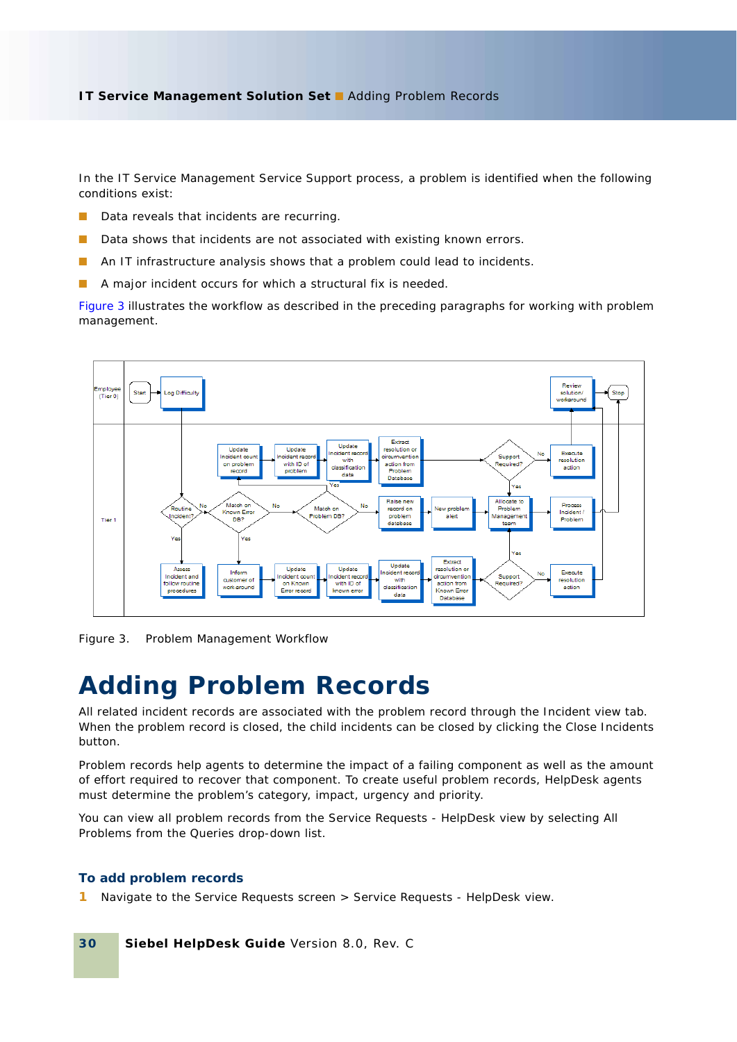In the IT Service Management Service Support process, a problem is identified when the following conditions exist:

- Data reveals that incidents are recurring.
- Data shows that incidents are not associated with existing known errors.
- An IT infrastructure analysis shows that a problem could lead to incidents.
- A major incident occurs for which a structural fix is needed.

Figure 3 illustrates the workflow as described in the preceding paragraphs for working with problem management.

Figure 3. Problem Management Workflow

# Adding Problem Records

All related incident records are associated with the problem record through the Incident view tab. When the problem record is closed, the child incidents can be closed by clicking the Close Incidents button.

Problem records help agents to determine the impact of a failing component as well as the amount of effort required to recover that component. To create useful problem records, HelpDesk agents must determine the problem's category, impact, urgency and priority.

You can view all problem records from the Service Requests - HelpDesk view by selecting All Problems from the Queries drop-down list.

### To add problem records

1 Navigate to the Service Requests screen > Service Requests - HelpDesk view.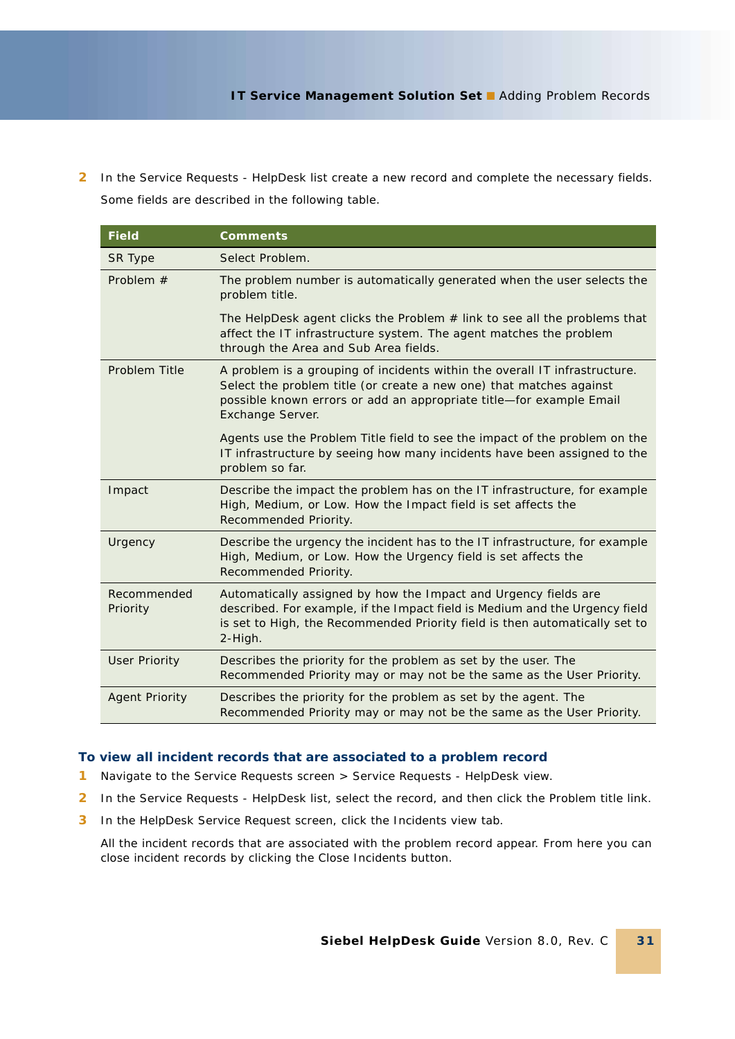2 In the Service Requests - HelpDesk list create a new record and complete the necessary fields.

Some fields are described in the following table.

| Field | Comments |
| --- | --- |
| SR Type | Select Problem. |
| Problem # | The problem number is automatically generated when the user selects the problem title.<br><br>The HelpDesk agent clicks the Problem # link to see all the problems that affect the IT infrastructure system. The agent matches the problem through the Area and Sub Area fields. |
| Problem Title | A problem is a grouping of incidents within the overall IT infrastructure. Select the problem title (or create a new one) that matches against possible known errors or add an appropriate title—for example Email Exchange Server.<br><br>Agents use the Problem Title field to see the impact of the problem on the IT infrastructure by seeing how many incidents have been assigned to the problem so far. |
| Impact | Describe the impact the problem has on the IT infrastructure, for example High, Medium, or Low. How the Impact field is set affects the Recommended Priority. |
| Urgency | Describe the urgency the incident has to the IT infrastructure, for example High, Medium, or Low. How the Urgency field is set affects the Recommended Priority. |
| Recommended Priority | Automatically assigned by how the Impact and Urgency fields are described. For example, if the Impact field is Medium and the Urgency field is set to High, the Recommended Priority field is then automatically set to 2-High. |
| User Priority | Describes the priority for the problem as set by the user. The Recommended Priority may or may not be the same as the User Priority. |
| Agent Priority | Describes the priority for the problem as set by the agent. The Recommended Priority may or may not be the same as the User Priority. |

### To view all incident records that are associated to a problem record

1. Navigate to the Service Requests screen > Service Requests - HelpDesk view.
2. In the Service Requests - HelpDesk list, select the record, and then click the Problem title link.
3. In the HelpDesk Service Request screen, click the Incidents view tab.

   All the incident records that are associated with the problem record appear. From here you can close incident records by clicking the Close Incidents button.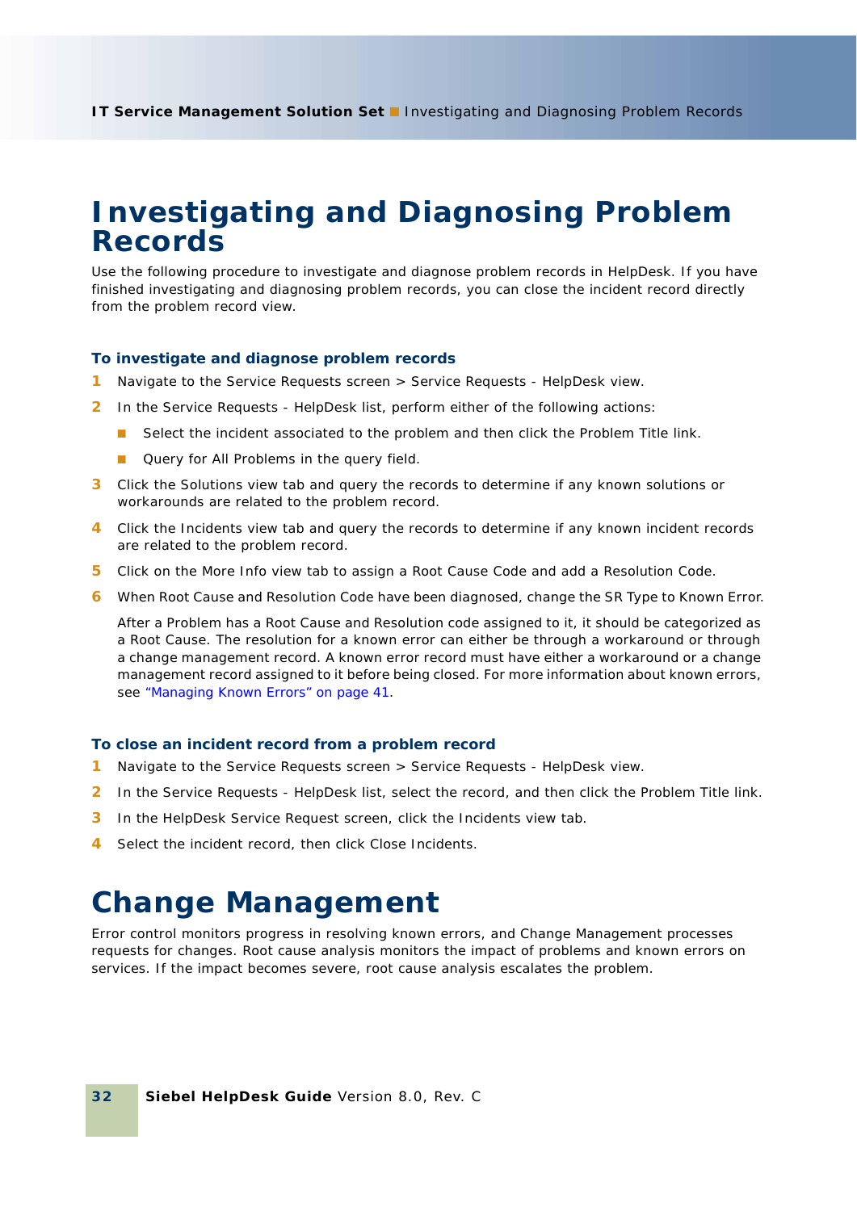# Investigating and Diagnosing Problem Records

Use the following procedure to investigate and diagnose problem records in HelpDesk. If you have finished investigating and diagnosing problem records, you can close the incident record directly from the problem record view.

### To investigate and diagnose problem records

1. Navigate to the Service Requests screen > Service Requests - HelpDesk view.
2. In the Service Requests - HelpDesk list, perform either of the following actions:
   - Select the incident associated to the problem and then click the Problem Title link.
   - Query for All Problems in the query field.
3. Click the Solutions view tab and query the records to determine if any known solutions or workarounds are related to the problem record.
4. Click the Incidents view tab and query the records to determine if any known incident records are related to the problem record.
5. Click on the More Info view tab to assign a Root Cause Code and add a Resolution Code.
6. When Root Cause and Resolution Code have been diagnosed, change the SR Type to Known Error.

   After a Problem has a Root Cause and Resolution code assigned to it, it should be categorized as a Root Cause. The resolution for a known error can either be through a workaround or through a change management record. A known error record must have either a workaround or a change management record assigned to it before being closed. For more information about known errors, see "Managing Known Errors" on page 41.

### To close an incident record from a problem record

1. Navigate to the Service Requests screen > Service Requests - HelpDesk view.
2. In the Service Requests - HelpDesk list, select the record, and then click the Problem Title link.
3. In the HelpDesk Service Request screen, click the Incidents view tab.
4. Select the incident record, then click Close Incidents.

# Change Management

Error control monitors progress in resolving known errors, and Change Management processes requests for changes. Root cause analysis monitors the impact of problems and known errors on services. If the impact becomes severe, root cause analysis escalates the problem.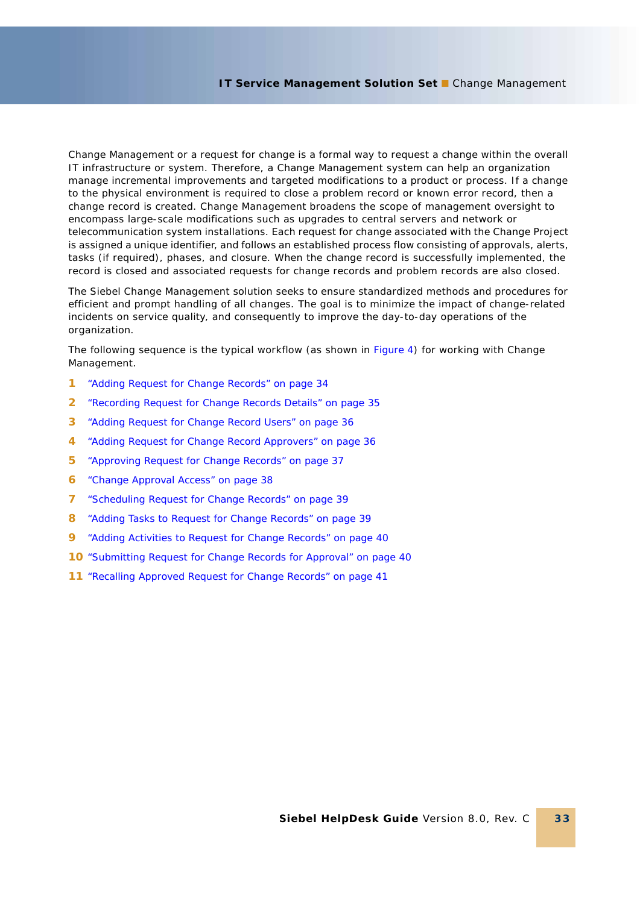Change Management or a request for change is a formal way to request a change within the overall IT infrastructure or system. Therefore, a Change Management system can help an organization manage incremental improvements and targeted modifications to a product or process. If a change to the physical environment is required to close a problem record or known error record, then a change record is created. Change Management broadens the scope of management oversight to encompass large-scale modifications such as upgrades to central servers and network or telecommunication system installations. Each request for change associated with the Change Project is assigned a unique identifier, and follows an established process flow consisting of approvals, alerts, tasks (if required), phases, and closure. When the change record is successfully implemented, the record is closed and associated requests for change records and problem records are also closed.

The Siebel Change Management solution seeks to ensure standardized methods and procedures for efficient and prompt handling of all changes. The goal is to minimize the impact of change-related incidents on service quality, and consequently to improve the day-to-day operations of the organization.

The following sequence is the typical workflow (as shown in Figure 4) for working with Change Management.

1. "Adding Request for Change Records" on page 34
2. "Recording Request for Change Records Details" on page 35
3. "Adding Request for Change Record Users" on page 36
4. "Adding Request for Change Record Approvers" on page 36
5. "Approving Request for Change Records" on page 37
6. "Change Approval Access" on page 38
7. "Scheduling Request for Change Records" on page 39
8. "Adding Tasks to Request for Change Records" on page 39
9. "Adding Activities to Request for Change Records" on page 40
10. "Submitting Request for Change Records for Approval" on page 40
11. "Recalling Approved Request for Change Records" on page 41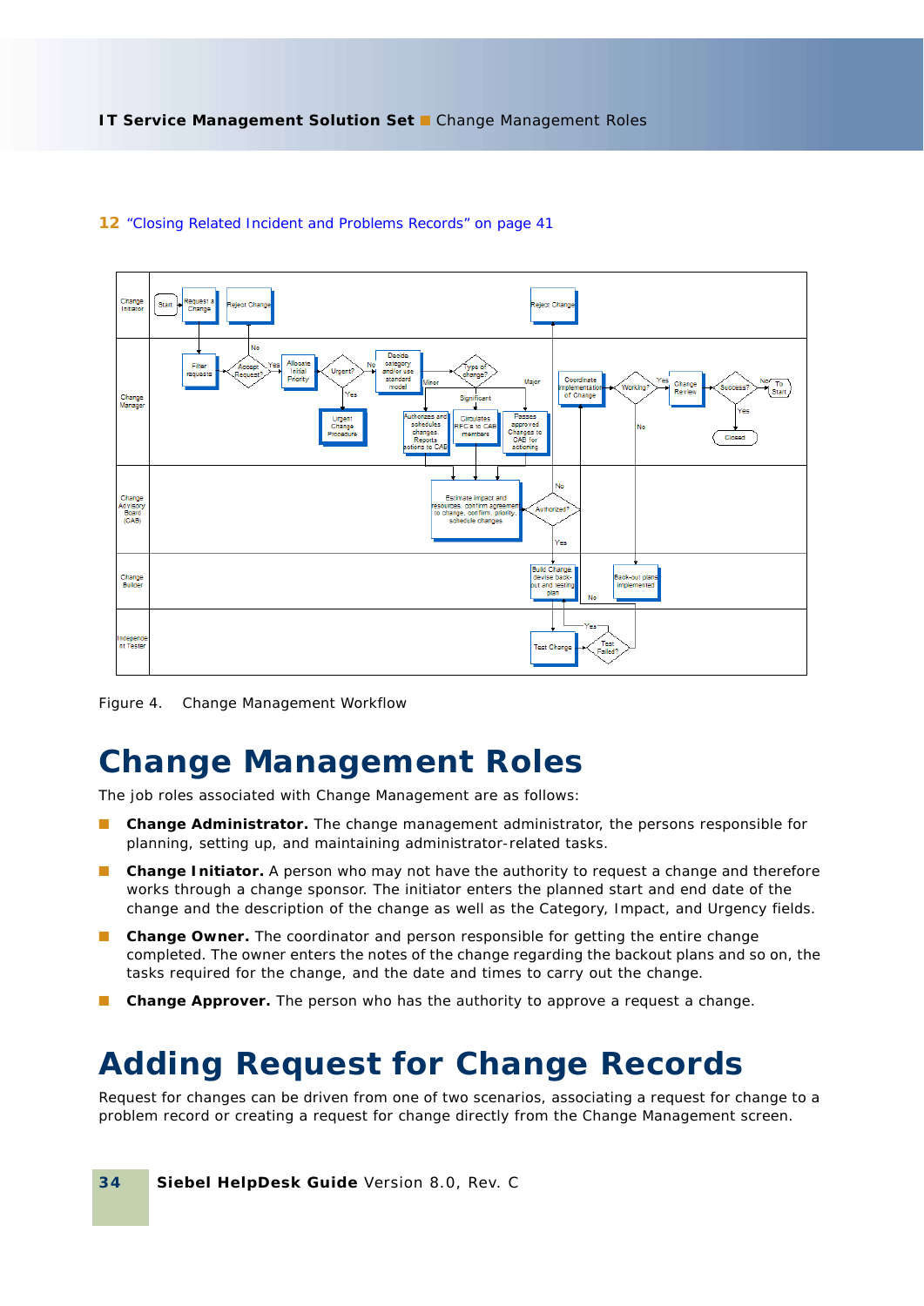12 "Closing Related Incident and Problems Records" on page 41

Figure 4. Change Management Workflow

# Change Management Roles

The job roles associated with Change Management are as follows:

- **Change Administrator.** The change management administrator, the persons responsible for planning, setting up, and maintaining administrator-related tasks.
- **Change Initiator.** A person who may not have the authority to request a change and therefore works through a change sponsor. The initiator enters the planned start and end date of the change and the description of the change as well as the Category, Impact, and Urgency fields.
- **Change Owner.** The coordinator and person responsible for getting the entire change completed. The owner enters the notes of the change regarding the backout plans and so on, the tasks required for the change, and the date and times to carry out the change.
- **Change Approver.** The person who has the authority to approve a request a change.

# Adding Request for Change Records

Request for changes can be driven from one of two scenarios, associating a request for change to a problem record or creating a request for change directly from the Change Management screen.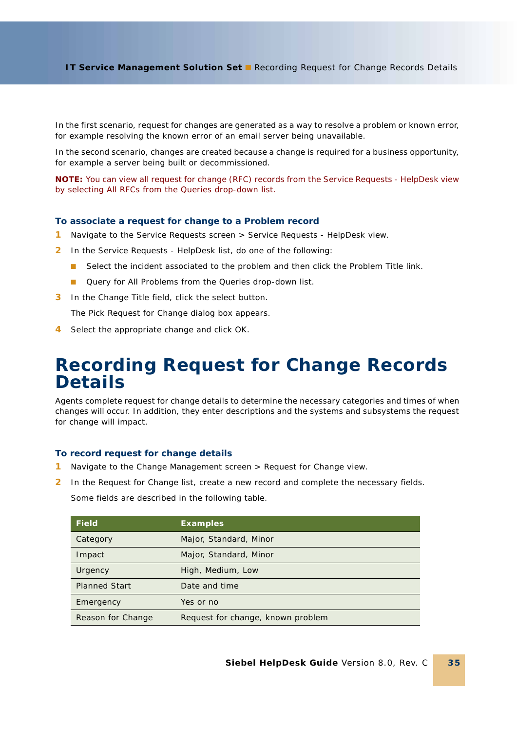In the first scenario, request for changes are generated as a way to resolve a problem or known error, for example resolving the known error of an email server being unavailable.

In the second scenario, changes are created because a change is required for a business opportunity, for example a server being built or decommissioned.

**NOTE:** You can view all request for change (RFC) records from the Service Requests - HelpDesk view by selecting All RFCs from the Queries drop-down list.

### To associate a request for change to a Problem record

1. Navigate to the Service Requests screen > Service Requests - HelpDesk view.
2. In the Service Requests - HelpDesk list, do one of the following:
   - Select the incident associated to the problem and then click the Problem Title link.
   - Query for All Problems from the Queries drop-down list.
3. In the Change Title field, click the select button.

   The Pick Request for Change dialog box appears.
4. Select the appropriate change and click OK.

# Recording Request for Change Records Details

Agents complete request for change details to determine the necessary categories and times of when changes will occur. In addition, they enter descriptions and the systems and subsystems the request for change will impact.

### To record request for change details

1. Navigate to the Change Management screen > Request for Change view.
2. In the Request for Change list, create a new record and complete the necessary fields.

   Some fields are described in the following table.

| Field | Examples |
|---|---|
| Category | Major, Standard, Minor |
| Impact | Major, Standard, Minor |
| Urgency | High, Medium, Low |
| Planned Start | Date and time |
| Emergency | Yes or no |
| Reason for Change | Request for change, known problem |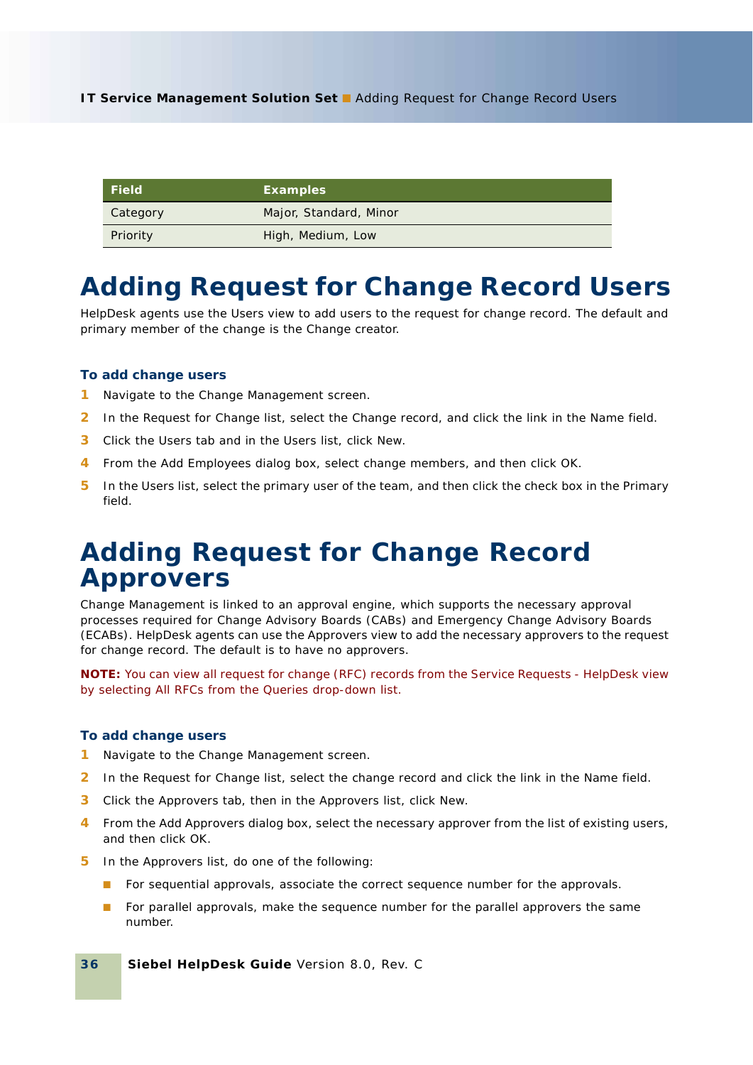| Field | Examples |
| --- | --- |
| Category | Major, Standard, Minor |
| Priority | High, Medium, Low |

# Adding Request for Change Record Users

HelpDesk agents use the Users view to add users to the request for change record. The default and primary member of the change is the Change creator.

### To add change users

1. Navigate to the Change Management screen.
2. In the Request for Change list, select the Change record, and click the link in the Name field.
3. Click the Users tab and in the Users list, click New.
4. From the Add Employees dialog box, select change members, and then click OK.
5. In the Users list, select the primary user of the team, and then click the check box in the Primary field.

# Adding Request for Change Record Approvers

Change Management is linked to an approval engine, which supports the necessary approval processes required for Change Advisory Boards (CABs) and Emergency Change Advisory Boards (ECABs). HelpDesk agents can use the Approvers view to add the necessary approvers to the request for change record. The default is to have no approvers.

**NOTE:** You can view all request for change (RFC) records from the Service Requests - HelpDesk view by selecting All RFCs from the Queries drop-down list.

### To add change users

1. Navigate to the Change Management screen.
2. In the Request for Change list, select the change record and click the link in the Name field.
3. Click the Approvers tab, then in the Approvers list, click New.
4. From the Add Approvers dialog box, select the necessary approver from the list of existing users, and then click OK.
5. In the Approvers list, do one of the following:
   - For sequential approvals, associate the correct sequence number for the approvals.
   - For parallel approvals, make the sequence number for the parallel approvers the same number.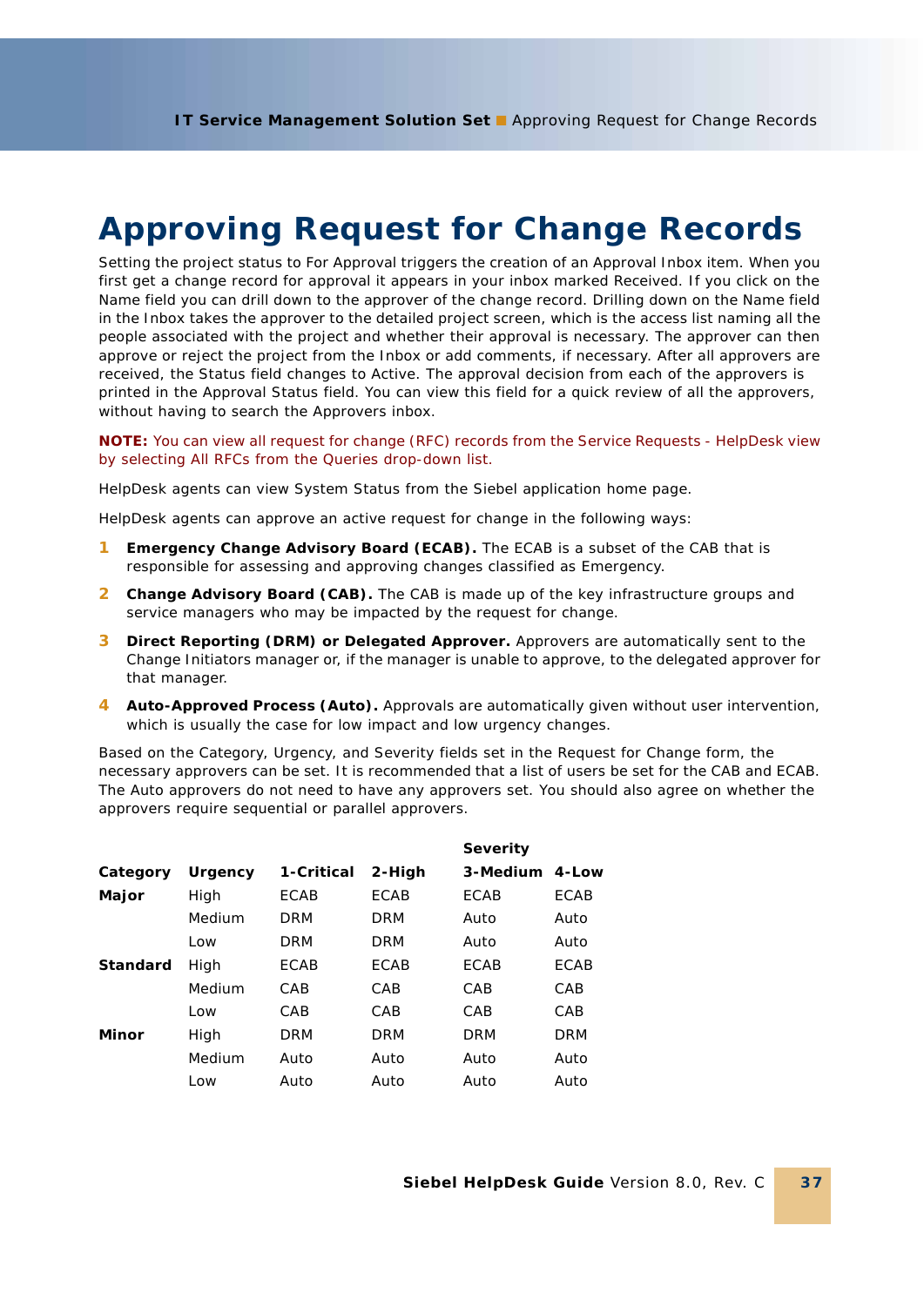# Approving Request for Change Records

Setting the project status to For Approval triggers the creation of an Approval Inbox item. When you first get a change record for approval it appears in your inbox marked Received. If you click on the Name field you can drill down to the approver of the change record. Drilling down on the Name field in the Inbox takes the approver to the detailed project screen, which is the access list naming all the people associated with the project and whether their approval is necessary. The approver can then approve or reject the project from the Inbox or add comments, if necessary. After all approvers are received, the Status field changes to Active. The approval decision from each of the approvers is printed in the Approval Status field. You can view this field for a quick review of all the approvers, without having to search the Approvers inbox.

**NOTE:** You can view all request for change (RFC) records from the Service Requests - HelpDesk view by selecting All RFCs from the Queries drop-down list.

HelpDesk agents can view System Status from the Siebel application home page.

HelpDesk agents can approve an active request for change in the following ways:

1. **Emergency Change Advisory Board (ECAB).** The ECAB is a subset of the CAB that is responsible for assessing and approving changes classified as Emergency.
2. **Change Advisory Board (CAB).** The CAB is made up of the key infrastructure groups and service managers who may be impacted by the request for change.
3. **Direct Reporting (DRM) or Delegated Approver.** Approvers are automatically sent to the Change Initiators manager or, if the manager is unable to approve, to the delegated approver for that manager.
4. **Auto-Approved Process (Auto).** Approvals are automatically given without user intervention, which is usually the case for low impact and low urgency changes.

Based on the Category, Urgency, and Severity fields set in the Request for Change form, the necessary approvers can be set. It is recommended that a list of users be set for the CAB and ECAB. The Auto approvers do not need to have any approvers set. You should also agree on whether the approvers require sequential or parallel approvers.

| | | | | **Severity** | |
|---|---|---|---|---|---|
| **Category** | **Urgency** | **1-Critical** | **2-High** | **3-Medium** | **4-Low** |
| **Major** | High | ECAB | ECAB | ECAB | ECAB |
| | Medium | DRM | DRM | Auto | Auto |
| | Low | DRM | DRM | Auto | Auto |
| **Standard** | High | ECAB | ECAB | ECAB | ECAB |
| | Medium | CAB | CAB | CAB | CAB |
| | Low | CAB | CAB | CAB | CAB |
| **Minor** | High | DRM | DRM | DRM | DRM |
| | Medium | Auto | Auto | Auto | Auto |
| | Low | Auto | Auto | Auto | Auto |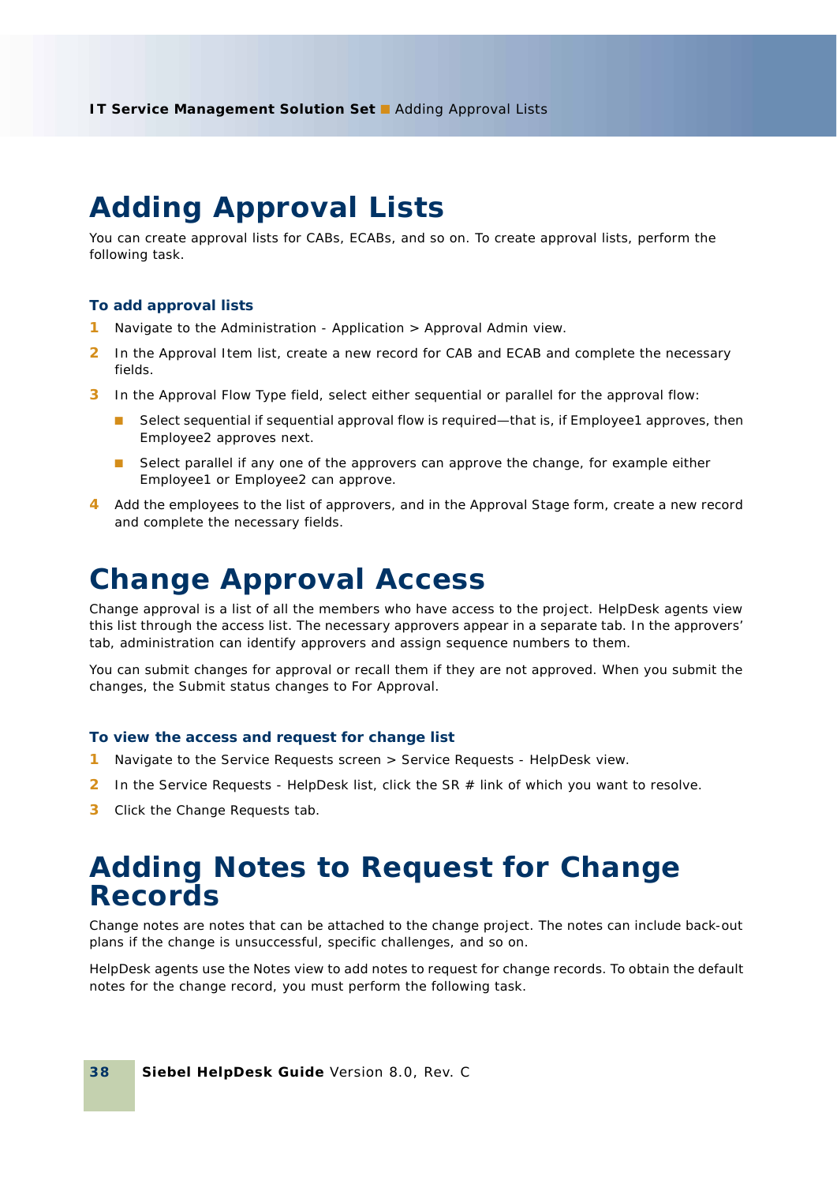# Adding Approval Lists

You can create approval lists for CABs, ECABs, and so on. To create approval lists, perform the following task.

### To add approval lists

1. Navigate to the Administration - Application > Approval Admin view.
2. In the Approval Item list, create a new record for CAB and ECAB and complete the necessary fields.
3. In the Approval Flow Type field, select either sequential or parallel for the approval flow:
   - Select sequential if sequential approval flow is required—that is, if Employee1 approves, then Employee2 approves next.
   - Select parallel if any one of the approvers can approve the change, for example either Employee1 or Employee2 can approve.
4. Add the employees to the list of approvers, and in the Approval Stage form, create a new record and complete the necessary fields.

# Change Approval Access

Change approval is a list of all the members who have access to the project. HelpDesk agents view this list through the access list. The necessary approvers appear in a separate tab. In the approvers' tab, administration can identify approvers and assign sequence numbers to them.

You can submit changes for approval or recall them if they are not approved. When you submit the changes, the Submit status changes to For Approval.

### To view the access and request for change list

1. Navigate to the Service Requests screen > Service Requests - HelpDesk view.
2. In the Service Requests - HelpDesk list, click the SR # link of which you want to resolve.
3. Click the Change Requests tab.

# Adding Notes to Request for Change Records

Change notes are notes that can be attached to the change project. The notes can include back-out plans if the change is unsuccessful, specific challenges, and so on.

HelpDesk agents use the Notes view to add notes to request for change records. To obtain the default notes for the change record, you must perform the following task.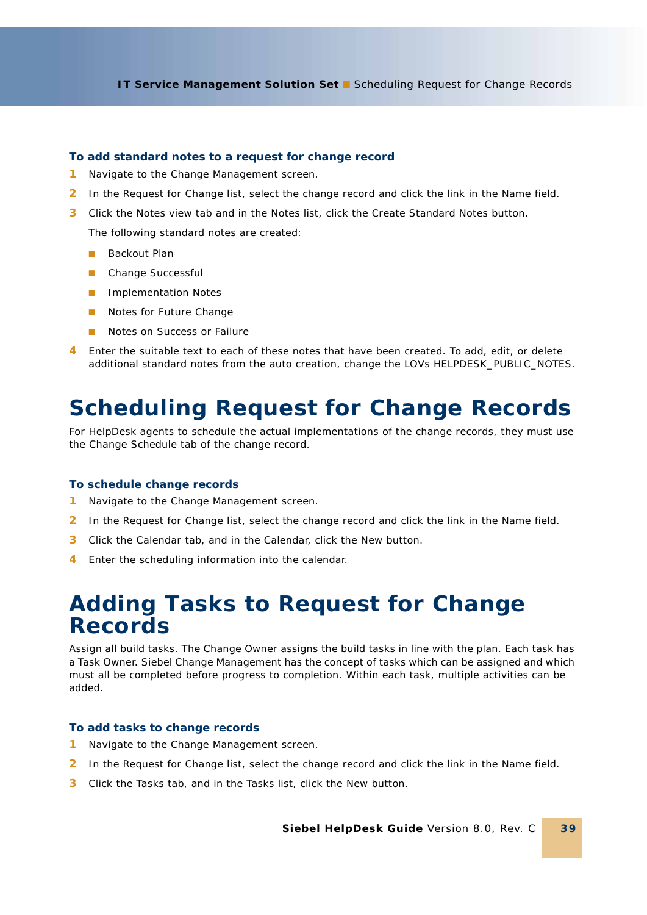### To add standard notes to a request for change record

1. Navigate to the Change Management screen.
2. In the Request for Change list, select the change record and click the link in the Name field.
3. Click the Notes view tab and in the Notes list, click the Create Standard Notes button.

   The following standard notes are created:

   - Backout Plan
   - Change Successful
   - Implementation Notes
   - Notes for Future Change
   - Notes on Success or Failure

4. Enter the suitable text to each of these notes that have been created. To add, edit, or delete additional standard notes from the auto creation, change the LOVs HELPDESK_PUBLIC_NOTES.

# Scheduling Request for Change Records

For HelpDesk agents to schedule the actual implementations of the change records, they must use the Change Schedule tab of the change record.

### To schedule change records

1. Navigate to the Change Management screen.
2. In the Request for Change list, select the change record and click the link in the Name field.
3. Click the Calendar tab, and in the Calendar, click the New button.
4. Enter the scheduling information into the calendar.

# Adding Tasks to Request for Change Records

Assign all build tasks. The Change Owner assigns the build tasks in line with the plan. Each task has a Task Owner. Siebel Change Management has the concept of tasks which can be assigned and which must all be completed before progress to completion. Within each task, multiple activities can be added.

### To add tasks to change records

1. Navigate to the Change Management screen.
2. In the Request for Change list, select the change record and click the link in the Name field.
3. Click the Tasks tab, and in the Tasks list, click the New button.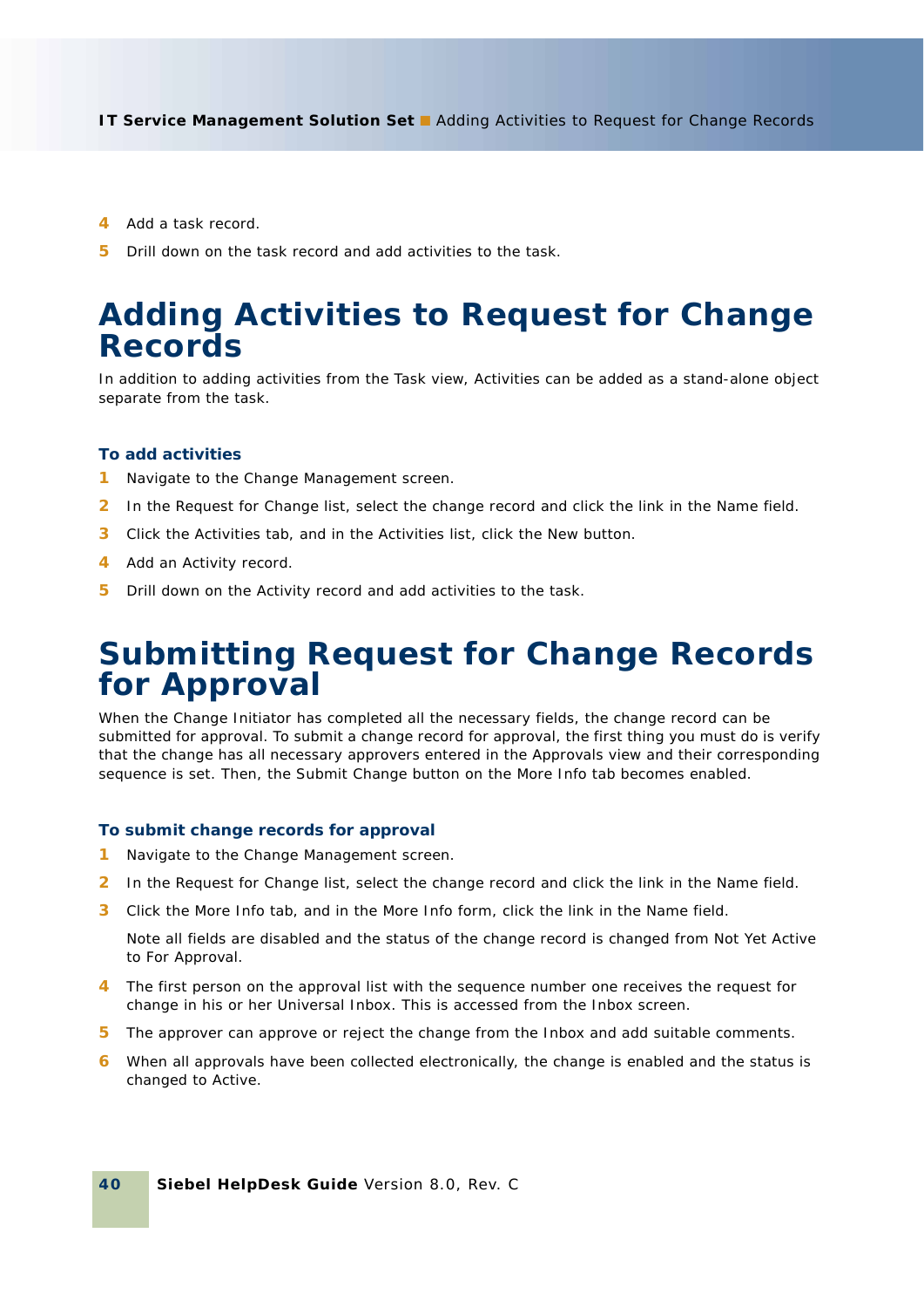4. Add a task record.
5. Drill down on the task record and add activities to the task.

# Adding Activities to Request for Change Records

In addition to adding activities from the Task view, Activities can be added as a stand-alone object separate from the task.

### To add activities

1. Navigate to the Change Management screen.
2. In the Request for Change list, select the change record and click the link in the Name field.
3. Click the Activities tab, and in the Activities list, click the New button.
4. Add an Activity record.
5. Drill down on the Activity record and add activities to the task.

# Submitting Request for Change Records for Approval

When the Change Initiator has completed all the necessary fields, the change record can be submitted for approval. To submit a change record for approval, the first thing you must do is verify that the change has all necessary approvers entered in the Approvals view and their corresponding sequence is set. Then, the Submit Change button on the More Info tab becomes enabled.

### To submit change records for approval

1. Navigate to the Change Management screen.
2. In the Request for Change list, select the change record and click the link in the Name field.
3. Click the More Info tab, and in the More Info form, click the link in the Name field.

   Note all fields are disabled and the status of the change record is changed from Not Yet Active to For Approval.
4. The first person on the approval list with the sequence number one receives the request for change in his or her Universal Inbox. This is accessed from the Inbox screen.
5. The approver can approve or reject the change from the Inbox and add suitable comments.
6. When all approvals have been collected electronically, the change is enabled and the status is changed to Active.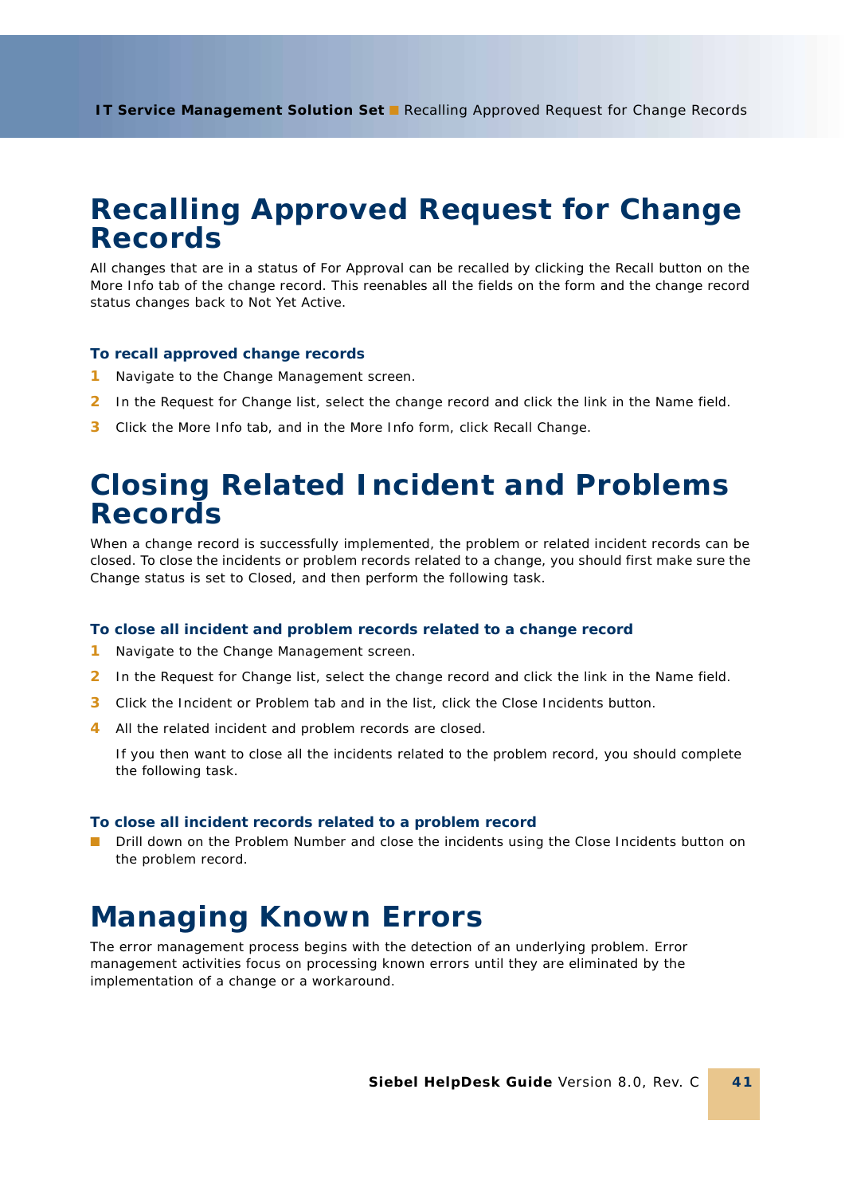# Recalling Approved Request for Change Records

All changes that are in a status of For Approval can be recalled by clicking the Recall button on the More Info tab of the change record. This reenables all the fields on the form and the change record status changes back to Not Yet Active.

### To recall approved change records

1. Navigate to the Change Management screen.
2. In the Request for Change list, select the change record and click the link in the Name field.
3. Click the More Info tab, and in the More Info form, click Recall Change.

# Closing Related Incident and Problems Records

When a change record is successfully implemented, the problem or related incident records can be closed. To close the incidents or problem records related to a change, you should first make sure the Change status is set to Closed, and then perform the following task.

### To close all incident and problem records related to a change record

1. Navigate to the Change Management screen.
2. In the Request for Change list, select the change record and click the link in the Name field.
3. Click the Incident or Problem tab and in the list, click the Close Incidents button.
4. All the related incident and problem records are closed.

   If you then want to close all the incidents related to the problem record, you should complete the following task.

### To close all incident records related to a problem record

- Drill down on the Problem Number and close the incidents using the Close Incidents button on the problem record.

# Managing Known Errors

The error management process begins with the detection of an underlying problem. Error management activities focus on processing known errors until they are eliminated by the implementation of a change or a workaround.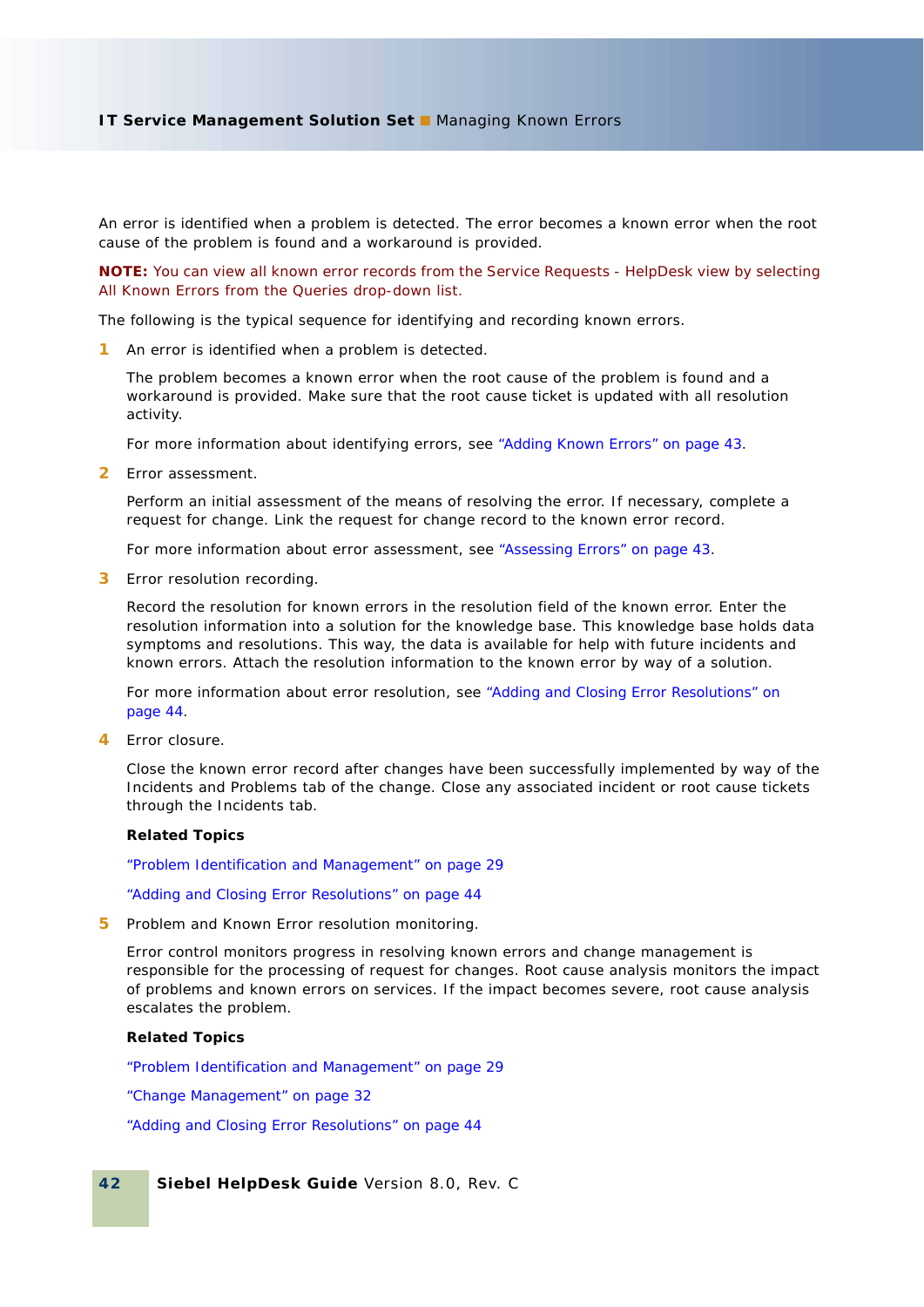An error is identified when a problem is detected. The error becomes a known error when the root cause of the problem is found and a workaround is provided.

**NOTE:** You can view all known error records from the Service Requests - HelpDesk view by selecting All Known Errors from the Queries drop-down list.

The following is the typical sequence for identifying and recording known errors.

1. An error is identified when a problem is detected.

   The problem becomes a known error when the root cause of the problem is found and a workaround is provided. Make sure that the root cause ticket is updated with all resolution activity.

   For more information about identifying errors, see "Adding Known Errors" on page 43.

2. Error assessment.

   Perform an initial assessment of the means of resolving the error. If necessary, complete a request for change. Link the request for change record to the known error record.

   For more information about error assessment, see "Assessing Errors" on page 43.

3. Error resolution recording.

   Record the resolution for known errors in the resolution field of the known error. Enter the resolution information into a solution for the knowledge base. This knowledge base holds data symptoms and resolutions. This way, the data is available for help with future incidents and known errors. Attach the resolution information to the known error by way of a solution.

   For more information about error resolution, see "Adding and Closing Error Resolutions" on page 44.

4. Error closure.

   Close the known error record after changes have been successfully implemented by way of the Incidents and Problems tab of the change. Close any associated incident or root cause tickets through the Incidents tab.

   **Related Topics**

   "Problem Identification and Management" on page 29

   "Adding and Closing Error Resolutions" on page 44

5. Problem and Known Error resolution monitoring.

   Error control monitors progress in resolving known errors and change management is responsible for the processing of request for changes. Root cause analysis monitors the impact of problems and known errors on services. If the impact becomes severe, root cause analysis escalates the problem.

   **Related Topics**

   "Problem Identification and Management" on page 29

   "Change Management" on page 32

   "Adding and Closing Error Resolutions" on page 44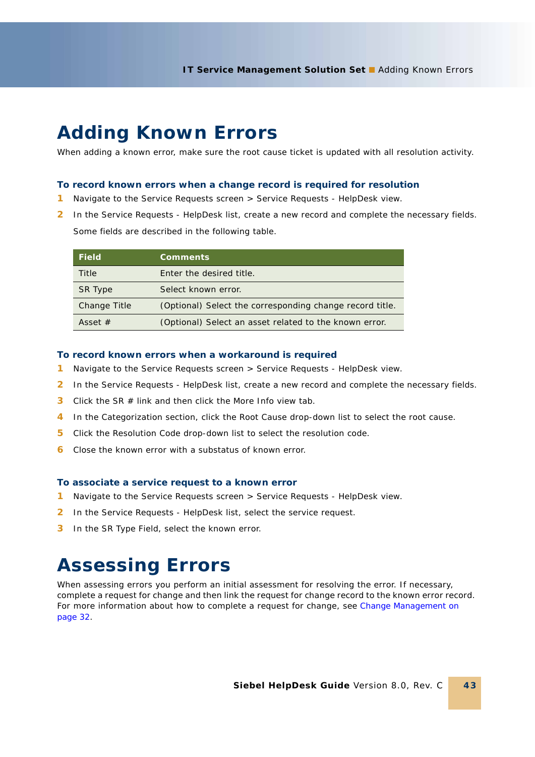# Adding Known Errors

When adding a known error, make sure the root cause ticket is updated with all resolution activity.

### To record known errors when a change record is required for resolution

1. Navigate to the Service Requests screen > Service Requests - HelpDesk view.
2. In the Service Requests - HelpDesk list, create a new record and complete the necessary fields.

   Some fields are described in the following table.

| Field | Comments |
| --- | --- |
| Title | Enter the desired title. |
| SR Type | Select known error. |
| Change Title | (Optional) Select the corresponding change record title. |
| Asset # | (Optional) Select an asset related to the known error. |

### To record known errors when a workaround is required

1. Navigate to the Service Requests screen > Service Requests - HelpDesk view.
2. In the Service Requests - HelpDesk list, create a new record and complete the necessary fields.
3. Click the SR # link and then click the More Info view tab.
4. In the Categorization section, click the Root Cause drop-down list to select the root cause.
5. Click the Resolution Code drop-down list to select the resolution code.
6. Close the known error with a substatus of known error.

### To associate a service request to a known error

1. Navigate to the Service Requests screen > Service Requests - HelpDesk view.
2. In the Service Requests - HelpDesk list, select the service request.
3. In the SR Type Field, select the known error.

# Assessing Errors

When assessing errors you perform an initial assessment for resolving the error. If necessary, complete a request for change and then link the request for change record to the known error record. For more information about how to complete a request for change, see Change Management on page 32.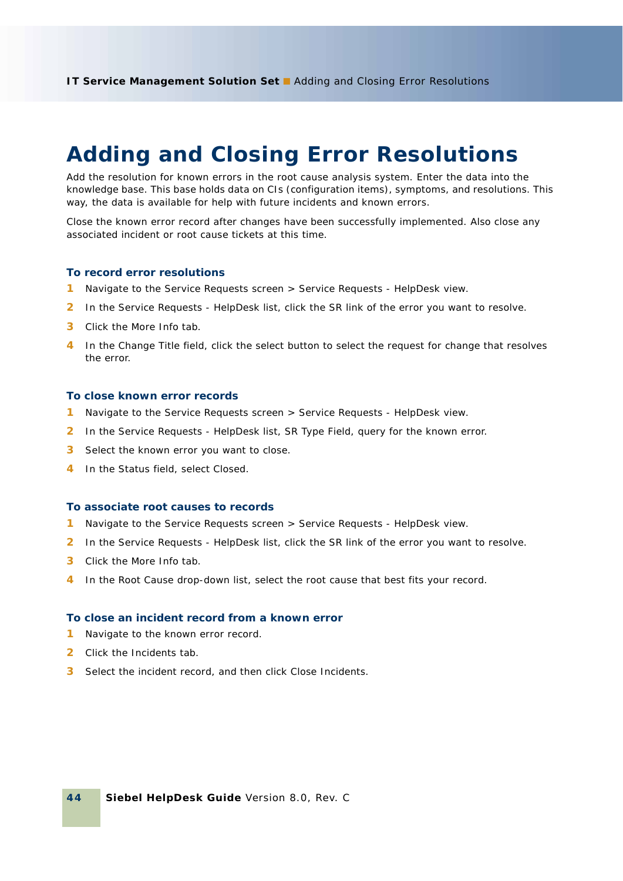# Adding and Closing Error Resolutions

Add the resolution for known errors in the root cause analysis system. Enter the data into the knowledge base. This base holds data on CIs (configuration items), symptoms, and resolutions. This way, the data is available for help with future incidents and known errors.

Close the known error record after changes have been successfully implemented. Also close any associated incident or root cause tickets at this time.

### To record error resolutions

1. Navigate to the Service Requests screen > Service Requests - HelpDesk view.
2. In the Service Requests - HelpDesk list, click the SR link of the error you want to resolve.
3. Click the More Info tab.
4. In the Change Title field, click the select button to select the request for change that resolves the error.

### To close known error records

1. Navigate to the Service Requests screen > Service Requests - HelpDesk view.
2. In the Service Requests - HelpDesk list, SR Type Field, query for the known error.
3. Select the known error you want to close.
4. In the Status field, select Closed.

### To associate root causes to records

1. Navigate to the Service Requests screen > Service Requests - HelpDesk view.
2. In the Service Requests - HelpDesk list, click the SR link of the error you want to resolve.
3. Click the More Info tab.
4. In the Root Cause drop-down list, select the root cause that best fits your record.

### To close an incident record from a known error

1. Navigate to the known error record.
2. Click the Incidents tab.
3. Select the incident record, and then click Close Incidents.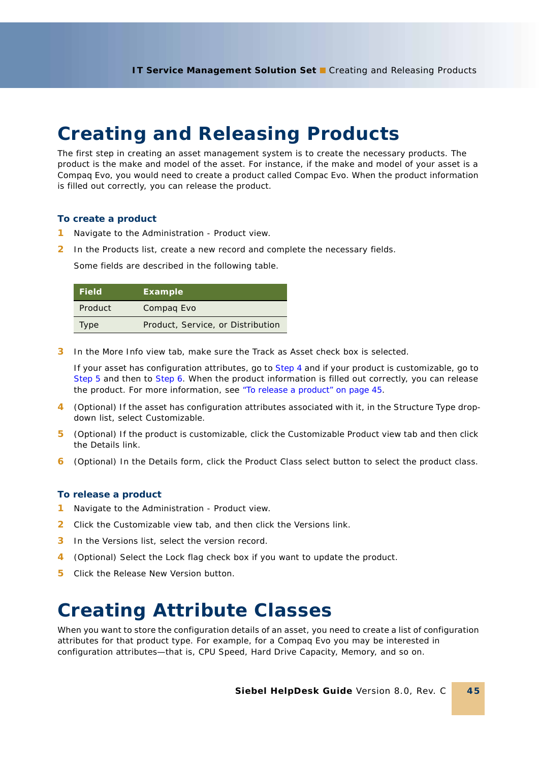# Creating and Releasing Products

The first step in creating an asset management system is to create the necessary products. The product is the make and model of the asset. For instance, if the make and model of your asset is a Compaq Evo, you would need to create a product called Compac Evo. When the product information is filled out correctly, you can release the product.

### To create a product

1. Navigate to the Administration - Product view.
2. In the Products list, create a new record and complete the necessary fields.

   Some fields are described in the following table.

   | Field | Example |
   | --- | --- |
   | Product | Compaq Evo |
   | Type | Product, Service, or Distribution |

3. In the More Info view tab, make sure the Track as Asset check box is selected.

   If your asset has configuration attributes, go to Step 4 and if your product is customizable, go to Step 5 and then to Step 6. When the product information is filled out correctly, you can release the product. For more information, see "To release a product" on page 45.

4. (Optional) If the asset has configuration attributes associated with it, in the Structure Type drop-down list, select Customizable.
5. (Optional) If the product is customizable, click the Customizable Product view tab and then click the Details link.
6. (Optional) In the Details form, click the Product Class select button to select the product class.

### To release a product

1. Navigate to the Administration - Product view.
2. Click the Customizable view tab, and then click the Versions link.
3. In the Versions list, select the version record.
4. (Optional) Select the Lock flag check box if you want to update the product.
5. Click the Release New Version button.

# Creating Attribute Classes

When you want to store the configuration details of an asset, you need to create a list of configuration attributes for that product type. For example, for a Compaq Evo you may be interested in configuration attributes—that is, CPU Speed, Hard Drive Capacity, Memory, and so on.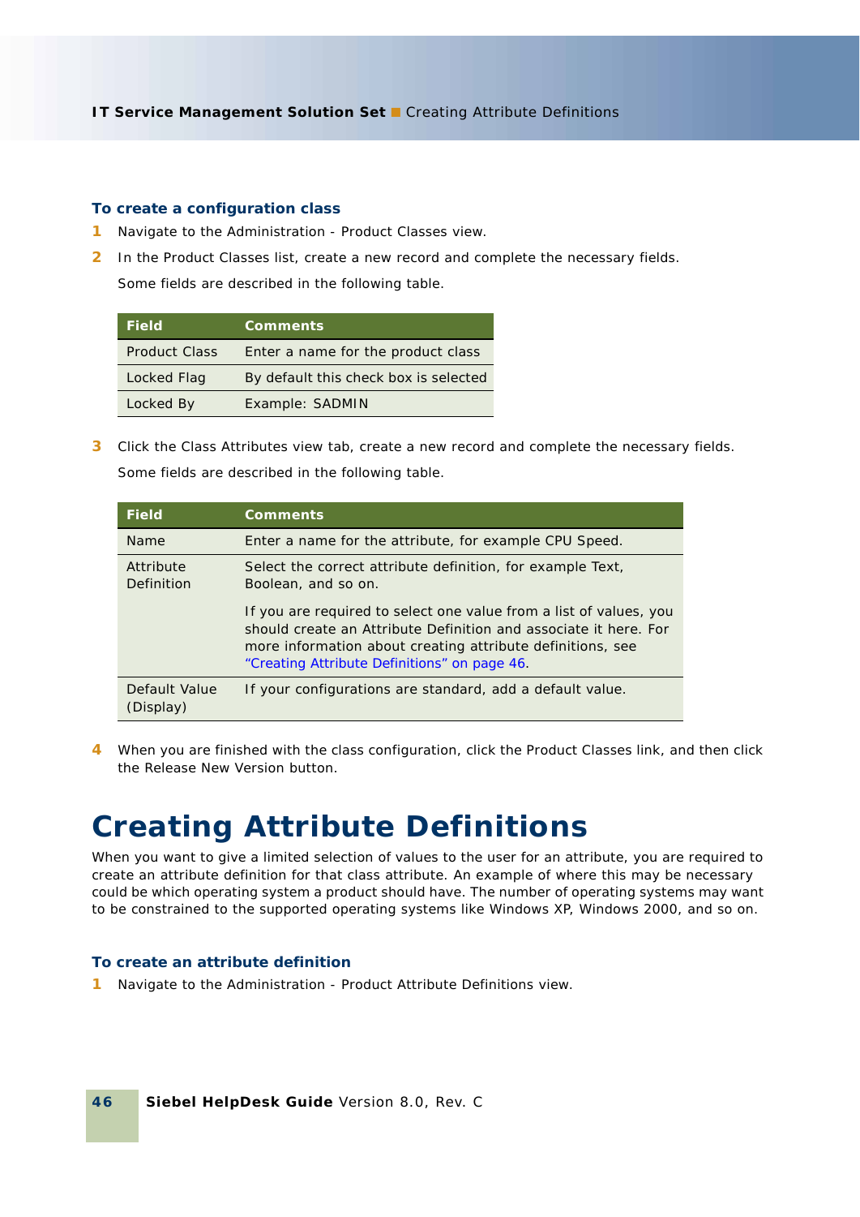### To create a configuration class

1. Navigate to the Administration - Product Classes view.
2. In the Product Classes list, create a new record and complete the necessary fields.

   Some fields are described in the following table.

   | Field | Comments |
   | --- | --- |
   | Product Class | Enter a name for the product class |
   | Locked Flag | By default this check box is selected |
   | Locked By | Example: SADMIN |

3. Click the Class Attributes view tab, create a new record and complete the necessary fields.

   Some fields are described in the following table.

   | Field | Comments |
   | --- | --- |
   | Name | Enter a name for the attribute, for example CPU Speed. |
   | Attribute Definition | Select the correct attribute definition, for example Text, Boolean, and so on.<br><br>If you are required to select one value from a list of values, you should create an Attribute Definition and associate it here. For more information about creating attribute definitions, see "Creating Attribute Definitions" on page 46. |
   | Default Value (Display) | If your configurations are standard, add a default value. |

4. When you are finished with the class configuration, click the Product Classes link, and then click the Release New Version button.

# Creating Attribute Definitions

When you want to give a limited selection of values to the user for an attribute, you are required to create an attribute definition for that class attribute. An example of where this may be necessary could be which operating system a product should have. The number of operating systems may want to be constrained to the supported operating systems like Windows XP, Windows 2000, and so on.

### To create an attribute definition

1. Navigate to the Administration - Product Attribute Definitions view.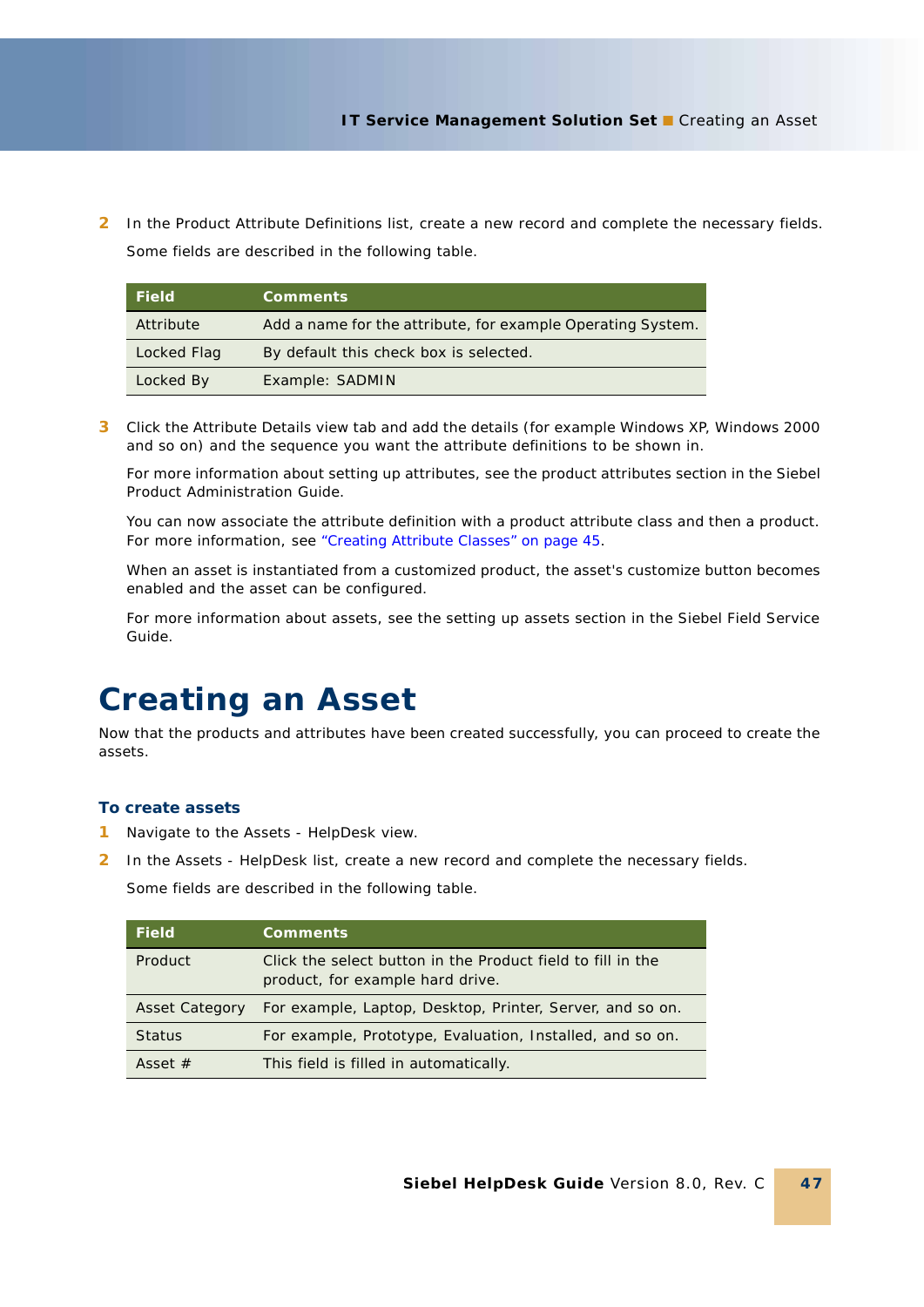2. In the Product Attribute Definitions list, create a new record and complete the necessary fields.

   Some fields are described in the following table.

| Field | Comments |
| --- | --- |
| Attribute | Add a name for the attribute, for example Operating System. |
| Locked Flag | By default this check box is selected. |
| Locked By | Example: SADMIN |

3. Click the Attribute Details view tab and add the details (for example Windows XP, Windows 2000 and so on) and the sequence you want the attribute definitions to be shown in.

   For more information about setting up attributes, see the product attributes section in the Siebel Product Administration Guide.

   You can now associate the attribute definition with a product attribute class and then a product. For more information, see "Creating Attribute Classes" on page 45.

   When an asset is instantiated from a customized product, the asset's customize button becomes enabled and the asset can be configured.

   For more information about assets, see the setting up assets section in the Siebel Field Service Guide.

# Creating an Asset

Now that the products and attributes have been created successfully, you can proceed to create the assets.

### To create assets

1. Navigate to the Assets - HelpDesk view.
2. In the Assets - HelpDesk list, create a new record and complete the necessary fields.

   Some fields are described in the following table.

| Field | Comments |
| --- | --- |
| Product | Click the select button in the Product field to fill in the product, for example hard drive. |
| Asset Category | For example, Laptop, Desktop, Printer, Server, and so on. |
| Status | For example, Prototype, Evaluation, Installed, and so on. |
| Asset # | This field is filled in automatically. |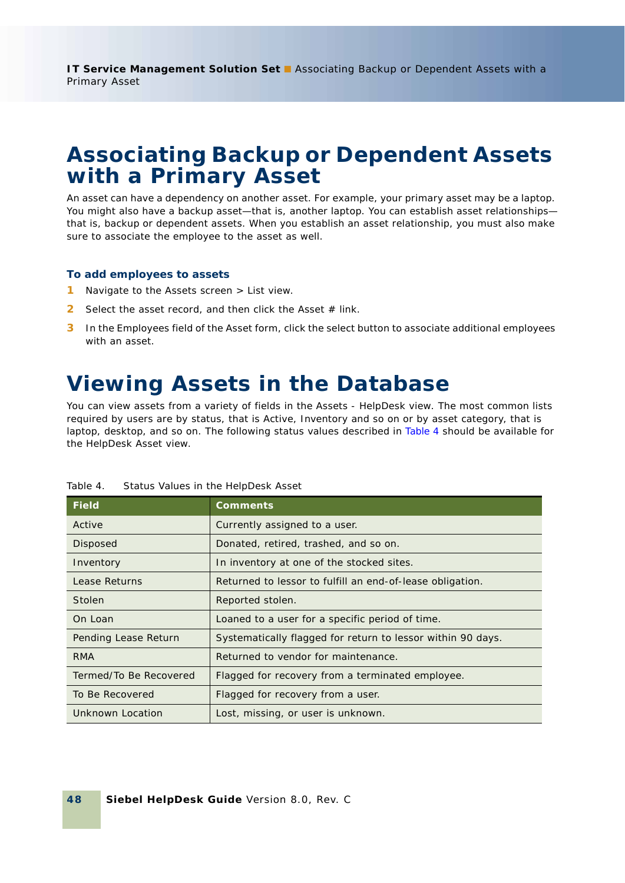# Associating Backup or Dependent Assets with a Primary Asset

An asset can have a dependency on another asset. For example, your primary asset may be a laptop. You might also have a backup asset—that is, another laptop. You can establish asset relationships—that is, backup or dependent assets. When you establish an asset relationship, you must also make sure to associate the employee to the asset as well.

### To add employees to assets

1. Navigate to the Assets screen > List view.
2. Select the asset record, and then click the Asset # link.
3. In the Employees field of the Asset form, click the select button to associate additional employees with an asset.

# Viewing Assets in the Database

You can view assets from a variety of fields in the Assets - HelpDesk view. The most common lists required by users are by status, that is Active, Inventory and so on or by asset category, that is laptop, desktop, and so on. The following status values described in Table 4 should be available for the HelpDesk Asset view.

Table 4. Status Values in the HelpDesk Asset

| Field | Comments |
| --- | --- |
| Active | Currently assigned to a user. |
| Disposed | Donated, retired, trashed, and so on. |
| Inventory | In inventory at one of the stocked sites. |
| Lease Returns | Returned to lessor to fulfill an end-of-lease obligation. |
| Stolen | Reported stolen. |
| On Loan | Loaned to a user for a specific period of time. |
| Pending Lease Return | Systematically flagged for return to lessor within 90 days. |
| RMA | Returned to vendor for maintenance. |
| Termed/To Be Recovered | Flagged for recovery from a terminated employee. |
| To Be Recovered | Flagged for recovery from a user. |
| Unknown Location | Lost, missing, or user is unknown. |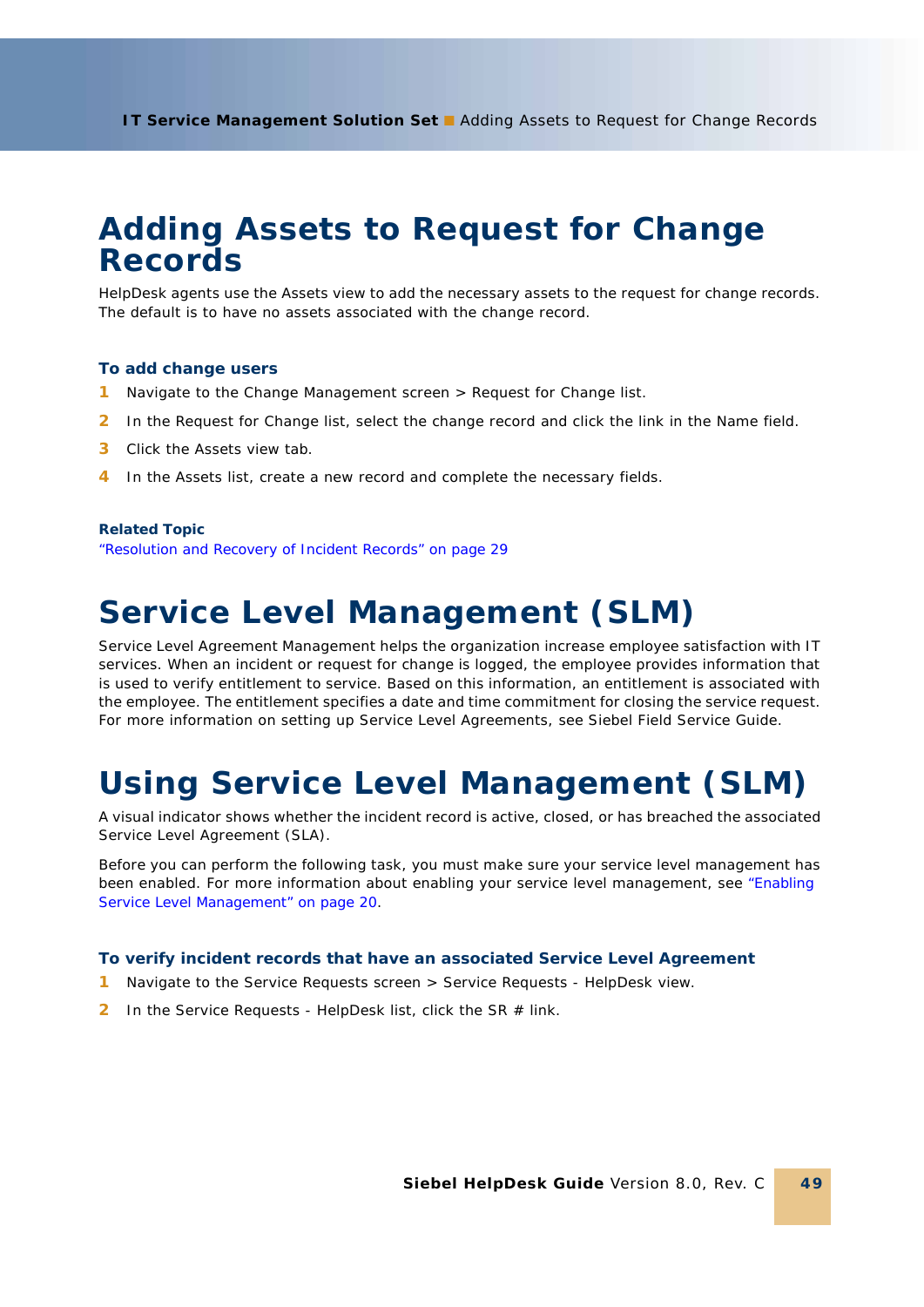# Adding Assets to Request for Change Records

HelpDesk agents use the Assets view to add the necessary assets to the request for change records. The default is to have no assets associated with the change record.

### To add change users

1. Navigate to the Change Management screen > Request for Change list.
2. In the Request for Change list, select the change record and click the link in the Name field.
3. Click the Assets view tab.
4. In the Assets list, create a new record and complete the necessary fields.

**Related Topic**

"Resolution and Recovery of Incident Records" on page 29

# Service Level Management (SLM)

Service Level Agreement Management helps the organization increase employee satisfaction with IT services. When an incident or request for change is logged, the employee provides information that is used to verify entitlement to service. Based on this information, an entitlement is associated with the employee. The entitlement specifies a date and time commitment for closing the service request. For more information on setting up Service Level Agreements, see Siebel Field Service Guide.

# Using Service Level Management (SLM)

A visual indicator shows whether the incident record is active, closed, or has breached the associated Service Level Agreement (SLA).

Before you can perform the following task, you must make sure your service level management has been enabled. For more information about enabling your service level management, see "Enabling Service Level Management" on page 20.

### To verify incident records that have an associated Service Level Agreement

1. Navigate to the Service Requests screen > Service Requests - HelpDesk view.
2. In the Service Requests - HelpDesk list, click the SR # link.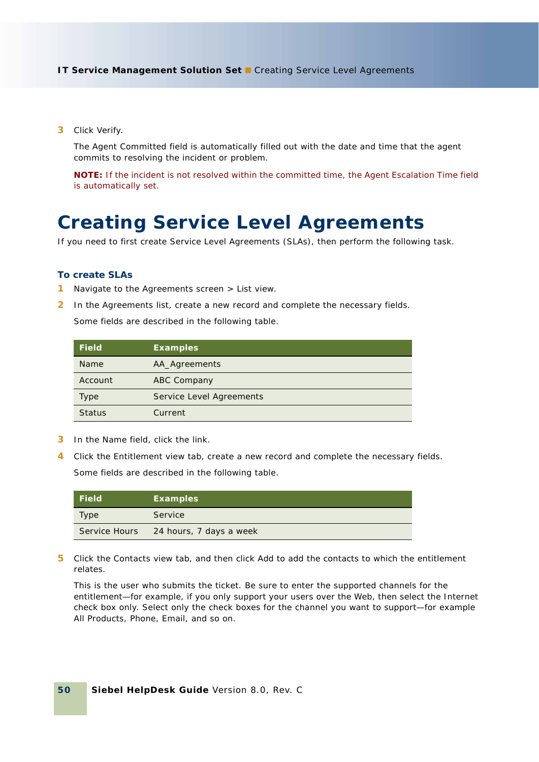3. Click Verify.

   The Agent Committed field is automatically filled out with the date and time that the agent commits to resolving the incident or problem.

   **NOTE:** If the incident is not resolved within the committed time, the Agent Escalation Time field is automatically set.

# Creating Service Level Agreements

If you need to first create Service Level Agreements (SLAs), then perform the following task.

### To create SLAs

1. Navigate to the Agreements screen > List view.
2. In the Agreements list, create a new record and complete the necessary fields.

   Some fields are described in the following table.

| Field | Examples |
|---|---|
| Name | AA_Agreements |
| Account | ABC Company |
| Type | Service Level Agreements |
| Status | Current |

3. In the Name field, click the link.
4. Click the Entitlement view tab, create a new record and complete the necessary fields.

   Some fields are described in the following table.

| Field | Examples |
|---|---|
| Type | Service |
| Service Hours | 24 hours, 7 days a week |

5. Click the Contacts view tab, and then click Add to add the contacts to which the entitlement relates.

   This is the user who submits the ticket. Be sure to enter the supported channels for the entitlement—for example, if you only support your users over the Web, then select the Internet check box only. Select only the check boxes for the channel you want to support—for example All Products, Phone, Email, and so on.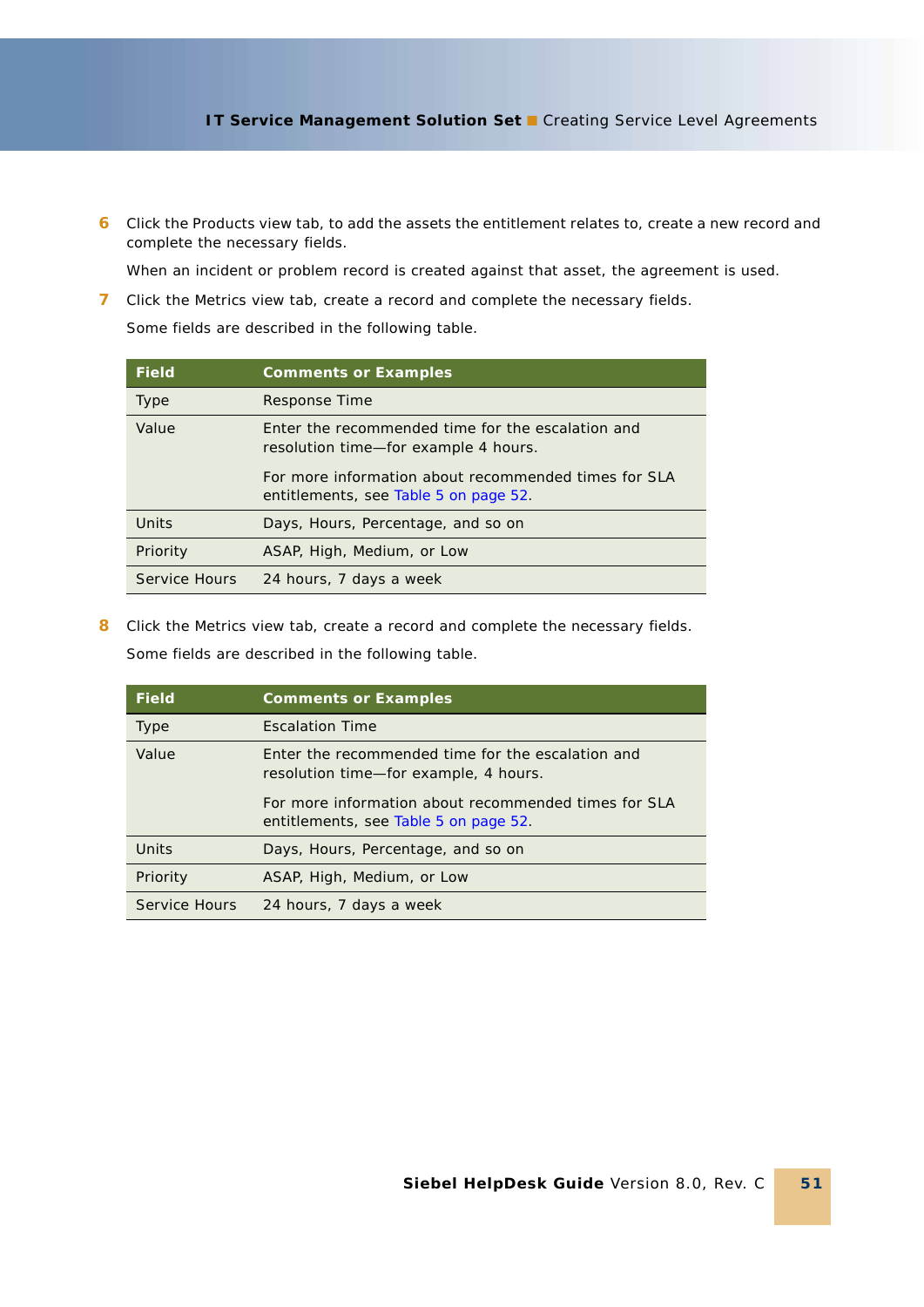6. Click the Products view tab, to add the assets the entitlement relates to, create a new record and complete the necessary fields.

   When an incident or problem record is created against that asset, the agreement is used.

7. Click the Metrics view tab, create a record and complete the necessary fields.

   Some fields are described in the following table.

| Field | Comments or Examples |
| --- | --- |
| Type | Response Time |
| Value | Enter the recommended time for the escalation and resolution time—for example 4 hours.<br><br>For more information about recommended times for SLA entitlements, see Table 5 on page 52. |
| Units | Days, Hours, Percentage, and so on |
| Priority | ASAP, High, Medium, or Low |
| Service Hours | 24 hours, 7 days a week |

8. Click the Metrics view tab, create a record and complete the necessary fields.

   Some fields are described in the following table.

| Field | Comments or Examples |
| --- | --- |
| Type | Escalation Time |
| Value | Enter the recommended time for the escalation and resolution time—for example, 4 hours.<br><br>For more information about recommended times for SLA entitlements, see Table 5 on page 52. |
| Units | Days, Hours, Percentage, and so on |
| Priority | ASAP, High, Medium, or Low |
| Service Hours | 24 hours, 7 days a week |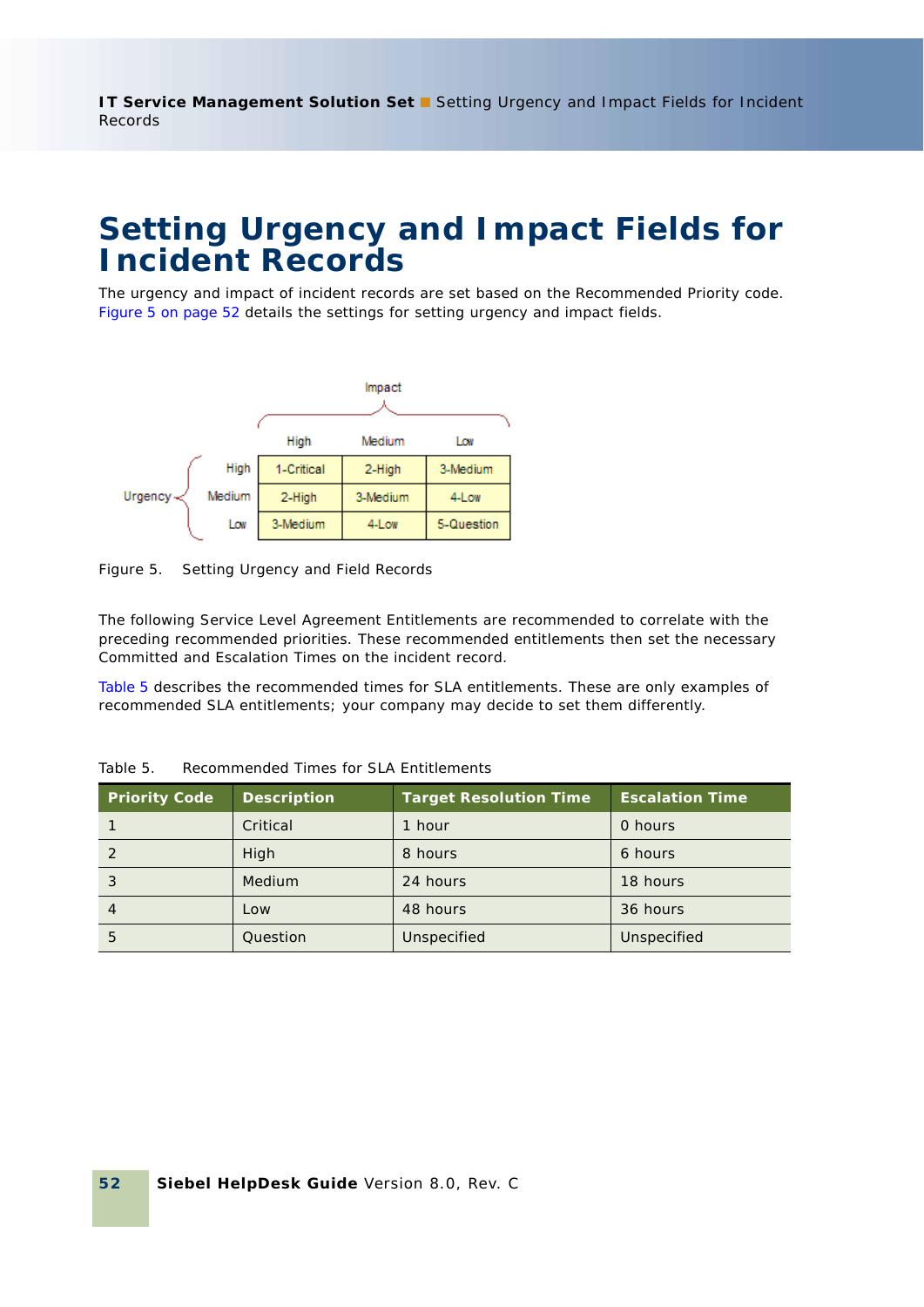# Setting Urgency and Impact Fields for Incident Records

The urgency and impact of incident records are set based on the Recommended Priority code. Figure 5 on page 52 details the settings for setting urgency and impact fields.

| Urgency \ Impact | High | Medium | Low |
|---|---|---|---|
| High | 1-Critical | 2-High | 3-Medium |
| Medium | 2-High | 3-Medium | 4-Low |
| Low | 3-Medium | 4-Low | 5-Question |

Figure 5. Setting Urgency and Field Records

The following Service Level Agreement Entitlements are recommended to correlate with the preceding recommended priorities. These recommended entitlements then set the necessary Committed and Escalation Times on the incident record.

Table 5 describes the recommended times for SLA entitlements. These are only examples of recommended SLA entitlements; your company may decide to set them differently.

Table 5. Recommended Times for SLA Entitlements

| Priority Code | Description | Target Resolution Time | Escalation Time |
|---|---|---|---|
| 1 | Critical | 1 hour | 0 hours |
| 2 | High | 8 hours | 6 hours |
| 3 | Medium | 24 hours | 18 hours |
| 4 | Low | 48 hours | 36 hours |
| 5 | Question | Unspecified | Unspecified |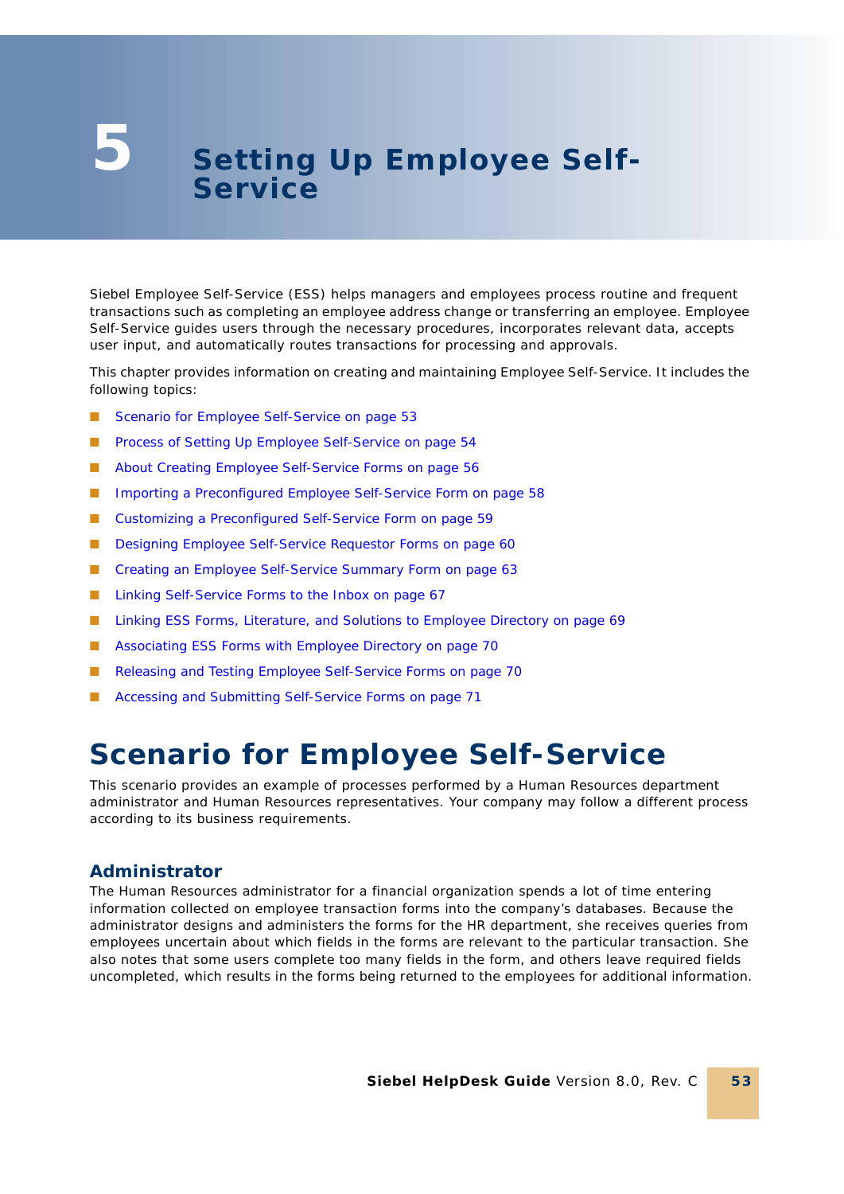# 5 Setting Up Employee Self-Service

Siebel Employee Self-Service (ESS) helps managers and employees process routine and frequent transactions such as completing an employee address change or transferring an employee. Employee Self-Service guides users through the necessary procedures, incorporates relevant data, accepts user input, and automatically routes transactions for processing and approvals.

This chapter provides information on creating and maintaining Employee Self-Service. It includes the following topics:

- Scenario for Employee Self-Service on page 53
- Process of Setting Up Employee Self-Service on page 54
- About Creating Employee Self-Service Forms on page 56
- Importing a Preconfigured Employee Self-Service Form on page 58
- Customizing a Preconfigured Self-Service Form on page 59
- Designing Employee Self-Service Requestor Forms on page 60
- Creating an Employee Self-Service Summary Form on page 63
- Linking Self-Service Forms to the Inbox on page 67
- Linking ESS Forms, Literature, and Solutions to Employee Directory on page 69
- Associating ESS Forms with Employee Directory on page 70
- Releasing and Testing Employee Self-Service Forms on page 70
- Accessing and Submitting Self-Service Forms on page 71

## Scenario for Employee Self-Service

This scenario provides an example of processes performed by a Human Resources department administrator and Human Resources representatives. Your company may follow a different process according to its business requirements.

### Administrator

The Human Resources administrator for a financial organization spends a lot of time entering information collected on employee transaction forms into the company's databases. Because the administrator designs and administers the forms for the HR department, she receives queries from employees uncertain about which fields in the forms are relevant to the particular transaction. She also notes that some users complete too many fields in the form, and others leave required fields uncompleted, which results in the forms being returned to the employees for additional information.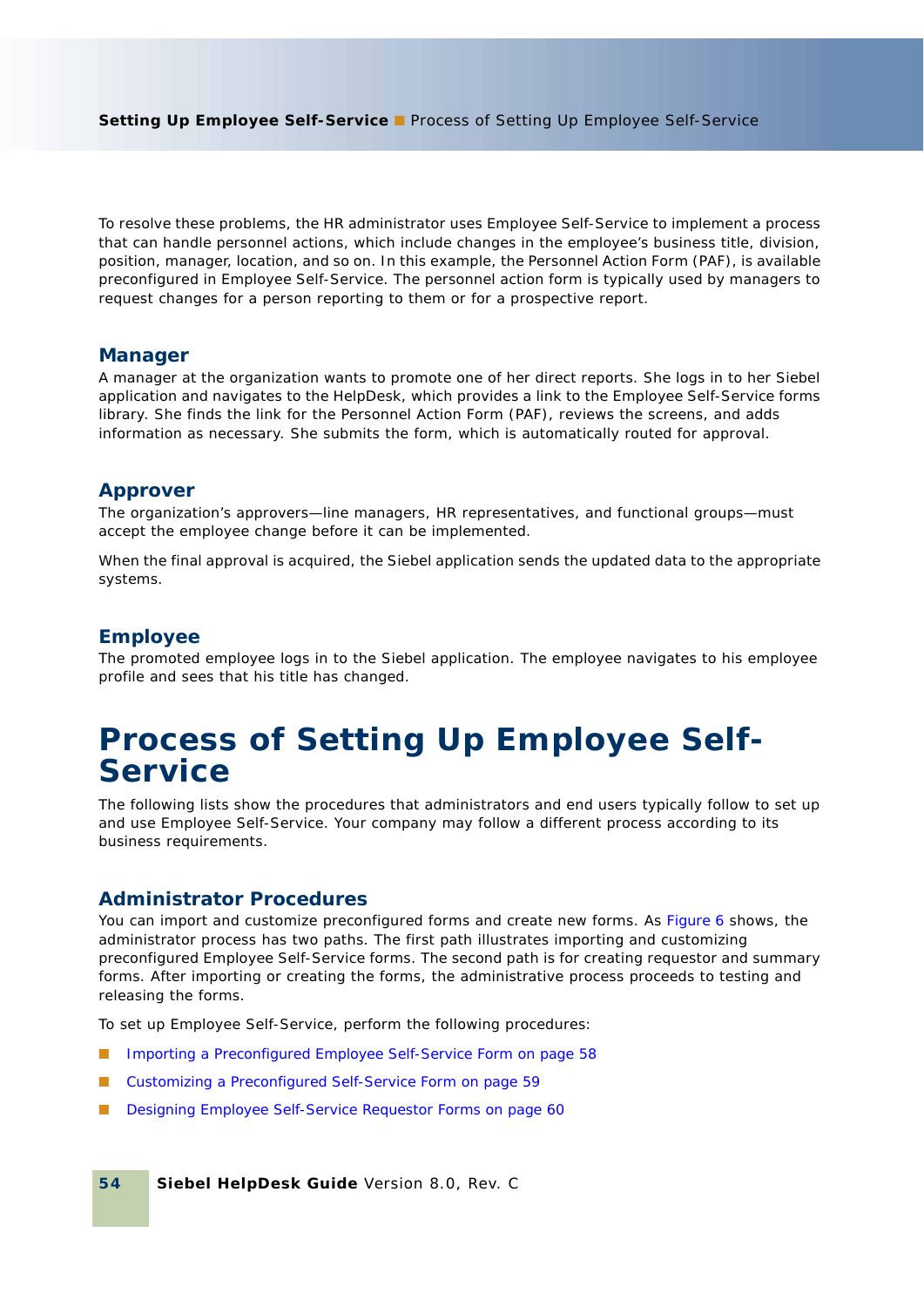To resolve these problems, the HR administrator uses Employee Self-Service to implement a process that can handle personnel actions, which include changes in the employee's business title, division, position, manager, location, and so on. In this example, the Personnel Action Form (PAF), is available preconfigured in Employee Self-Service. The personnel action form is typically used by managers to request changes for a person reporting to them or for a prospective report.

### Manager

A manager at the organization wants to promote one of her direct reports. She logs in to her Siebel application and navigates to the HelpDesk, which provides a link to the Employee Self-Service forms library. She finds the link for the Personnel Action Form (PAF), reviews the screens, and adds information as necessary. She submits the form, which is automatically routed for approval.

### Approver

The organization's approvers—line managers, HR representatives, and functional groups—must accept the employee change before it can be implemented.

When the final approval is acquired, the Siebel application sends the updated data to the appropriate systems.

### Employee

The promoted employee logs in to the Siebel application. The employee navigates to his employee profile and sees that his title has changed.

# Process of Setting Up Employee Self-Service

The following lists show the procedures that administrators and end users typically follow to set up and use Employee Self-Service. Your company may follow a different process according to its business requirements.

### Administrator Procedures

You can import and customize preconfigured forms and create new forms. As Figure 6 shows, the administrator process has two paths. The first path illustrates importing and customizing preconfigured Employee Self-Service forms. The second path is for creating requestor and summary forms. After importing or creating the forms, the administrative process proceeds to testing and releasing the forms.

To set up Employee Self-Service, perform the following procedures:

- Importing a Preconfigured Employee Self-Service Form on page 58
- Customizing a Preconfigured Self-Service Form on page 59
- Designing Employee Self-Service Requestor Forms on page 60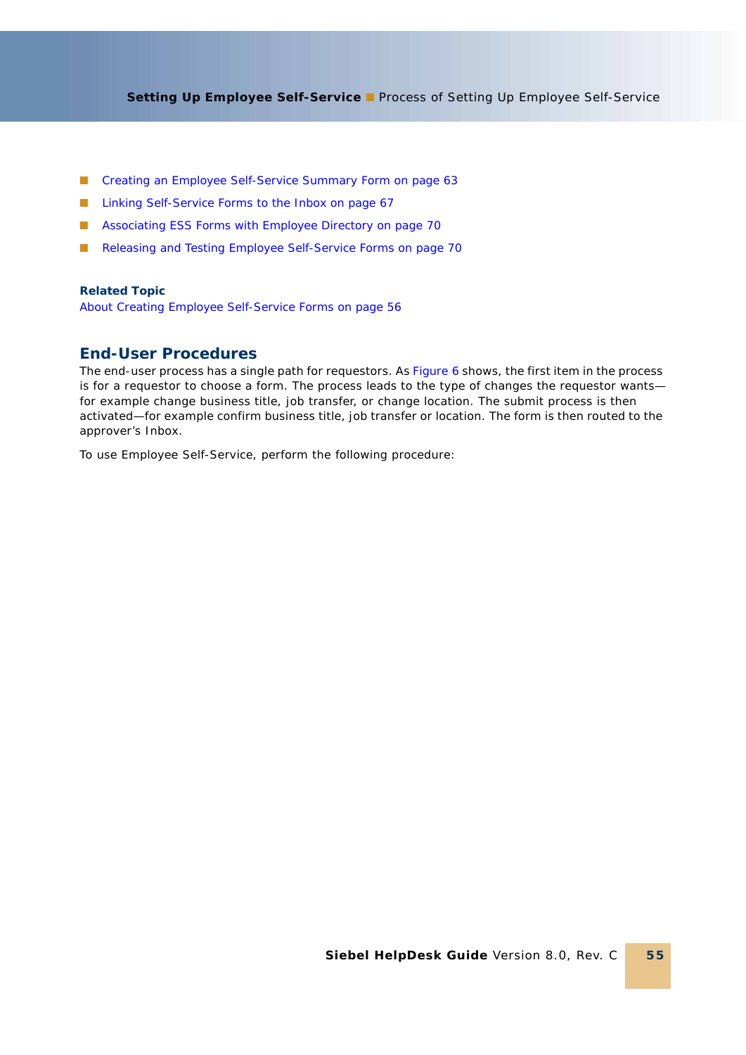- Creating an Employee Self-Service Summary Form on page 63
- Linking Self-Service Forms to the Inbox on page 67
- Associating ESS Forms with Employee Directory on page 70
- Releasing and Testing Employee Self-Service Forms on page 70

**Related Topic**

About Creating Employee Self-Service Forms on page 56

## End-User Procedures

The end-user process has a single path for requestors. As Figure 6 shows, the first item in the process is for a requestor to choose a form. The process leads to the type of changes the requestor wants—for example change business title, job transfer, or change location. The submit process is then activated—for example confirm business title, job transfer or location. The form is then routed to the approver's Inbox.

To use Employee Self-Service, perform the following procedure: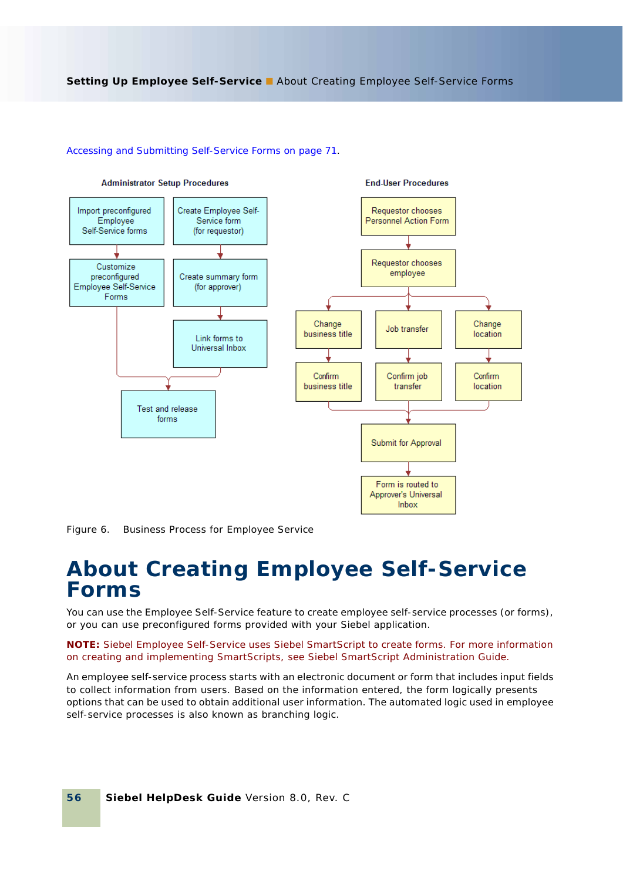Accessing and Submitting Self-Service Forms on page 71.

**Administrator Setup Procedures**

- Import preconfigured Employee Self-Service forms
- Customize preconfigured Employee Self-Service Forms
- Create Employee Self-Service form (for requestor)
- Create summary form (for approver)
- Link forms to Universal Inbox
- Test and release forms

**End-User Procedures**

- Requestor chooses Personnel Action Form
- Requestor chooses employee
- Change business title → Confirm business title
- Job transfer → Confirm job transfer
- Change location → Confirm location
- Submit for Approval
- Form is routed to Approver's Universal Inbox

Figure 6. Business Process for Employee Service

# About Creating Employee Self-Service Forms

You can use the Employee Self-Service feature to create employee self-service processes (or forms), or you can use preconfigured forms provided with your Siebel application.

**NOTE:** Siebel Employee Self-Service uses Siebel SmartScript to create forms. For more information on creating and implementing SmartScripts, see Siebel SmartScript Administration Guide.

An employee self-service process starts with an electronic document or form that includes input fields to collect information from users. Based on the information entered, the form logically presents options that can be used to obtain additional user information. The automated logic used in employee self-service processes is also known as branching logic.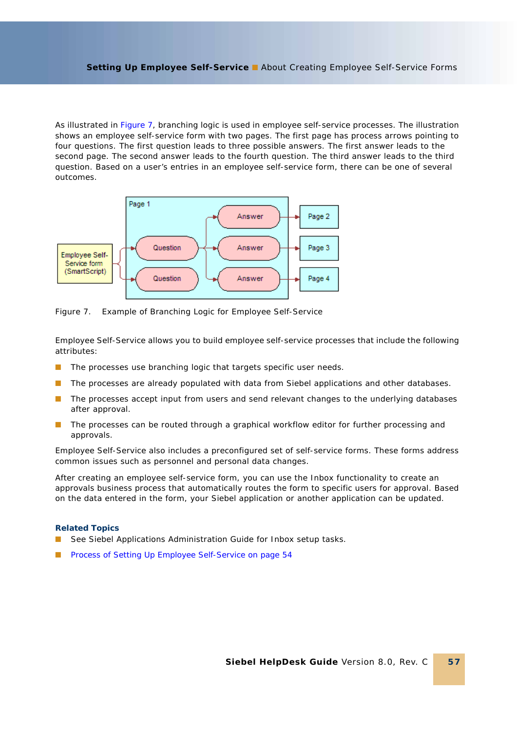As illustrated in Figure 7, branching logic is used in employee self-service processes. The illustration shows an employee self-service form with two pages. The first page has process arrows pointing to four questions. The first question leads to three possible answers. The first answer leads to the second page. The second answer leads to the fourth question. The third answer leads to the third question. Based on a user's entries in an employee self-service form, there can be one of several outcomes.

Figure 7. Example of Branching Logic for Employee Self-Service

Employee Self-Service allows you to build employee self-service processes that include the following attributes:

- The processes use branching logic that targets specific user needs.
- The processes are already populated with data from Siebel applications and other databases.
- The processes accept input from users and send relevant changes to the underlying databases after approval.
- The processes can be routed through a graphical workflow editor for further processing and approvals.

Employee Self-Service also includes a preconfigured set of self-service forms. These forms address common issues such as personnel and personal data changes.

After creating an employee self-service form, you can use the Inbox functionality to create an approvals business process that automatically routes the form to specific users for approval. Based on the data entered in the form, your Siebel application or another application can be updated.

**Related Topics**

- See Siebel Applications Administration Guide for Inbox setup tasks.
- Process of Setting Up Employee Self-Service on page 54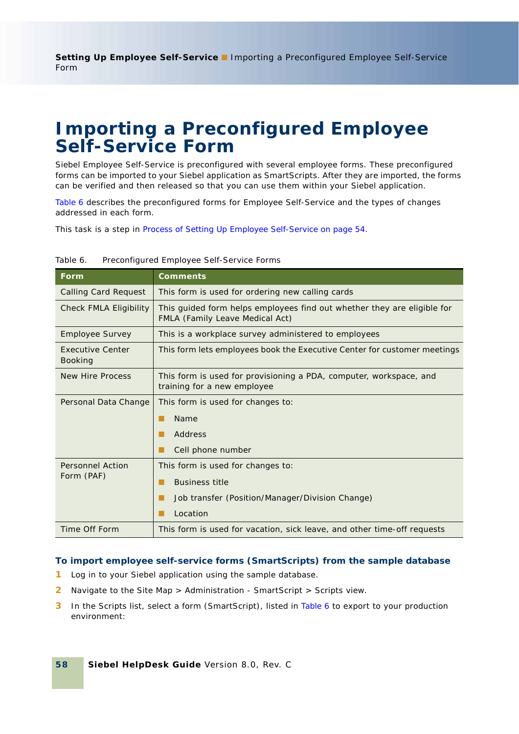# Importing a Preconfigured Employee Self-Service Form

Siebel Employee Self-Service is preconfigured with several employee forms. These preconfigured forms can be imported to your Siebel application as SmartScripts. After they are imported, the forms can be verified and then released so that you can use them within your Siebel application.

Table 6 describes the preconfigured forms for Employee Self-Service and the types of changes addressed in each form.

This task is a step in Process of Setting Up Employee Self-Service on page 54.

Table 6. Preconfigured Employee Self-Service Forms

| Form | Comments |
|---|---|
| Calling Card Request | This form is used for ordering new calling cards |
| Check FMLA Eligibility | This guided form helps employees find out whether they are eligible for FMLA (Family Leave Medical Act) |
| Employee Survey | This is a workplace survey administered to employees |
| Executive Center Booking | This form lets employees book the Executive Center for customer meetings |
| New Hire Process | This form is used for provisioning a PDA, computer, workspace, and training for a new employee |
| Personal Data Change | This form is used for changes to:<br>- Name<br>- Address<br>- Cell phone number |
| Personnel Action Form (PAF) | This form is used for changes to:<br>- Business title<br>- Job transfer (Position/Manager/Division Change)<br>- Location |
| Time Off Form | This form is used for vacation, sick leave, and other time-off requests |

**To import employee self-service forms (SmartScripts) from the sample database**

1. Log in to your Siebel application using the sample database.
2. Navigate to the Site Map > Administration - SmartScript > Scripts view.
3. In the Scripts list, select a form (SmartScript), listed in Table 6 to export to your production environment: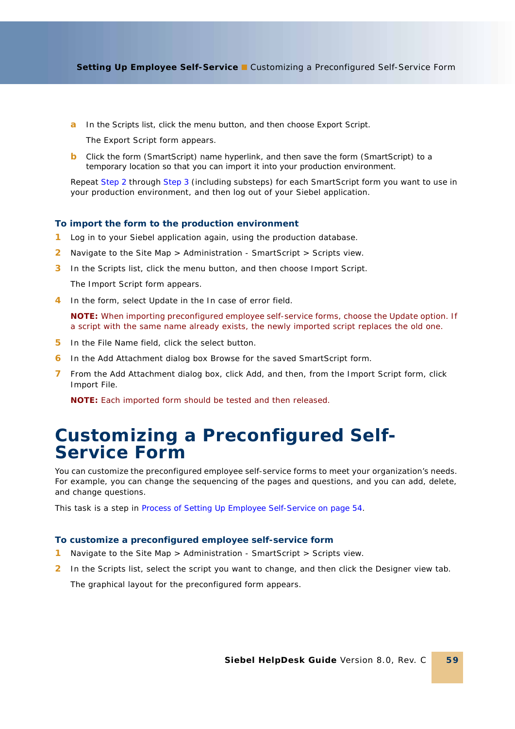a. In the Scripts list, click the menu button, and then choose Export Script.

   The Export Script form appears.

b. Click the form (SmartScript) name hyperlink, and then save the form (SmartScript) to a temporary location so that you can import it into your production environment.

Repeat Step 2 through Step 3 (including substeps) for each SmartScript form you want to use in your production environment, and then log out of your Siebel application.

### To import the form to the production environment

1. Log in to your Siebel application again, using the production database.
2. Navigate to the Site Map > Administration - SmartScript > Scripts view.
3. In the Scripts list, click the menu button, and then choose Import Script.

   The Import Script form appears.

4. In the form, select Update in the In case of error field.

   **NOTE:** When importing preconfigured employee self-service forms, choose the Update option. If a script with the same name already exists, the newly imported script replaces the old one.

5. In the File Name field, click the select button.
6. In the Add Attachment dialog box Browse for the saved SmartScript form.
7. From the Add Attachment dialog box, click Add, and then, from the Import Script form, click Import File.

   **NOTE:** Each imported form should be tested and then released.

# Customizing a Preconfigured Self-Service Form

You can customize the preconfigured employee self-service forms to meet your organization's needs. For example, you can change the sequencing of the pages and questions, and you can add, delete, and change questions.

This task is a step in Process of Setting Up Employee Self-Service on page 54.

### To customize a preconfigured employee self-service form

1. Navigate to the Site Map > Administration - SmartScript > Scripts view.
2. In the Scripts list, select the script you want to change, and then click the Designer view tab.

   The graphical layout for the preconfigured form appears.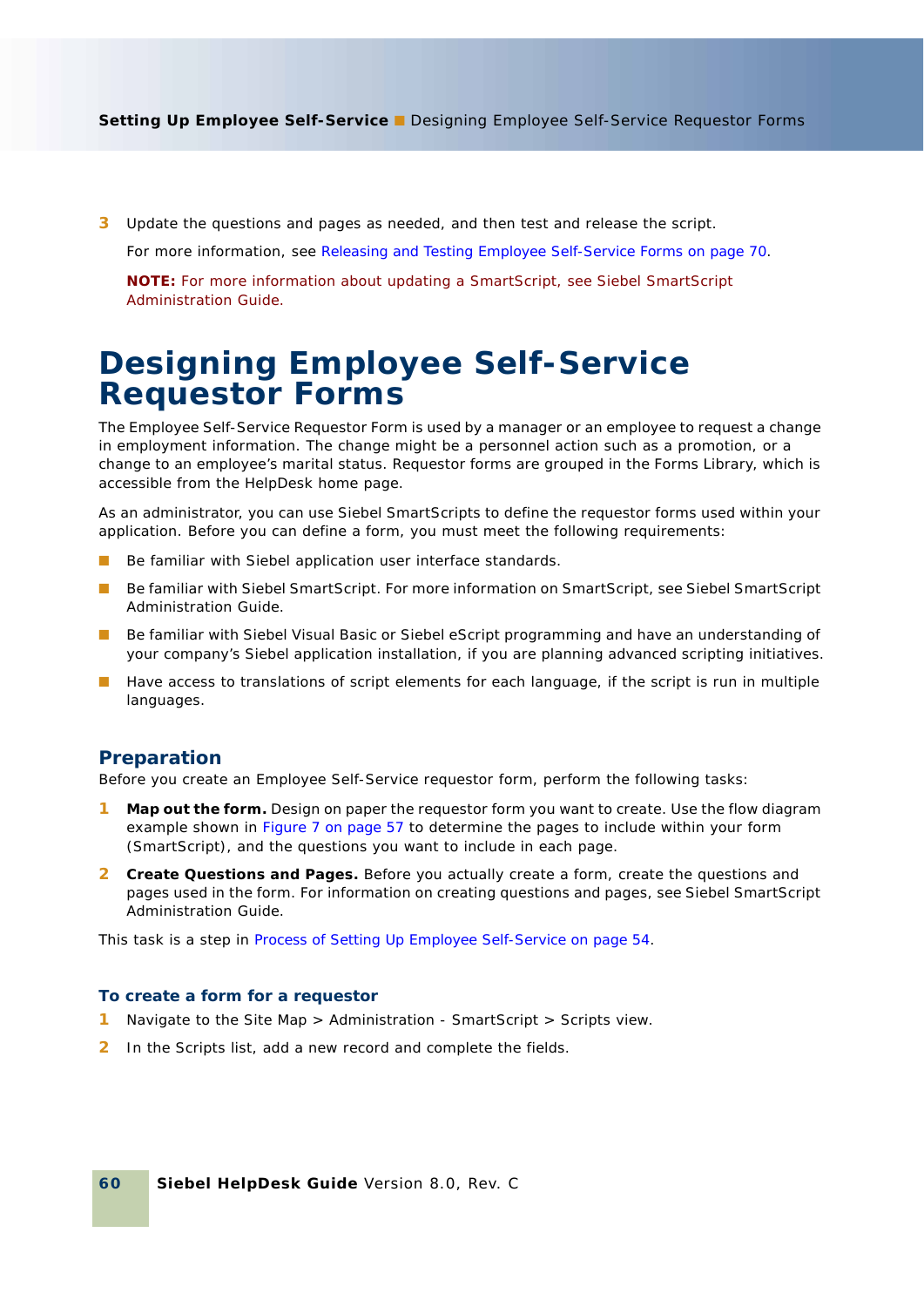3. Update the questions and pages as needed, and then test and release the script.

   For more information, see Releasing and Testing Employee Self-Service Forms on page 70.

   **NOTE:** For more information about updating a SmartScript, see Siebel SmartScript Administration Guide.

# Designing Employee Self-Service Requestor Forms

The Employee Self-Service Requestor Form is used by a manager or an employee to request a change in employment information. The change might be a personnel action such as a promotion, or a change to an employee's marital status. Requestor forms are grouped in the Forms Library, which is accessible from the HelpDesk home page.

As an administrator, you can use Siebel SmartScripts to define the requestor forms used within your application. Before you can define a form, you must meet the following requirements:

- Be familiar with Siebel application user interface standards.
- Be familiar with Siebel SmartScript. For more information on SmartScript, see Siebel SmartScript Administration Guide.
- Be familiar with Siebel Visual Basic or Siebel eScript programming and have an understanding of your company's Siebel application installation, if you are planning advanced scripting initiatives.
- Have access to translations of script elements for each language, if the script is run in multiple languages.

## Preparation

Before you create an Employee Self-Service requestor form, perform the following tasks:

1. **Map out the form.** Design on paper the requestor form you want to create. Use the flow diagram example shown in Figure 7 on page 57 to determine the pages to include within your form (SmartScript), and the questions you want to include in each page.
2. **Create Questions and Pages.** Before you actually create a form, create the questions and pages used in the form. For information on creating questions and pages, see Siebel SmartScript Administration Guide.

This task is a step in Process of Setting Up Employee Self-Service on page 54.

### To create a form for a requestor

1. Navigate to the Site Map > Administration - SmartScript > Scripts view.
2. In the Scripts list, add a new record and complete the fields.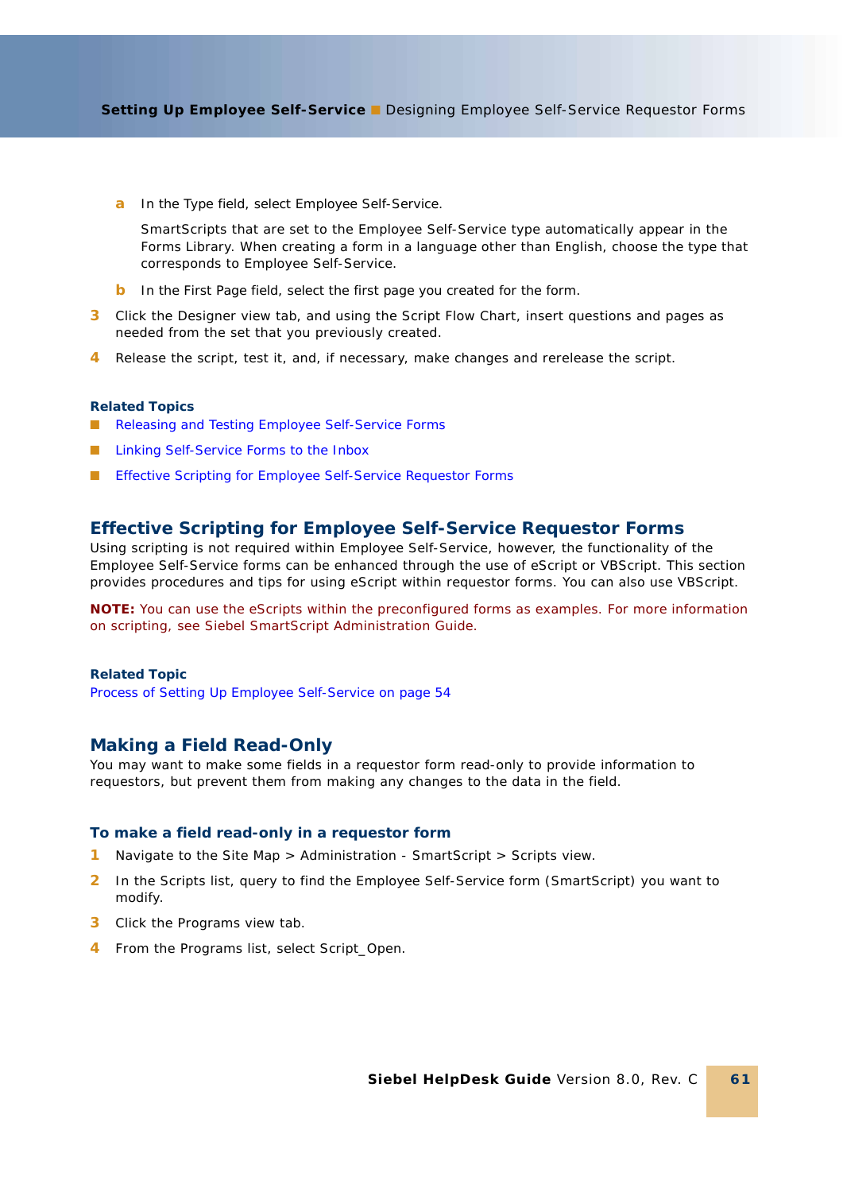a. In the Type field, select Employee Self-Service.

      SmartScripts that are set to the Employee Self-Service type automatically appear in the Forms Library. When creating a form in a language other than English, choose the type that corresponds to Employee Self-Service.

   b. In the First Page field, select the first page you created for the form.

3. Click the Designer view tab, and using the Script Flow Chart, insert questions and pages as needed from the set that you previously created.
4. Release the script, test it, and, if necessary, make changes and rerelease the script.

**Related Topics**

- Releasing and Testing Employee Self-Service Forms
- Linking Self-Service Forms to the Inbox
- Effective Scripting for Employee Self-Service Requestor Forms

## Effective Scripting for Employee Self-Service Requestor Forms

Using scripting is not required within Employee Self-Service, however, the functionality of the Employee Self-Service forms can be enhanced through the use of eScript or VBScript. This section provides procedures and tips for using eScript within requestor forms. You can also use VBScript.

**NOTE:** You can use the eScripts within the preconfigured forms as examples. For more information on scripting, see Siebel SmartScript Administration Guide.

**Related Topic**

Process of Setting Up Employee Self-Service on page 54

## Making a Field Read-Only

You may want to make some fields in a requestor form read-only to provide information to requestors, but prevent them from making any changes to the data in the field.

### To make a field read-only in a requestor form

1. Navigate to the Site Map > Administration - SmartScript > Scripts view.
2. In the Scripts list, query to find the Employee Self-Service form (SmartScript) you want to modify.
3. Click the Programs view tab.
4. From the Programs list, select Script_Open.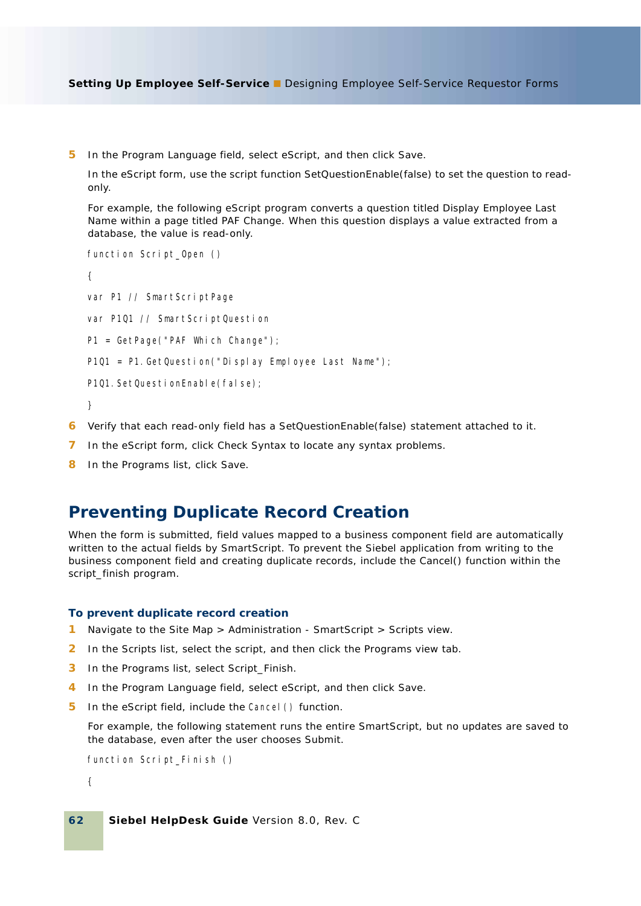5. In the Program Language field, select eScript, and then click Save.

   In the eScript form, use the script function SetQuestionEnable(false) to set the question to read-only.

   For example, the following eScript program converts a question titled Display Employee Last Name within a page titled PAF Change. When this question displays a value extracted from a database, the value is read-only.

```
function Script_Open ()

{

var P1 // SmartScriptPage

var P1Q1 // SmartScriptQuestion

P1 = GetPage("PAF Which Change");

P1Q1 = P1.GetQuestion("Display Employee Last Name");

P1Q1.SetQuestionEnable(false);

}
```

6. Verify that each read-only field has a SetQuestionEnable(false) statement attached to it.
7. In the eScript form, click Check Syntax to locate any syntax problems.
8. In the Programs list, click Save.

## Preventing Duplicate Record Creation

When the form is submitted, field values mapped to a business component field are automatically written to the actual fields by SmartScript. To prevent the Siebel application from writing to the business component field and creating duplicate records, include the Cancel() function within the script_finish program.

### To prevent duplicate record creation

1. Navigate to the Site Map > Administration - SmartScript > Scripts view.
2. In the Scripts list, select the script, and then click the Programs view tab.
3. In the Programs list, select Script_Finish.
4. In the Program Language field, select eScript, and then click Save.
5. In the eScript field, include the `Cancel()` function.

   For example, the following statement runs the entire SmartScript, but no updates are saved to the database, even after the user chooses Submit.

```
function Script_Finish ()

{
```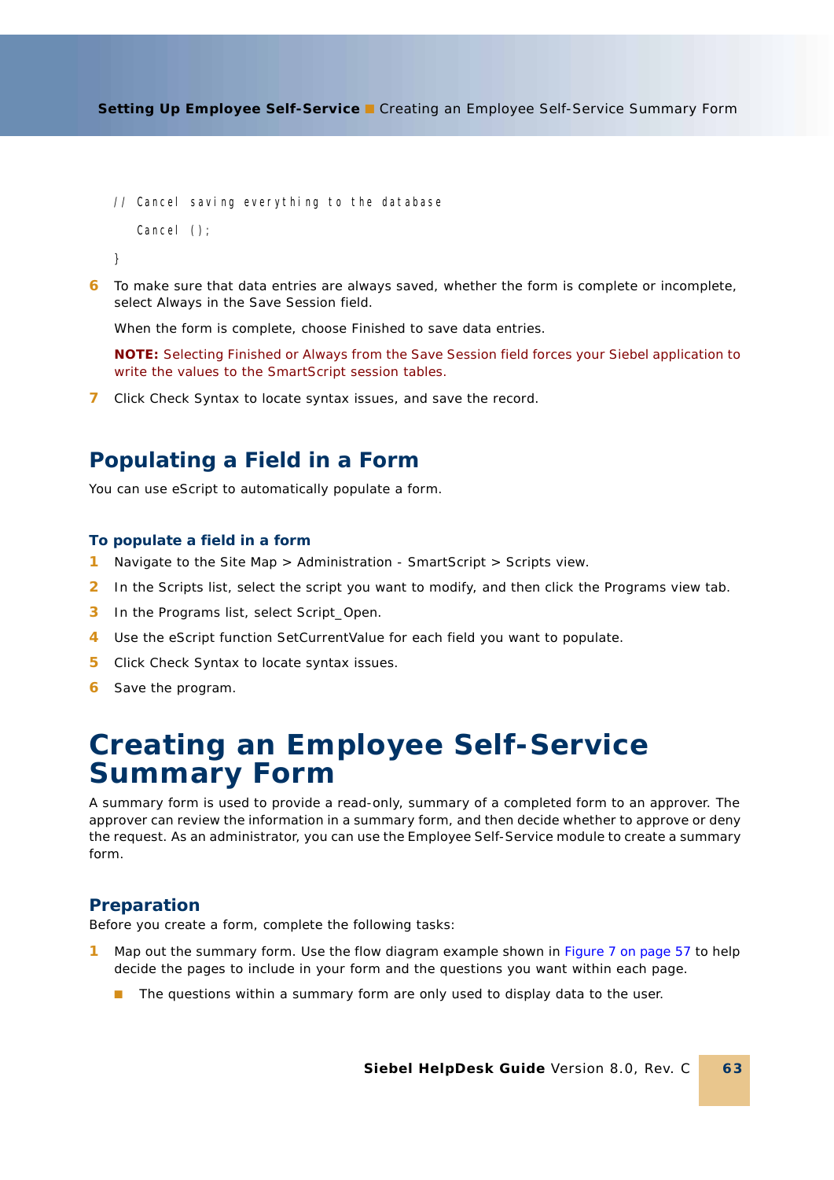```
// Cancel saving everything to the database
   Cancel ();
}
```

6 To make sure that data entries are always saved, whether the form is complete or incomplete, select Always in the Save Session field.

   When the form is complete, choose Finished to save data entries.

   **NOTE:** Selecting Finished or Always from the Save Session field forces your Siebel application to write the values to the SmartScript session tables.

7 Click Check Syntax to locate syntax issues, and save the record.

## Populating a Field in a Form

You can use eScript to automatically populate a form.

### To populate a field in a form

1 Navigate to the Site Map > Administration - SmartScript > Scripts view.
2 In the Scripts list, select the script you want to modify, and then click the Programs view tab.
3 In the Programs list, select Script_Open.
4 Use the eScript function SetCurrentValue for each field you want to populate.
5 Click Check Syntax to locate syntax issues.
6 Save the program.

# Creating an Employee Self-Service Summary Form

A summary form is used to provide a read-only, summary of a completed form to an approver. The approver can review the information in a summary form, and then decide whether to approve or deny the request. As an administrator, you can use the Employee Self-Service module to create a summary form.

## Preparation

Before you create a form, complete the following tasks:

1 Map out the summary form. Use the flow diagram example shown in Figure 7 on page 57 to help decide the pages to include in your form and the questions you want within each page.

   - The questions within a summary form are only used to display data to the user.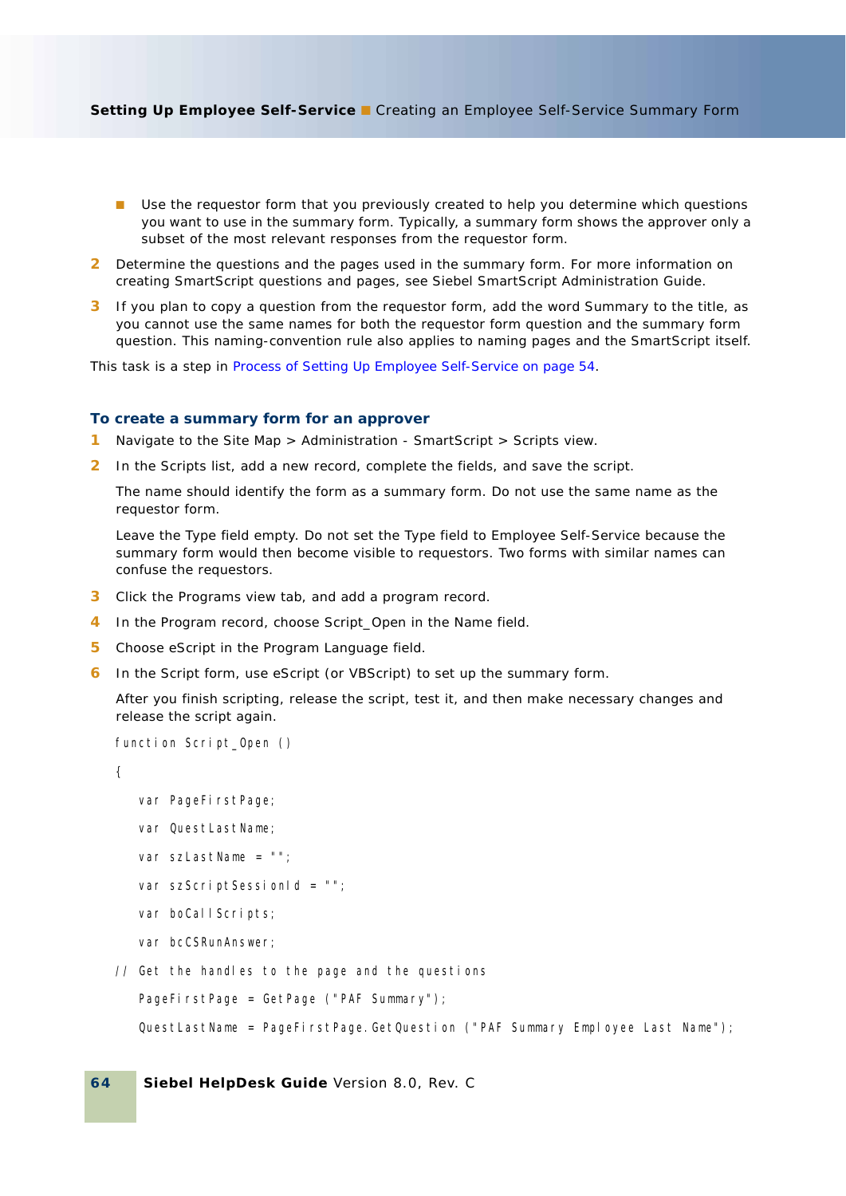- Use the requestor form that you previously created to help you determine which questions you want to use in the summary form. Typically, a summary form shows the approver only a subset of the most relevant responses from the requestor form.

2. Determine the questions and the pages used in the summary form. For more information on creating SmartScript questions and pages, see Siebel SmartScript Administration Guide.
3. If you plan to copy a question from the requestor form, add the word Summary to the title, as you cannot use the same names for both the requestor form question and the summary form question. This naming-convention rule also applies to naming pages and the SmartScript itself.

This task is a step in Process of Setting Up Employee Self-Service on page 54.

### To create a summary form for an approver

1. Navigate to the Site Map > Administration - SmartScript > Scripts view.
2. In the Scripts list, add a new record, complete the fields, and save the script.

   The name should identify the form as a summary form. Do not use the same name as the requestor form.

   Leave the Type field empty. Do not set the Type field to Employee Self-Service because the summary form would then become visible to requestors. Two forms with similar names can confuse the requestors.

3. Click the Programs view tab, and add a program record.
4. In the Program record, choose Script_Open in the Name field.
5. Choose eScript in the Program Language field.
6. In the Script form, use eScript (or VBScript) to set up the summary form.

   After you finish scripting, release the script, test it, and then make necessary changes and release the script again.

```
function Script_Open ()

{

    var PageFirstPage;

    var QuestLastName;

    var szLastName = "";

    var szScriptSessionId = "";

    var boCallScripts;

    var bcCSRunAnswer;

// Get the handles to the page and the questions

    PageFirstPage = GetPage ("PAF Summary");

    QuestLastName = PageFirstPage.GetQuestion ("PAF Summary Employee Last Name");
```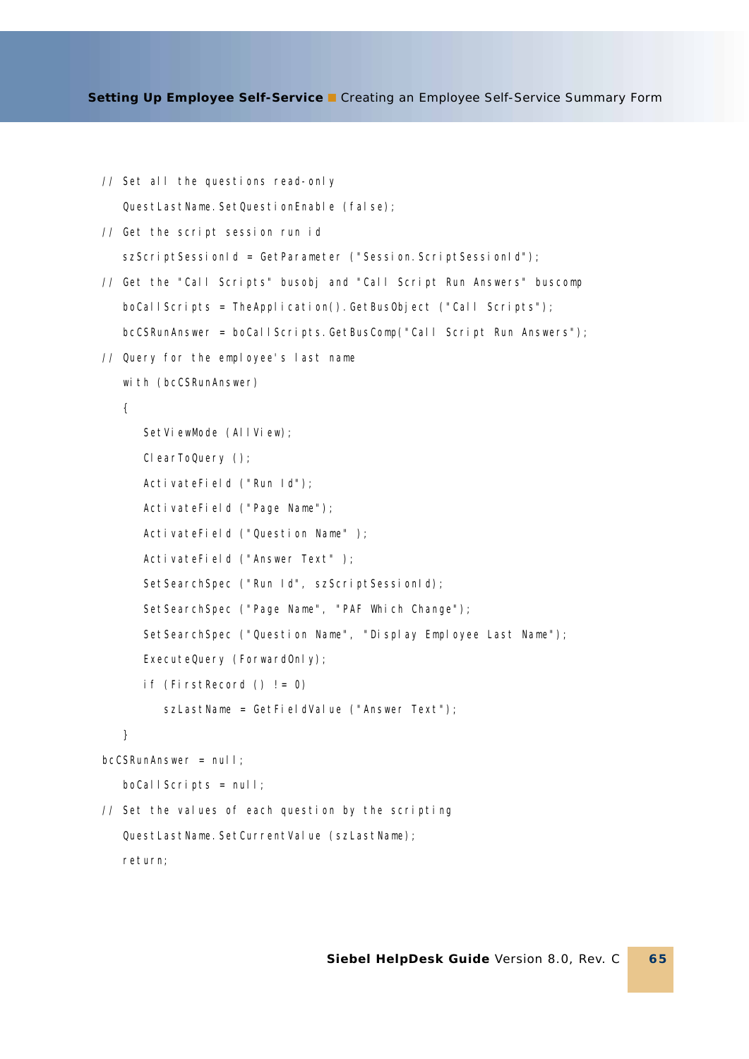```
// Set all the questions read-only
   QuestLastName.SetQuestionEnable (false);
// Get the script session run id
   szScriptSessionId = GetParameter ("Session.ScriptSessionId");
// Get the "Call Scripts" busobj and "Call Script Run Answers" buscomp
   boCallScripts = TheApplication().GetBusObject ("Call Scripts");
   bcCSRunAnswer = boCallScripts.GetBusComp("Call Script Run Answers");
// Query for the employee's last name
   with (bcCSRunAnswer)
   {
      SetViewMode (AllView);
      ClearToQuery ();
      ActivateField ("Run Id");
      ActivateField ("Page Name");
      ActivateField ("Question Name" );
      ActivateField ("Answer Text" );
      SetSearchSpec ("Run Id", szScriptSessionId);
      SetSearchSpec ("Page Name", "PAF Which Change");
      SetSearchSpec ("Question Name", "Display Employee Last Name");
      ExecuteQuery (ForwardOnly);
      if (FirstRecord () != 0)
         szLastName = GetFieldValue ("Answer Text");
   }
bcCSRunAnswer = null;
   boCallScripts = null;
// Set the values of each question by the scripting
   QuestLastName.SetCurrentValue (szLastName);
   return;
```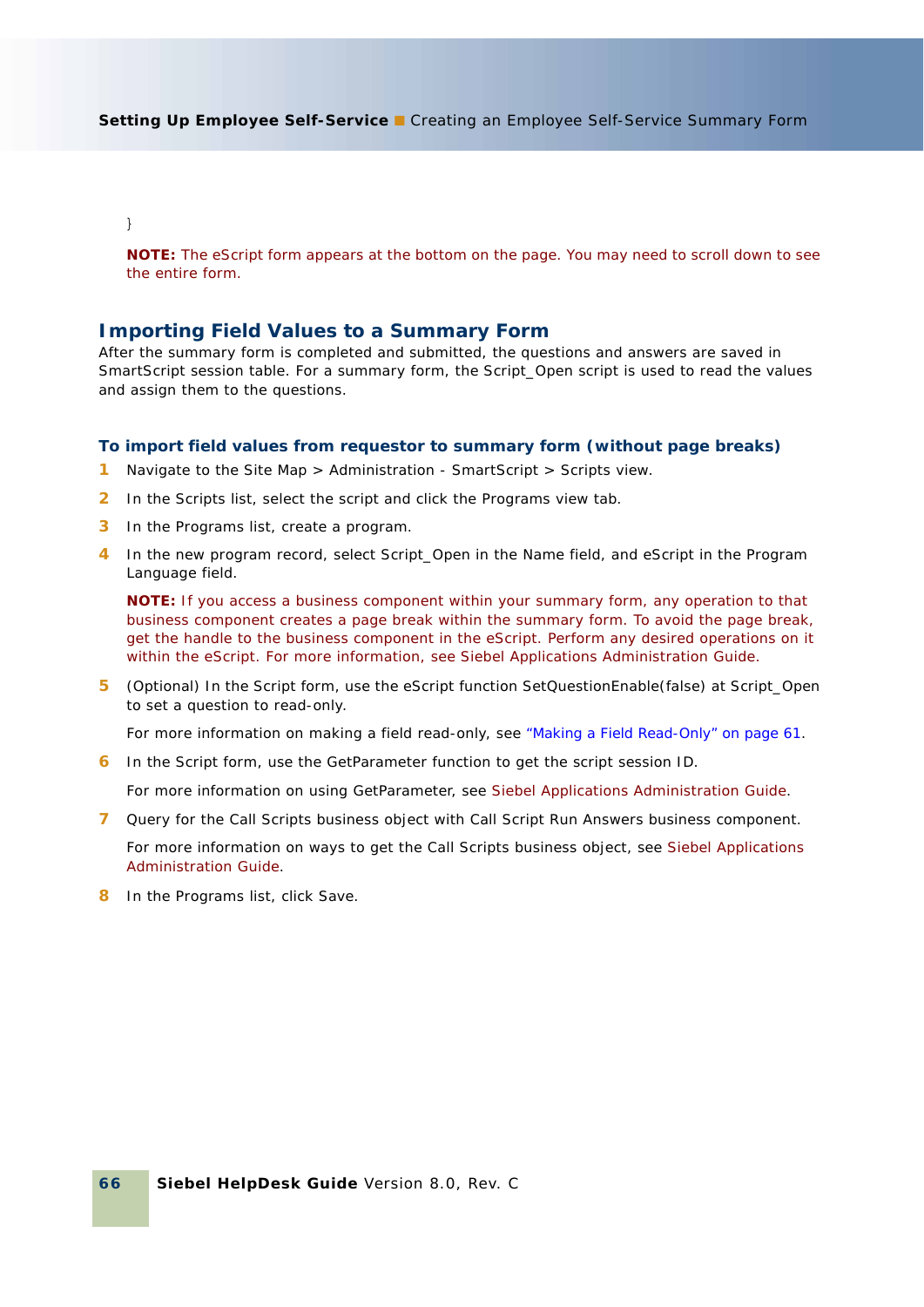}

**NOTE:** The eScript form appears at the bottom on the page. You may need to scroll down to see the entire form.

## Importing Field Values to a Summary Form

After the summary form is completed and submitted, the questions and answers are saved in SmartScript session table. For a summary form, the Script_Open script is used to read the values and assign them to the questions.

### To import field values from requestor to summary form (without page breaks)

1. Navigate to the Site Map > Administration - SmartScript > Scripts view.
2. In the Scripts list, select the script and click the Programs view tab.
3. In the Programs list, create a program.
4. In the new program record, select Script_Open in the Name field, and eScript in the Program Language field.

   **NOTE:** If you access a business component within your summary form, any operation to that business component creates a page break within the summary form. To avoid the page break, get the handle to the business component in the eScript. Perform any desired operations on it within the eScript. For more information, see Siebel Applications Administration Guide.

5. (Optional) In the Script form, use the eScript function SetQuestionEnable(false) at Script_Open to set a question to read-only.

   For more information on making a field read-only, see "Making a Field Read-Only" on page 61.

6. In the Script form, use the GetParameter function to get the script session ID.

   For more information on using GetParameter, see Siebel Applications Administration Guide.

7. Query for the Call Scripts business object with Call Script Run Answers business component.

   For more information on ways to get the Call Scripts business object, see Siebel Applications Administration Guide.

8. In the Programs list, click Save.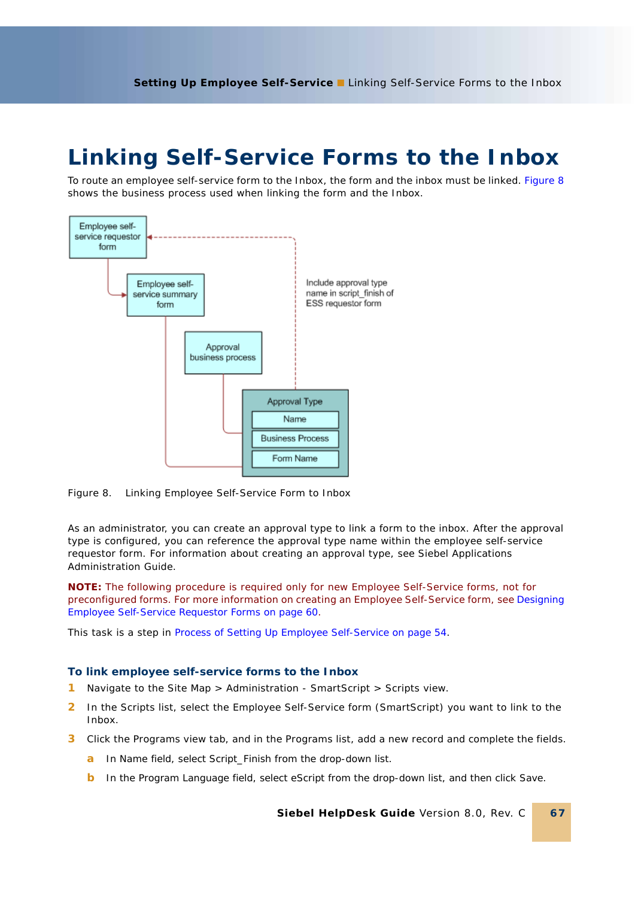# Linking Self-Service Forms to the Inbox

To route an employee self-service form to the Inbox, the form and the inbox must be linked. Figure 8 shows the business process used when linking the form and the Inbox.

Figure 8. Linking Employee Self-Service Form to Inbox

As an administrator, you can create an approval type to link a form to the inbox. After the approval type is configured, you can reference the approval type name within the employee self-service requestor form. For information about creating an approval type, see Siebel Applications Administration Guide.

**NOTE:** The following procedure is required only for new Employee Self-Service forms, not for preconfigured forms. For more information on creating an Employee Self-Service form, see Designing Employee Self-Service Requestor Forms on page 60.

This task is a step in Process of Setting Up Employee Self-Service on page 54.

### To link employee self-service forms to the Inbox

1. Navigate to the Site Map > Administration - SmartScript > Scripts view.
2. In the Scripts list, select the Employee Self-Service form (SmartScript) you want to link to the Inbox.
3. Click the Programs view tab, and in the Programs list, add a new record and complete the fields.
   a. In Name field, select Script_Finish from the drop-down list.
   b. In the Program Language field, select eScript from the drop-down list, and then click Save.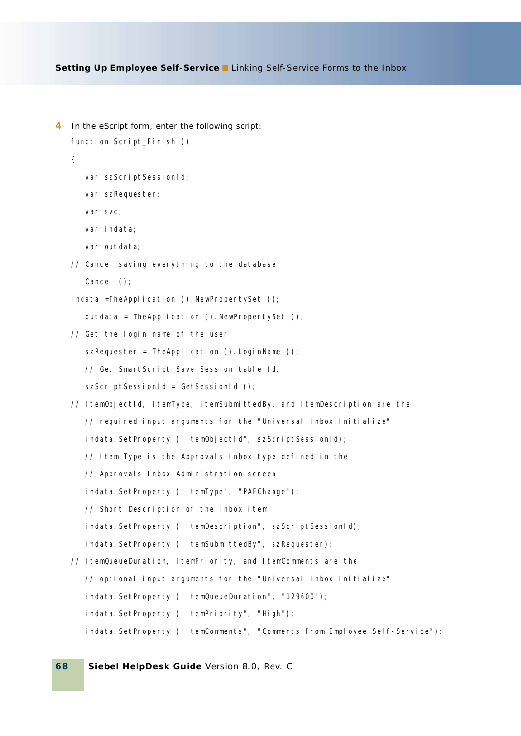4 In the eScript form, enter the following script:

```
function Script_Finish ()
{
   var szScriptSessionId;
   var szRequester;
   var svc;
   var indata;
   var outdata;
// Cancel saving everything to the database
   Cancel ();
indata =TheApplication ().NewPropertySet ();
   outdata = TheApplication ().NewPropertySet ();
// Get the login name of the user
   szRequester = TheApplication ().LoginName ();
   // Get SmartScript Save Session table Id.
   szScriptSessionId = GetSessionId ();
// ItemObjectId, ItemType, ItemSubmittedBy, and ItemDescription are the
   // required input arguments for the "Universal Inbox.Initialize"
   indata.SetProperty ("ItemObjectId", szScriptSessionId);
   // Item Type is the Approvals Inbox type defined in the
   // Approvals Inbox Administration screen
   indata.SetProperty ("ItemType", "PAFChange");
   // Short Description of the inbox item
   indata.SetProperty ("ItemDescription", szScriptSessionId);
   indata.SetProperty ("ItemSubmittedBy", szRequester);
// ItemQueueDuration, ItemPriority, and ItemComments are the
   // optional input arguments for the "Universal Inbox.Initialize"
   indata.SetProperty ("ItemQueueDuration", "129600");
   indata.SetProperty ("ItemPriority", "High");
   indata.SetProperty ("ItemComments", "Comments from Employee Self-Service");
```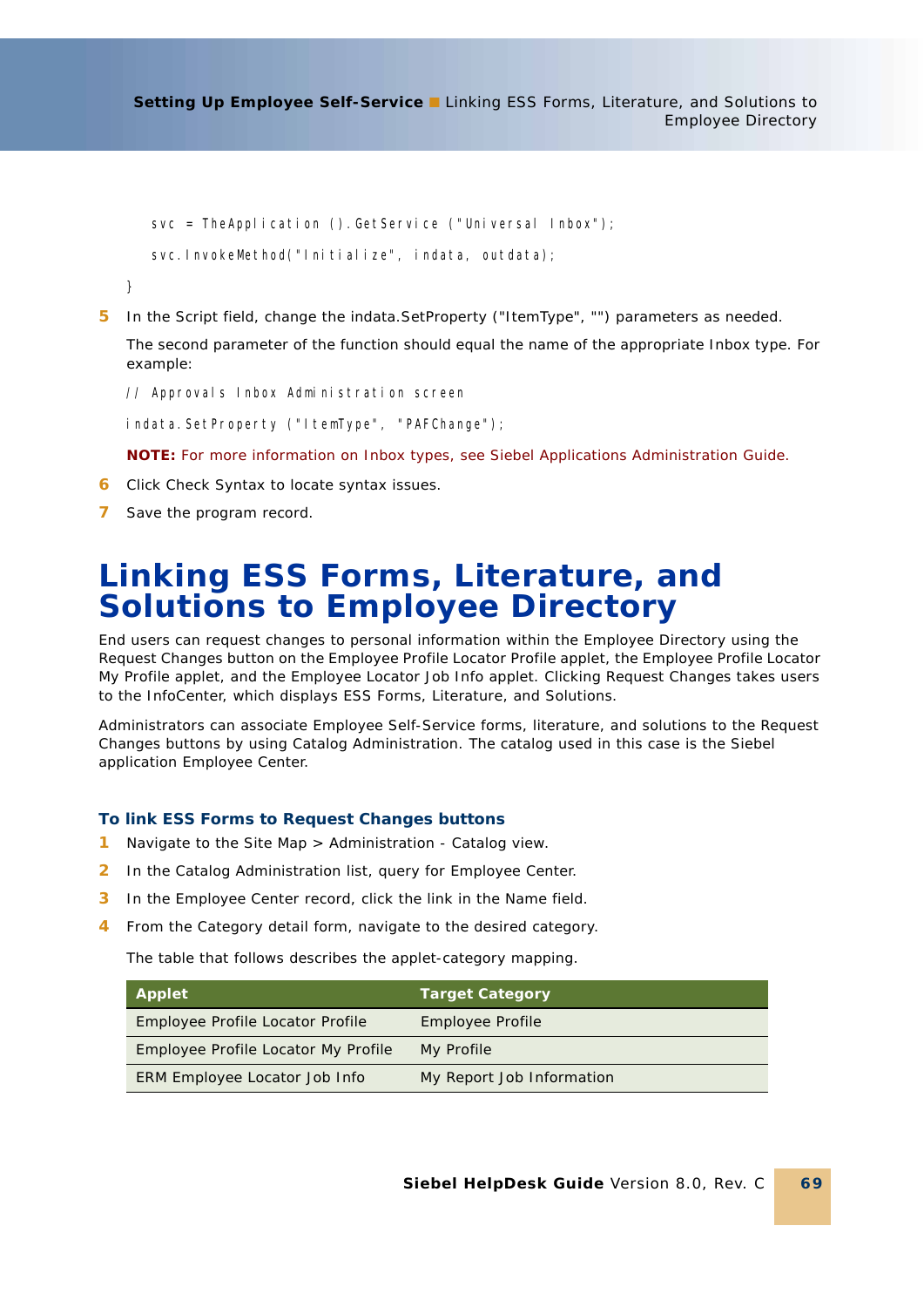```
svc = TheApplication ().GetService ("Universal Inbox");

svc.InvokeMethod("Initialize", indata, outdata);

}
```

5. In the Script field, change the indata.SetProperty ("ItemType", "") parameters as needed.

   The second parameter of the function should equal the name of the appropriate Inbox type. For example:

   ```
   // Approvals Inbox Administration screen

   indata.SetProperty ("ItemType", "PAFChange");
   ```

   **NOTE:** For more information on Inbox types, see Siebel Applications Administration Guide.

6. Click Check Syntax to locate syntax issues.
7. Save the program record.

# Linking ESS Forms, Literature, and Solutions to Employee Directory

End users can request changes to personal information within the Employee Directory using the Request Changes button on the Employee Profile Locator Profile applet, the Employee Profile Locator My Profile applet, and the Employee Locator Job Info applet. Clicking Request Changes takes users to the InfoCenter, which displays ESS Forms, Literature, and Solutions.

Administrators can associate Employee Self-Service forms, literature, and solutions to the Request Changes buttons by using Catalog Administration. The catalog used in this case is the Siebel application Employee Center.

### To link ESS Forms to Request Changes buttons

1. Navigate to the Site Map > Administration - Catalog view.
2. In the Catalog Administration list, query for Employee Center.
3. In the Employee Center record, click the link in the Name field.
4. From the Category detail form, navigate to the desired category.

   The table that follows describes the applet-category mapping.

| Applet | Target Category |
|---|---|
| Employee Profile Locator Profile | Employee Profile |
| Employee Profile Locator My Profile | My Profile |
| ERM Employee Locator Job Info | My Report Job Information |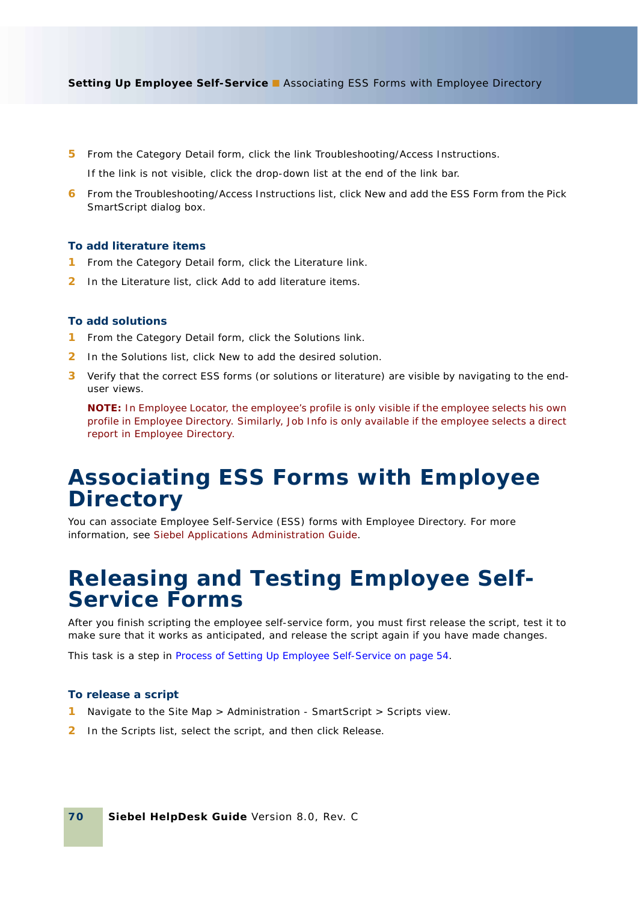5. From the Category Detail form, click the link Troubleshooting/Access Instructions.

   If the link is not visible, click the drop-down list at the end of the link bar.

6. From the Troubleshooting/Access Instructions list, click New and add the ESS Form from the Pick SmartScript dialog box.

### To add literature items

1. From the Category Detail form, click the Literature link.
2. In the Literature list, click Add to add literature items.

### To add solutions

1. From the Category Detail form, click the Solutions link.
2. In the Solutions list, click New to add the desired solution.
3. Verify that the correct ESS forms (or solutions or literature) are visible by navigating to the end-user views.

   **NOTE:** In Employee Locator, the employee's profile is only visible if the employee selects his own profile in Employee Directory. Similarly, Job Info is only available if the employee selects a direct report in Employee Directory.

# Associating ESS Forms with Employee Directory

You can associate Employee Self-Service (ESS) forms with Employee Directory. For more information, see Siebel Applications Administration Guide.

# Releasing and Testing Employee Self-Service Forms

After you finish scripting the employee self-service form, you must first release the script, test it to make sure that it works as anticipated, and release the script again if you have made changes.

This task is a step in Process of Setting Up Employee Self-Service on page 54.

### To release a script

1. Navigate to the Site Map > Administration - SmartScript > Scripts view.
2. In the Scripts list, select the script, and then click Release.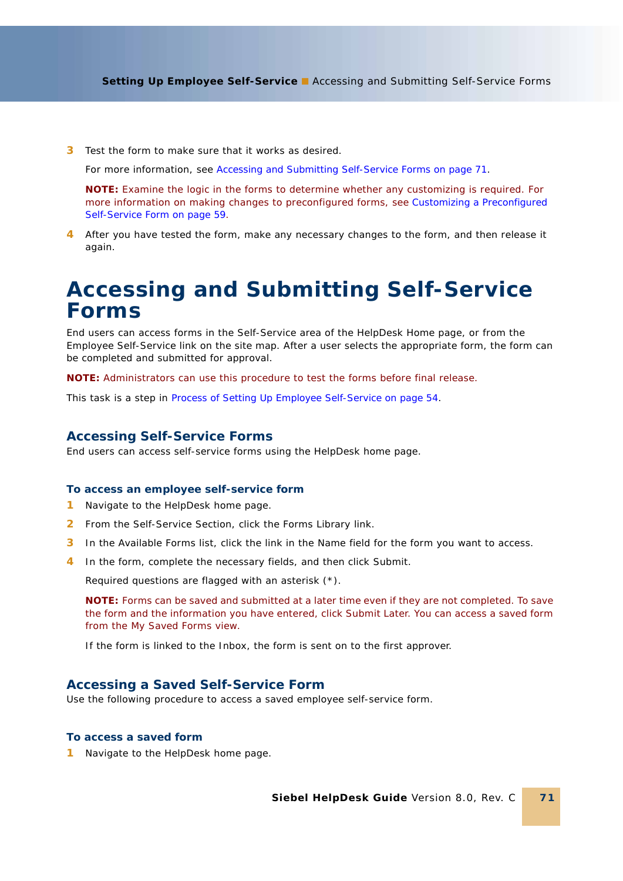3. Test the form to make sure that it works as desired.

   For more information, see Accessing and Submitting Self-Service Forms on page 71.

   **NOTE:** Examine the logic in the forms to determine whether any customizing is required. For more information on making changes to preconfigured forms, see Customizing a Preconfigured Self-Service Form on page 59.

4. After you have tested the form, make any necessary changes to the form, and then release it again.

# Accessing and Submitting Self-Service Forms

End users can access forms in the Self-Service area of the HelpDesk Home page, or from the Employee Self-Service link on the site map. After a user selects the appropriate form, the form can be completed and submitted for approval.

**NOTE:** Administrators can use this procedure to test the forms before final release.

This task is a step in Process of Setting Up Employee Self-Service on page 54.

## Accessing Self-Service Forms

End users can access self-service forms using the HelpDesk home page.

### To access an employee self-service form

1. Navigate to the HelpDesk home page.
2. From the Self-Service Section, click the Forms Library link.
3. In the Available Forms list, click the link in the Name field for the form you want to access.
4. In the form, complete the necessary fields, and then click Submit.

   Required questions are flagged with an asterisk (*).

   **NOTE:** Forms can be saved and submitted at a later time even if they are not completed. To save the form and the information you have entered, click Submit Later. You can access a saved form from the My Saved Forms view.

   If the form is linked to the Inbox, the form is sent on to the first approver.

## Accessing a Saved Self-Service Form

Use the following procedure to access a saved employee self-service form.

### To access a saved form

1. Navigate to the HelpDesk home page.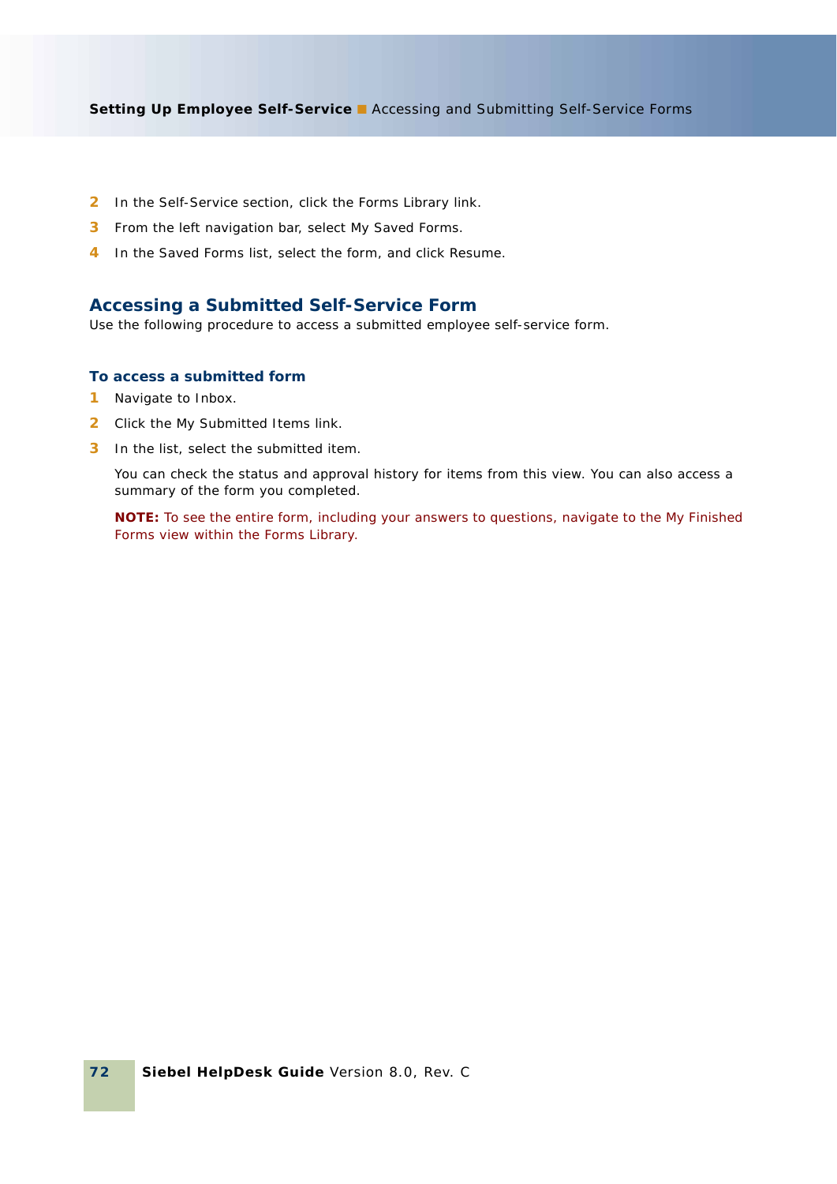2. In the Self-Service section, click the Forms Library link.
3. From the left navigation bar, select My Saved Forms.
4. In the Saved Forms list, select the form, and click Resume.

## Accessing a Submitted Self-Service Form

Use the following procedure to access a submitted employee self-service form.

### To access a submitted form

1. Navigate to Inbox.
2. Click the My Submitted Items link.
3. In the list, select the submitted item.

   You can check the status and approval history for items from this view. You can also access a summary of the form you completed.

   **NOTE:** To see the entire form, including your answers to questions, navigate to the My Finished Forms view within the Forms Library.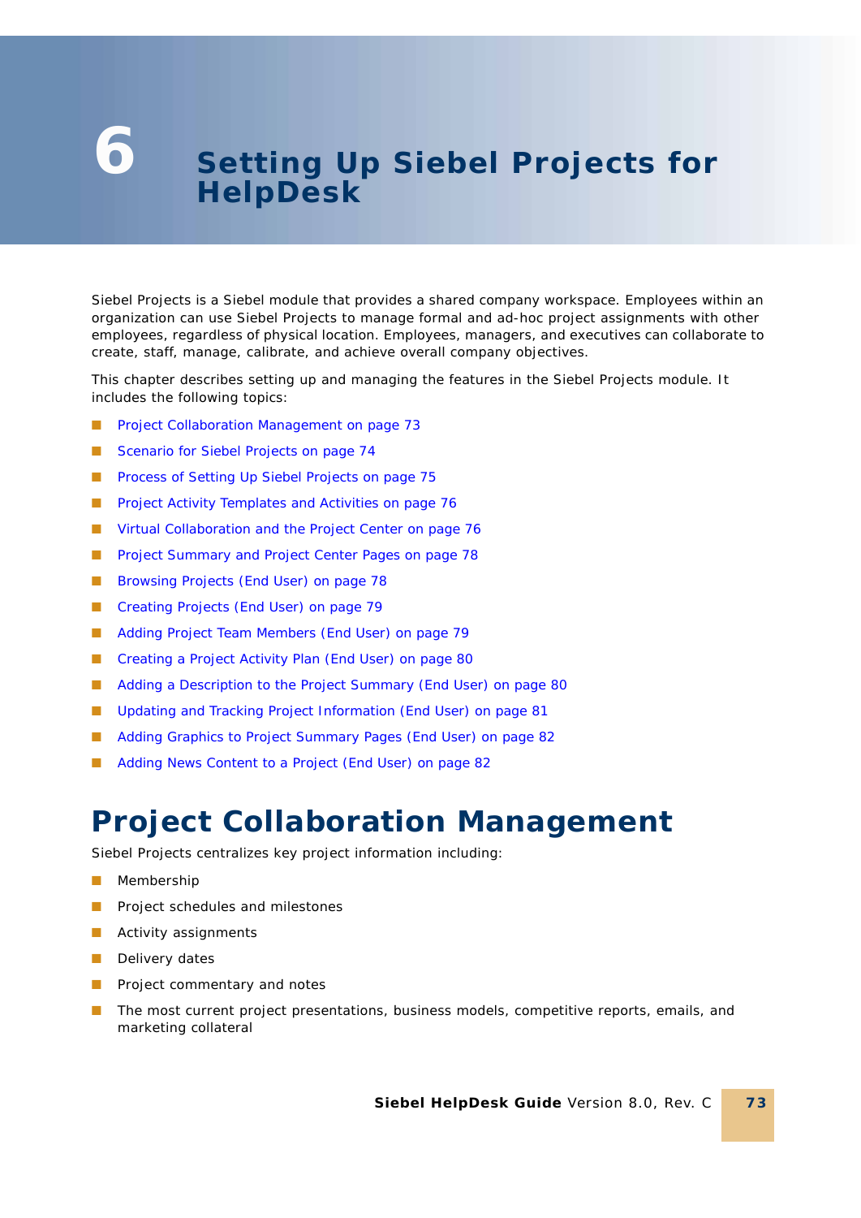# 6 Setting Up Siebel Projects for HelpDesk

Siebel Projects is a Siebel module that provides a shared company workspace. Employees within an organization can use Siebel Projects to manage formal and ad-hoc project assignments with other employees, regardless of physical location. Employees, managers, and executives can collaborate to create, staff, manage, calibrate, and achieve overall company objectives.

This chapter describes setting up and managing the features in the Siebel Projects module. It includes the following topics:

- Project Collaboration Management on page 73
- Scenario for Siebel Projects on page 74
- Process of Setting Up Siebel Projects on page 75
- Project Activity Templates and Activities on page 76
- Virtual Collaboration and the Project Center on page 76
- Project Summary and Project Center Pages on page 78
- Browsing Projects (End User) on page 78
- Creating Projects (End User) on page 79
- Adding Project Team Members (End User) on page 79
- Creating a Project Activity Plan (End User) on page 80
- Adding a Description to the Project Summary (End User) on page 80
- Updating and Tracking Project Information (End User) on page 81
- Adding Graphics to Project Summary Pages (End User) on page 82
- Adding News Content to a Project (End User) on page 82

## Project Collaboration Management

Siebel Projects centralizes key project information including:

- Membership
- Project schedules and milestones
- Activity assignments
- Delivery dates
- Project commentary and notes
- The most current project presentations, business models, competitive reports, emails, and marketing collateral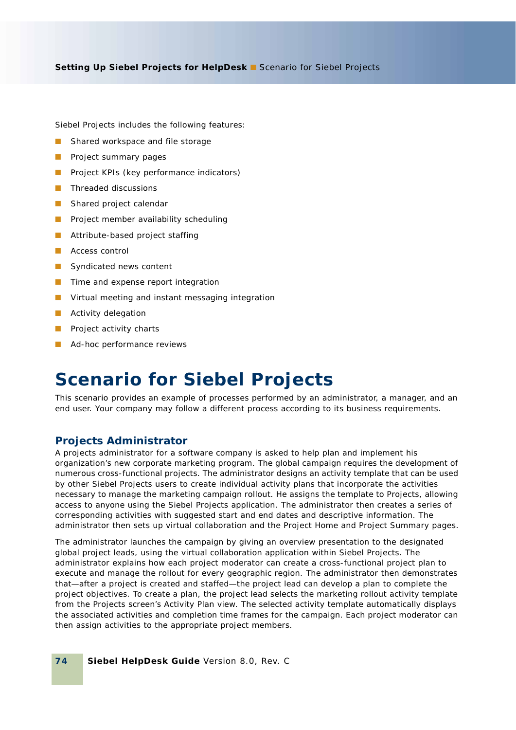Siebel Projects includes the following features:

- Shared workspace and file storage
- Project summary pages
- Project KPIs (key performance indicators)
- Threaded discussions
- Shared project calendar
- Project member availability scheduling
- Attribute-based project staffing
- Access control
- Syndicated news content
- Time and expense report integration
- Virtual meeting and instant messaging integration
- Activity delegation
- Project activity charts
- Ad-hoc performance reviews

# Scenario for Siebel Projects

This scenario provides an example of processes performed by an administrator, a manager, and an end user. Your company may follow a different process according to its business requirements.

## Projects Administrator

A projects administrator for a software company is asked to help plan and implement his organization's new corporate marketing program. The global campaign requires the development of numerous cross-functional projects. The administrator designs an activity template that can be used by other Siebel Projects users to create individual activity plans that incorporate the activities necessary to manage the marketing campaign rollout. He assigns the template to Projects, allowing access to anyone using the Siebel Projects application. The administrator then creates a series of corresponding activities with suggested start and end dates and descriptive information. The administrator then sets up virtual collaboration and the Project Home and Project Summary pages.

The administrator launches the campaign by giving an overview presentation to the designated global project leads, using the virtual collaboration application within Siebel Projects. The administrator explains how each project moderator can create a cross-functional project plan to execute and manage the rollout for every geographic region. The administrator then demonstrates that—after a project is created and staffed—the project lead can develop a plan to complete the project objectives. To create a plan, the project lead selects the marketing rollout activity template from the Projects screen's Activity Plan view. The selected activity template automatically displays the associated activities and completion time frames for the campaign. Each project moderator can then assign activities to the appropriate project members.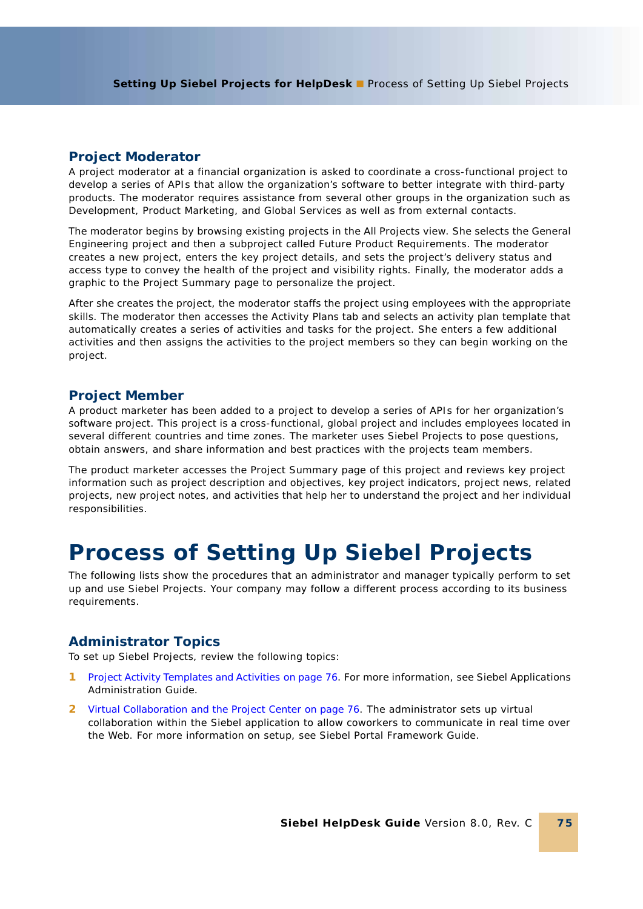### Project Moderator

A project moderator at a financial organization is asked to coordinate a cross-functional project to develop a series of APIs that allow the organization's software to better integrate with third-party products. The moderator requires assistance from several other groups in the organization such as Development, Product Marketing, and Global Services as well as from external contacts.

The moderator begins by browsing existing projects in the All Projects view. She selects the General Engineering project and then a subproject called Future Product Requirements. The moderator creates a new project, enters the key project details, and sets the project's delivery status and access type to convey the health of the project and visibility rights. Finally, the moderator adds a graphic to the Project Summary page to personalize the project.

After she creates the project, the moderator staffs the project using employees with the appropriate skills. The moderator then accesses the Activity Plans tab and selects an activity plan template that automatically creates a series of activities and tasks for the project. She enters a few additional activities and then assigns the activities to the project members so they can begin working on the project.

### Project Member

A product marketer has been added to a project to develop a series of APIs for her organization's software project. This project is a cross-functional, global project and includes employees located in several different countries and time zones. The marketer uses Siebel Projects to pose questions, obtain answers, and share information and best practices with the projects team members.

The product marketer accesses the Project Summary page of this project and reviews key project information such as project description and objectives, key project indicators, project news, related projects, new project notes, and activities that help her to understand the project and her individual responsibilities.

## Process of Setting Up Siebel Projects

The following lists show the procedures that an administrator and manager typically perform to set up and use Siebel Projects. Your company may follow a different process according to its business requirements.

### Administrator Topics

To set up Siebel Projects, review the following topics:

1. Project Activity Templates and Activities on page 76. For more information, see Siebel Applications Administration Guide.
2. Virtual Collaboration and the Project Center on page 76. The administrator sets up virtual collaboration within the Siebel application to allow coworkers to communicate in real time over the Web. For more information on setup, see Siebel Portal Framework Guide.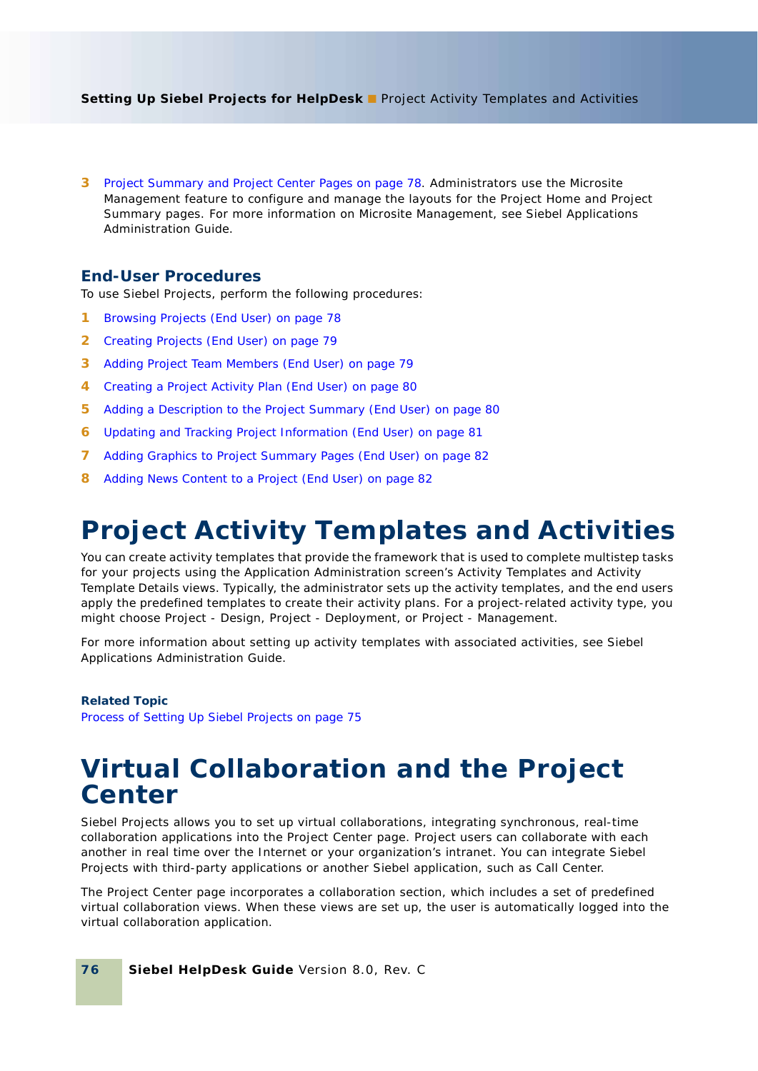3. Project Summary and Project Center Pages on page 78. Administrators use the Microsite Management feature to configure and manage the layouts for the Project Home and Project Summary pages. For more information on Microsite Management, see Siebel Applications Administration Guide.

### End-User Procedures

To use Siebel Projects, perform the following procedures:

1. Browsing Projects (End User) on page 78
2. Creating Projects (End User) on page 79
3. Adding Project Team Members (End User) on page 79
4. Creating a Project Activity Plan (End User) on page 80
5. Adding a Description to the Project Summary (End User) on page 80
6. Updating and Tracking Project Information (End User) on page 81
7. Adding Graphics to Project Summary Pages (End User) on page 82
8. Adding News Content to a Project (End User) on page 82

# Project Activity Templates and Activities

You can create activity templates that provide the framework that is used to complete multistep tasks for your projects using the Application Administration screen's Activity Templates and Activity Template Details views. Typically, the administrator sets up the activity templates, and the end users apply the predefined templates to create their activity plans. For a project-related activity type, you might choose Project - Design, Project - Deployment, or Project - Management.

For more information about setting up activity templates with associated activities, see Siebel Applications Administration Guide.

**Related Topic**

Process of Setting Up Siebel Projects on page 75

# Virtual Collaboration and the Project Center

Siebel Projects allows you to set up virtual collaborations, integrating synchronous, real-time collaboration applications into the Project Center page. Project users can collaborate with each another in real time over the Internet or your organization's intranet. You can integrate Siebel Projects with third-party applications or another Siebel application, such as Call Center.

The Project Center page incorporates a collaboration section, which includes a set of predefined virtual collaboration views. When these views are set up, the user is automatically logged into the virtual collaboration application.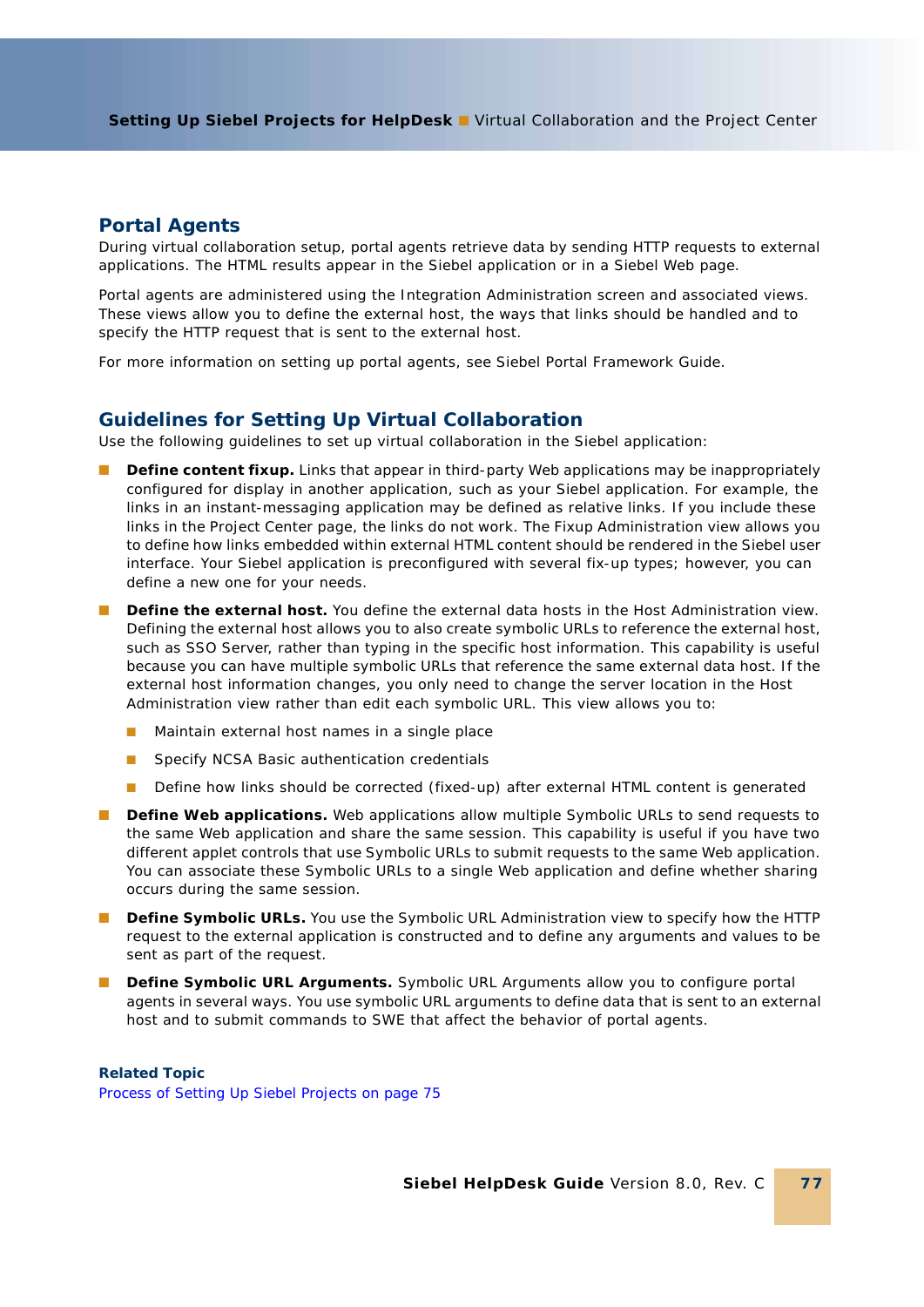## Portal Agents

During virtual collaboration setup, portal agents retrieve data by sending HTTP requests to external applications. The HTML results appear in the Siebel application or in a Siebel Web page.

Portal agents are administered using the Integration Administration screen and associated views. These views allow you to define the external host, the ways that links should be handled and to specify the HTTP request that is sent to the external host.

For more information on setting up portal agents, see Siebel Portal Framework Guide.

## Guidelines for Setting Up Virtual Collaboration

Use the following guidelines to set up virtual collaboration in the Siebel application:

- **Define content fixup.** Links that appear in third-party Web applications may be inappropriately configured for display in another application, such as your Siebel application. For example, the links in an instant-messaging application may be defined as relative links. If you include these links in the Project Center page, the links do not work. The Fixup Administration view allows you to define how links embedded within external HTML content should be rendered in the Siebel user interface. Your Siebel application is preconfigured with several fix-up types; however, you can define a new one for your needs.
- **Define the external host.** You define the external data hosts in the Host Administration view. Defining the external host allows you to also create symbolic URLs to reference the external host, such as SSO Server, rather than typing in the specific host information. This capability is useful because you can have multiple symbolic URLs that reference the same external data host. If the external host information changes, you only need to change the server location in the Host Administration view rather than edit each symbolic URL. This view allows you to:
  - Maintain external host names in a single place
  - Specify NCSA Basic authentication credentials
  - Define how links should be corrected (fixed-up) after external HTML content is generated
- **Define Web applications.** Web applications allow multiple Symbolic URLs to send requests to the same Web application and share the same session. This capability is useful if you have two different applet controls that use Symbolic URLs to submit requests to the same Web application. You can associate these Symbolic URLs to a single Web application and define whether sharing occurs during the same session.
- **Define Symbolic URLs.** You use the Symbolic URL Administration view to specify how the HTTP request to the external application is constructed and to define any arguments and values to be sent as part of the request.
- **Define Symbolic URL Arguments.** Symbolic URL Arguments allow you to configure portal agents in several ways. You use symbolic URL arguments to define data that is sent to an external host and to submit commands to SWE that affect the behavior of portal agents.

**Related Topic**

Process of Setting Up Siebel Projects on page 75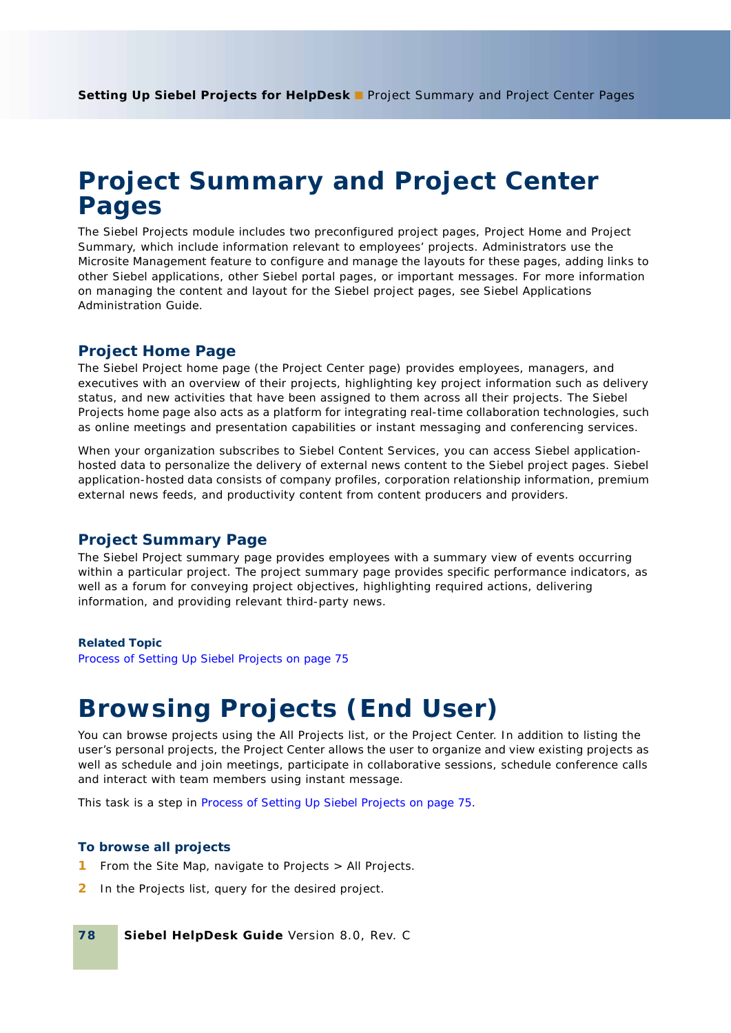# Project Summary and Project Center Pages

The Siebel Projects module includes two preconfigured project pages, Project Home and Project Summary, which include information relevant to employees' projects. Administrators use the Microsite Management feature to configure and manage the layouts for these pages, adding links to other Siebel applications, other Siebel portal pages, or important messages. For more information on managing the content and layout for the Siebel project pages, see Siebel Applications Administration Guide.

## Project Home Page

The Siebel Project home page (the Project Center page) provides employees, managers, and executives with an overview of their projects, highlighting key project information such as delivery status, and new activities that have been assigned to them across all their projects. The Siebel Projects home page also acts as a platform for integrating real-time collaboration technologies, such as online meetings and presentation capabilities or instant messaging and conferencing services.

When your organization subscribes to Siebel Content Services, you can access Siebel application-hosted data to personalize the delivery of external news content to the Siebel project pages. Siebel application-hosted data consists of company profiles, corporation relationship information, premium external news feeds, and productivity content from content producers and providers.

## Project Summary Page

The Siebel Project summary page provides employees with a summary view of events occurring within a particular project. The project summary page provides specific performance indicators, as well as a forum for conveying project objectives, highlighting required actions, delivering information, and providing relevant third-party news.

**Related Topic**

Process of Setting Up Siebel Projects on page 75

# Browsing Projects (End User)

You can browse projects using the All Projects list, or the Project Center. In addition to listing the user's personal projects, the Project Center allows the user to organize and view existing projects as well as schedule and join meetings, participate in collaborative sessions, schedule conference calls and interact with team members using instant message.

This task is a step in Process of Setting Up Siebel Projects on page 75.

**To browse all projects**

1. From the Site Map, navigate to Projects > All Projects.
2. In the Projects list, query for the desired project.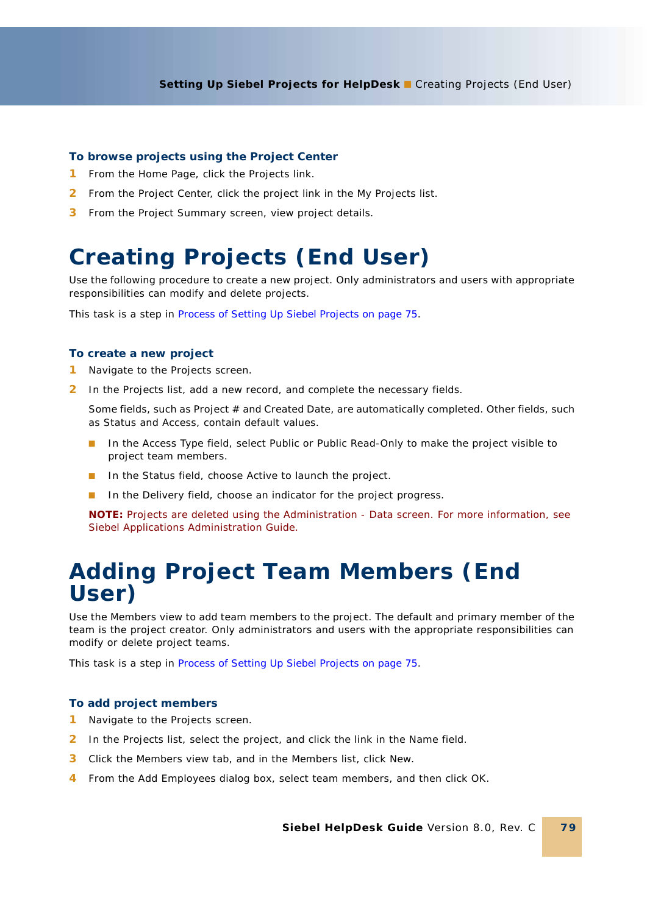### To browse projects using the Project Center

1. From the Home Page, click the Projects link.
2. From the Project Center, click the project link in the My Projects list.
3. From the Project Summary screen, view project details.

# Creating Projects (End User)

Use the following procedure to create a new project. Only administrators and users with appropriate responsibilities can modify and delete projects.

This task is a step in Process of Setting Up Siebel Projects on page 75.

### To create a new project

1. Navigate to the Projects screen.
2. In the Projects list, add a new record, and complete the necessary fields.

   Some fields, such as Project # and Created Date, are automatically completed. Other fields, such as Status and Access, contain default values.

   - In the Access Type field, select Public or Public Read-Only to make the project visible to project team members.
   - In the Status field, choose Active to launch the project.
   - In the Delivery field, choose an indicator for the project progress.

   **NOTE:** Projects are deleted using the Administration - Data screen. For more information, see Siebel Applications Administration Guide.

# Adding Project Team Members (End User)

Use the Members view to add team members to the project. The default and primary member of the team is the project creator. Only administrators and users with the appropriate responsibilities can modify or delete project teams.

This task is a step in Process of Setting Up Siebel Projects on page 75.

### To add project members

1. Navigate to the Projects screen.
2. In the Projects list, select the project, and click the link in the Name field.
3. Click the Members view tab, and in the Members list, click New.
4. From the Add Employees dialog box, select team members, and then click OK.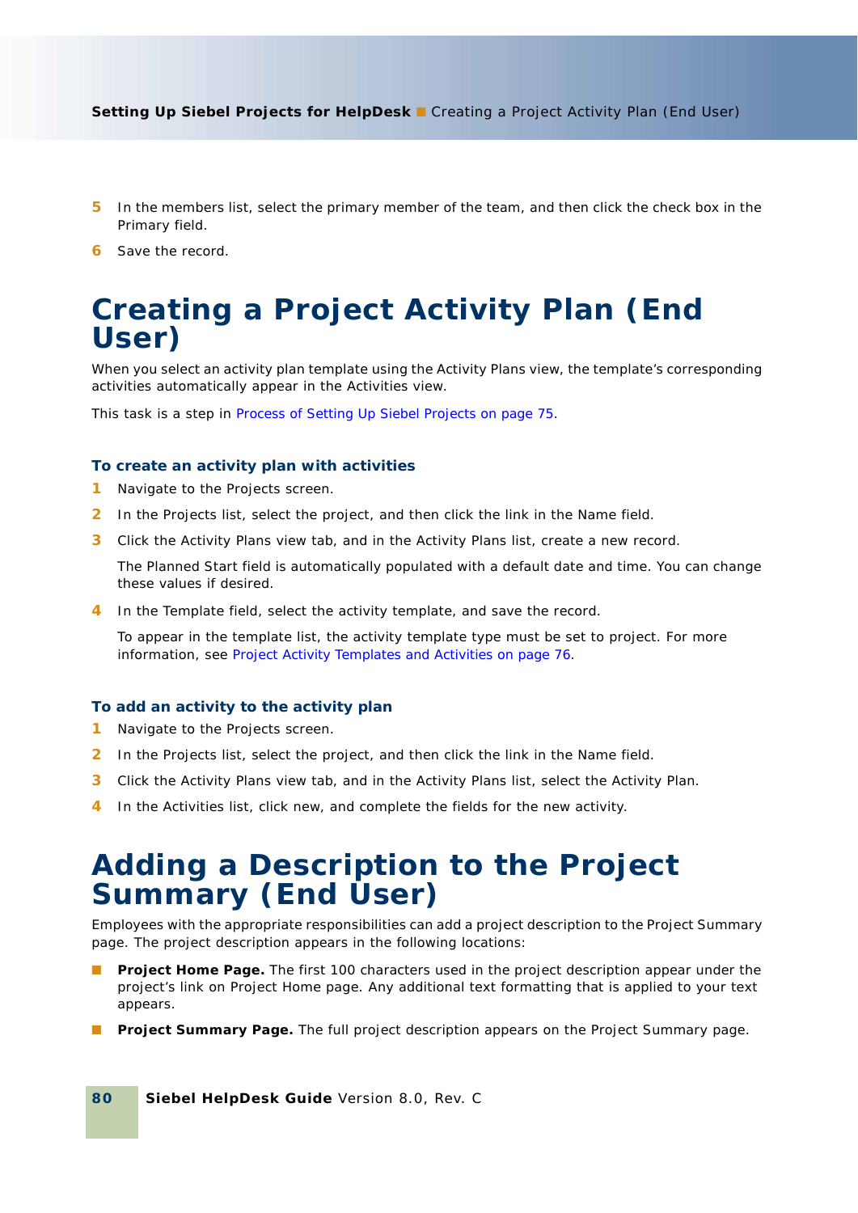5. In the members list, select the primary member of the team, and then click the check box in the Primary field.
6. Save the record.

# Creating a Project Activity Plan (End User)

When you select an activity plan template using the Activity Plans view, the template's corresponding activities automatically appear in the Activities view.

This task is a step in Process of Setting Up Siebel Projects on page 75.

### To create an activity plan with activities

1. Navigate to the Projects screen.
2. In the Projects list, select the project, and then click the link in the Name field.
3. Click the Activity Plans view tab, and in the Activity Plans list, create a new record.

   The Planned Start field is automatically populated with a default date and time. You can change these values if desired.

4. In the Template field, select the activity template, and save the record.

   To appear in the template list, the activity template type must be set to project. For more information, see Project Activity Templates and Activities on page 76.

### To add an activity to the activity plan

1. Navigate to the Projects screen.
2. In the Projects list, select the project, and then click the link in the Name field.
3. Click the Activity Plans view tab, and in the Activity Plans list, select the Activity Plan.
4. In the Activities list, click new, and complete the fields for the new activity.

# Adding a Description to the Project Summary (End User)

Employees with the appropriate responsibilities can add a project description to the Project Summary page. The project description appears in the following locations:

- **Project Home Page.** The first 100 characters used in the project description appear under the project's link on Project Home page. Any additional text formatting that is applied to your text appears.
- **Project Summary Page.** The full project description appears on the Project Summary page.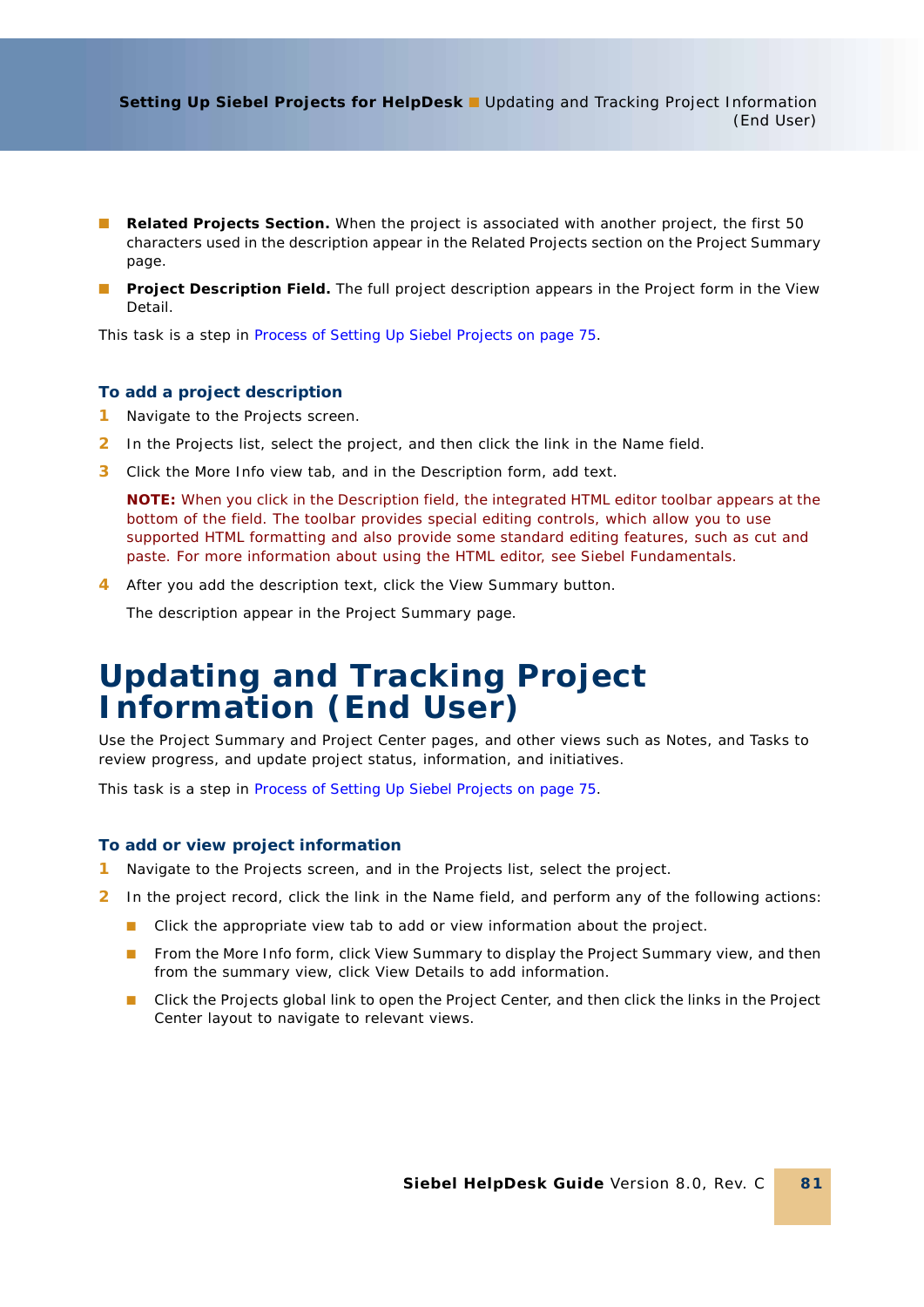- **Related Projects Section.** When the project is associated with another project, the first 50 characters used in the description appear in the Related Projects section on the Project Summary page.
- **Project Description Field.** The full project description appears in the Project form in the View Detail.

This task is a step in Process of Setting Up Siebel Projects on page 75.

### To add a project description

1. Navigate to the Projects screen.
2. In the Projects list, select the project, and then click the link in the Name field.
3. Click the More Info view tab, and in the Description form, add text.

   **NOTE:** When you click in the Description field, the integrated HTML editor toolbar appears at the bottom of the field. The toolbar provides special editing controls, which allow you to use supported HTML formatting and also provide some standard editing features, such as cut and paste. For more information about using the HTML editor, see Siebel Fundamentals.

4. After you add the description text, click the View Summary button.

   The description appear in the Project Summary page.

# Updating and Tracking Project Information (End User)

Use the Project Summary and Project Center pages, and other views such as Notes, and Tasks to review progress, and update project status, information, and initiatives.

This task is a step in Process of Setting Up Siebel Projects on page 75.

### To add or view project information

1. Navigate to the Projects screen, and in the Projects list, select the project.
2. In the project record, click the link in the Name field, and perform any of the following actions:
   - Click the appropriate view tab to add or view information about the project.
   - From the More Info form, click View Summary to display the Project Summary view, and then from the summary view, click View Details to add information.
   - Click the Projects global link to open the Project Center, and then click the links in the Project Center layout to navigate to relevant views.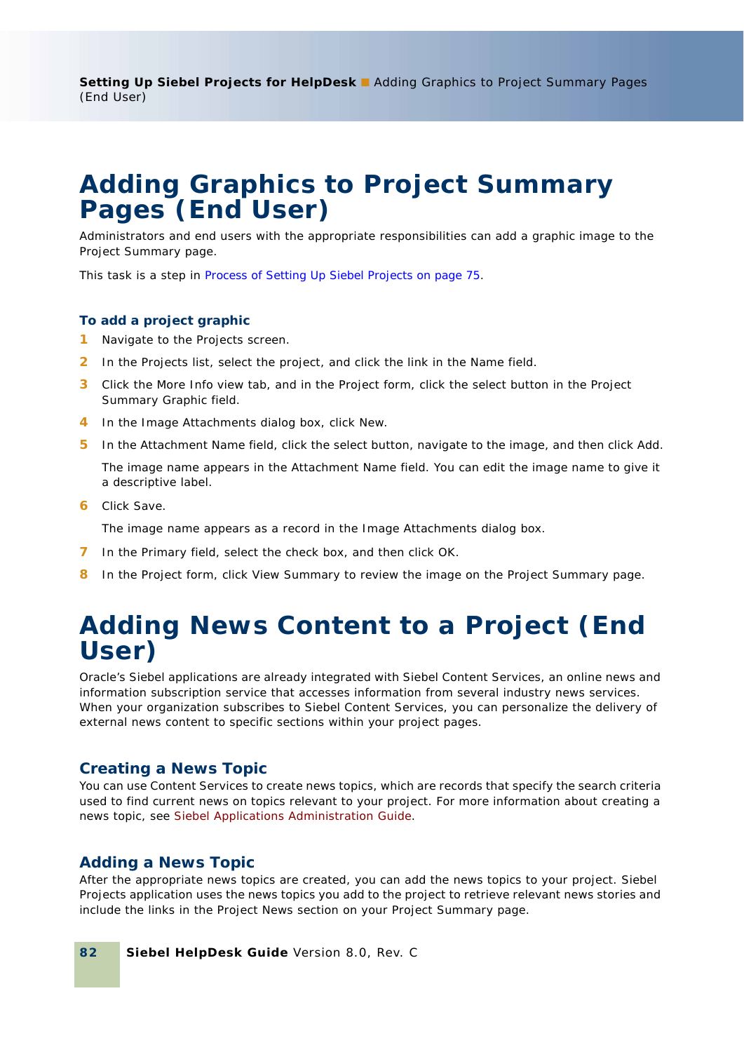# Adding Graphics to Project Summary Pages (End User)

Administrators and end users with the appropriate responsibilities can add a graphic image to the Project Summary page.

This task is a step in Process of Setting Up Siebel Projects on page 75.

### To add a project graphic

1. Navigate to the Projects screen.
2. In the Projects list, select the project, and click the link in the Name field.
3. Click the More Info view tab, and in the Project form, click the select button in the Project Summary Graphic field.
4. In the Image Attachments dialog box, click New.
5. In the Attachment Name field, click the select button, navigate to the image, and then click Add.

   The image name appears in the Attachment Name field. You can edit the image name to give it a descriptive label.

6. Click Save.

   The image name appears as a record in the Image Attachments dialog box.

7. In the Primary field, select the check box, and then click OK.
8. In the Project form, click View Summary to review the image on the Project Summary page.

# Adding News Content to a Project (End User)

Oracle's Siebel applications are already integrated with Siebel Content Services, an online news and information subscription service that accesses information from several industry news services. When your organization subscribes to Siebel Content Services, you can personalize the delivery of external news content to specific sections within your project pages.

## Creating a News Topic

You can use Content Services to create news topics, which are records that specify the search criteria used to find current news on topics relevant to your project. For more information about creating a news topic, see Siebel Applications Administration Guide.

## Adding a News Topic

After the appropriate news topics are created, you can add the news topics to your project. Siebel Projects application uses the news topics you add to the project to retrieve relevant news stories and include the links in the Project News section on your Project Summary page.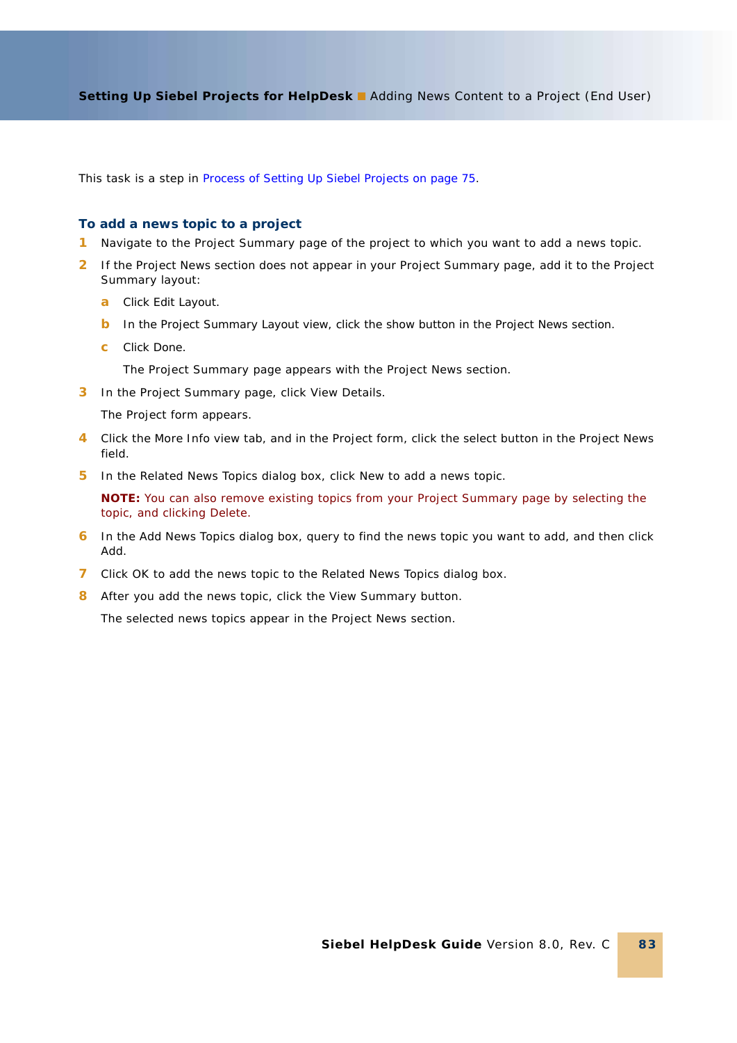This task is a step in Process of Setting Up Siebel Projects on page 75.

### To add a news topic to a project

1. Navigate to the Project Summary page of the project to which you want to add a news topic.
2. If the Project News section does not appear in your Project Summary page, add it to the Project Summary layout:
   a. Click Edit Layout.
   b. In the Project Summary Layout view, click the show button in the Project News section.
   c. Click Done.

      The Project Summary page appears with the Project News section.
3. In the Project Summary page, click View Details.

   The Project form appears.
4. Click the More Info view tab, and in the Project form, click the select button in the Project News field.
5. In the Related News Topics dialog box, click New to add a news topic.

   **NOTE:** You can also remove existing topics from your Project Summary page by selecting the topic, and clicking Delete.
6. In the Add News Topics dialog box, query to find the news topic you want to add, and then click Add.
7. Click OK to add the news topic to the Related News Topics dialog box.
8. After you add the news topic, click the View Summary button.

   The selected news topics appear in the Project News section.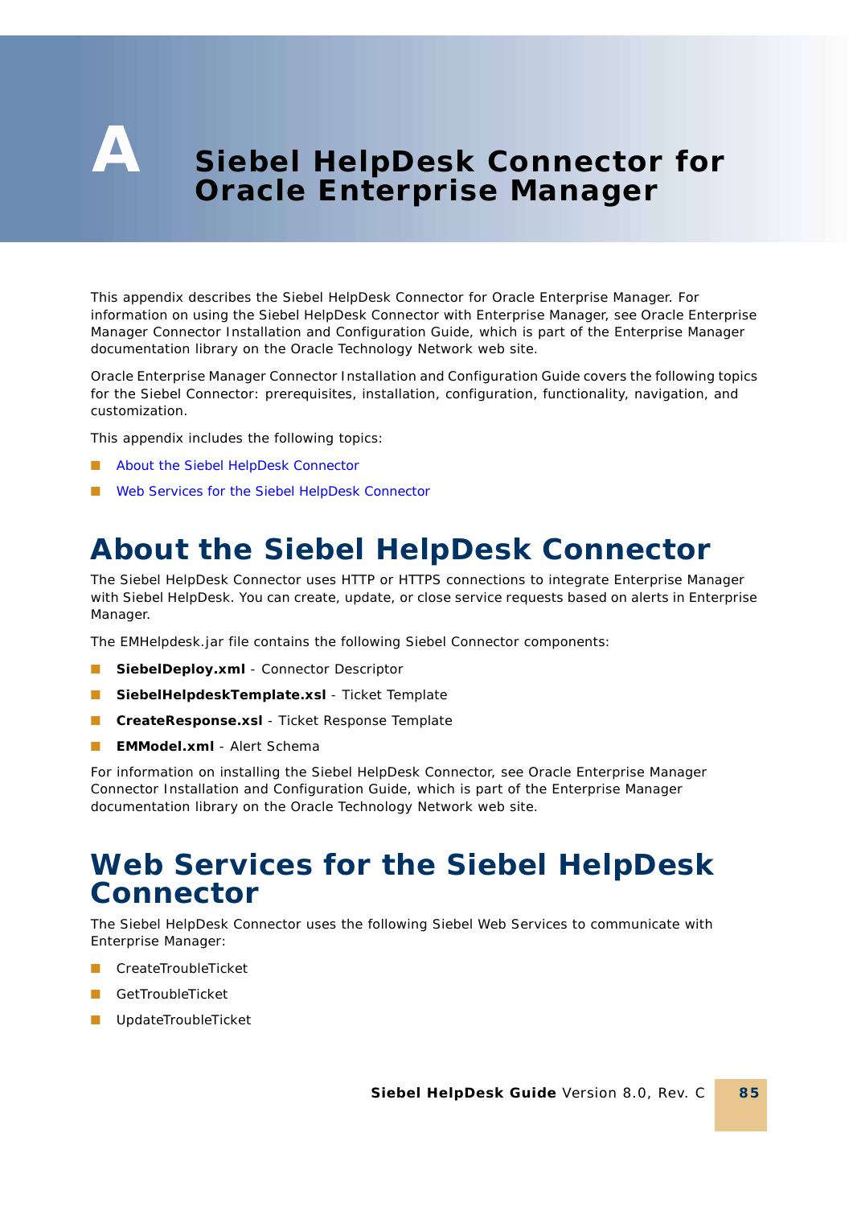# A Siebel HelpDesk Connector for Oracle Enterprise Manager

This appendix describes the Siebel HelpDesk Connector for Oracle Enterprise Manager. For information on using the Siebel HelpDesk Connector with Enterprise Manager, see Oracle Enterprise Manager Connector Installation and Configuration Guide, which is part of the Enterprise Manager documentation library on the Oracle Technology Network web site.

Oracle Enterprise Manager Connector Installation and Configuration Guide covers the following topics for the Siebel Connector: prerequisites, installation, configuration, functionality, navigation, and customization.

This appendix includes the following topics:

- About the Siebel HelpDesk Connector
- Web Services for the Siebel HelpDesk Connector

## About the Siebel HelpDesk Connector

The Siebel HelpDesk Connector uses HTTP or HTTPS connections to integrate Enterprise Manager with Siebel HelpDesk. You can create, update, or close service requests based on alerts in Enterprise Manager.

The EMHelpdesk.jar file contains the following Siebel Connector components:

- **SiebelDeploy.xml** - Connector Descriptor
- **SiebelHelpdeskTemplate.xsl** - Ticket Template
- **CreateResponse.xsl** - Ticket Response Template
- **EMModel.xml** - Alert Schema

For information on installing the Siebel HelpDesk Connector, see Oracle Enterprise Manager Connector Installation and Configuration Guide, which is part of the Enterprise Manager documentation library on the Oracle Technology Network web site.

## Web Services for the Siebel HelpDesk Connector

The Siebel HelpDesk Connector uses the following Siebel Web Services to communicate with Enterprise Manager:

- CreateTroubleTicket
- GetTroubleTicket
- UpdateTroubleTicket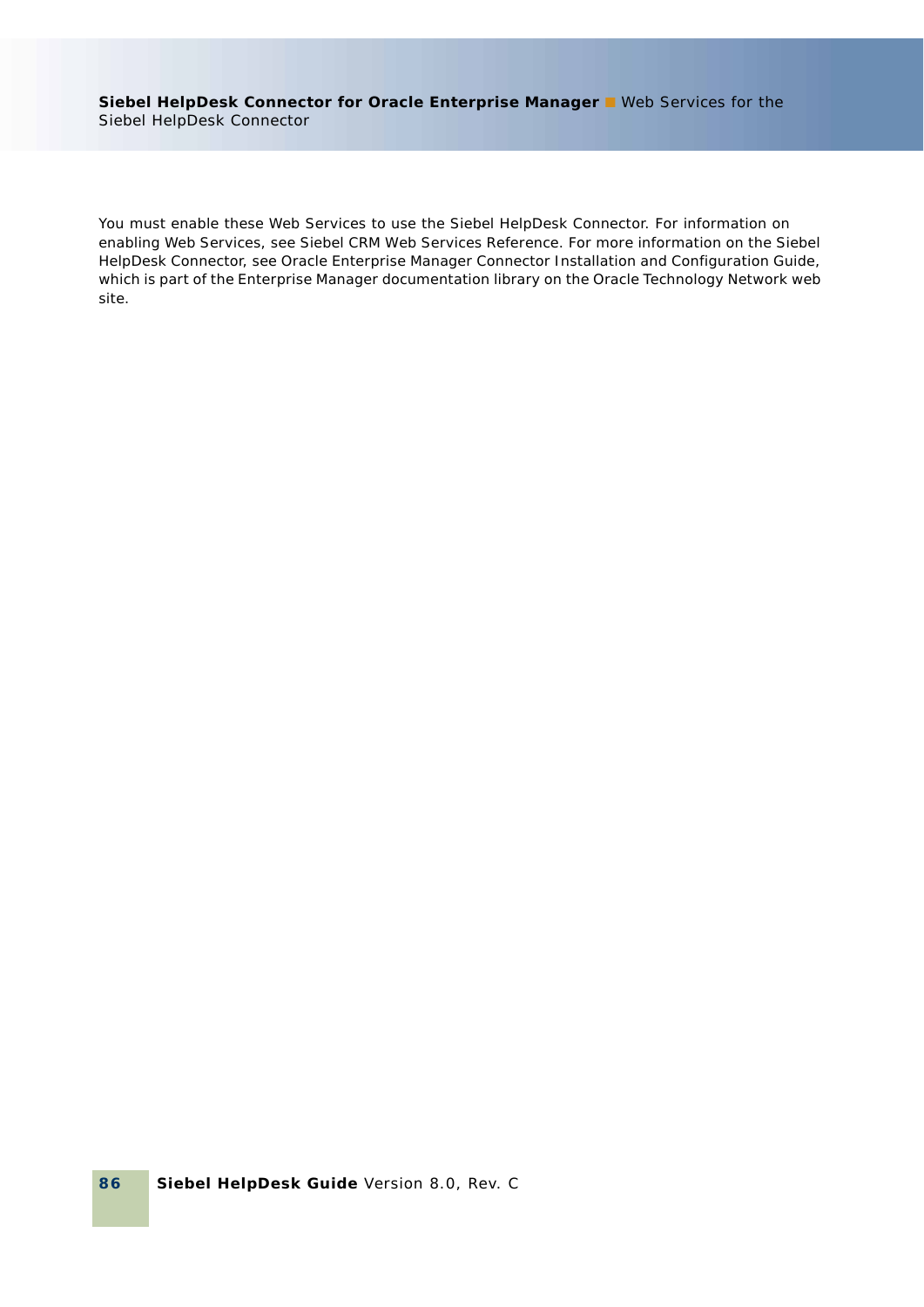You must enable these Web Services to use the Siebel HelpDesk Connector. For information on enabling Web Services, see Siebel CRM Web Services Reference. For more information on the Siebel HelpDesk Connector, see Oracle Enterprise Manager Connector Installation and Configuration Guide, which is part of the Enterprise Manager documentation library on the Oracle Technology Network web site.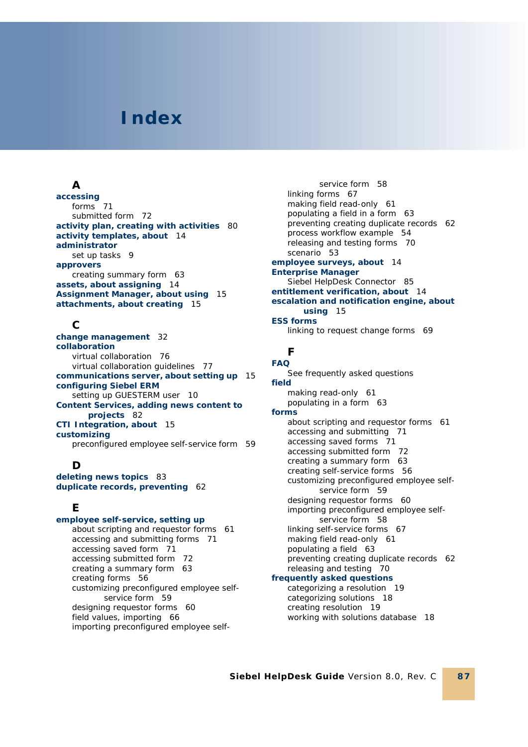# Index

## A

**accessing**
- forms 71
- submitted form 72

**activity plan, creating with activities** 80
**activity templates, about** 14
**administrator**
- set up tasks 9

**approvers**
- creating summary form 63

**assets, about assigning** 14
**Assignment Manager, about using** 15
**attachments, about creating** 15

## C

**change management** 32
**collaboration**
- virtual collaboration 76
- virtual collaboration guidelines 77

**communications server, about setting up** 15
**configuring Siebel ERM**
- setting up GUESTERM user 10

**Content Services, adding news content to projects** 82
**CTI Integration, about** 15
**customizing**
- preconfigured employee self-service form 59

## D

**deleting news topics** 83
**duplicate records, preventing** 62

## E

**employee self-service, setting up**
- about scripting and requestor forms 61
- accessing and submitting forms 71
- accessing saved form 71
- accessing submitted form 72
- creating a summary form 63
- creating forms 56
- customizing preconfigured employee self-service form 59
- designing requestor forms 60
- field values, importing 66
- importing preconfigured employee self-service form 58
- linking forms 67
- making field read-only 61
- populating a field in a form 63
- preventing creating duplicate records 62
- process workflow example 54
- releasing and testing forms 70
- scenario 53

**employee surveys, about** 14
**Enterprise Manager**
- Siebel HelpDesk Connector 85

**entitlement verification, about** 14
**escalation and notification engine, about using** 15
**ESS forms**
- linking to request change forms 69

## F

**FAQ**
- See frequently asked questions

**field**
- making read-only 61
- populating in a form 63

**forms**
- about scripting and requestor forms 61
- accessing and submitting 71
- accessing saved forms 71
- accessing submitted form 72
- creating a summary form 63
- creating self-service forms 56
- customizing preconfigured employee self-service form 59
- designing requestor forms 60
- importing preconfigured employee self-service form 58
- linking self-service forms 67
- making field read-only 61
- populating a field 63
- preventing creating duplicate records 62
- releasing and testing 70

**frequently asked questions**
- categorizing a resolution 19
- categorizing solutions 18
- creating resolution 19
- working with solutions database 18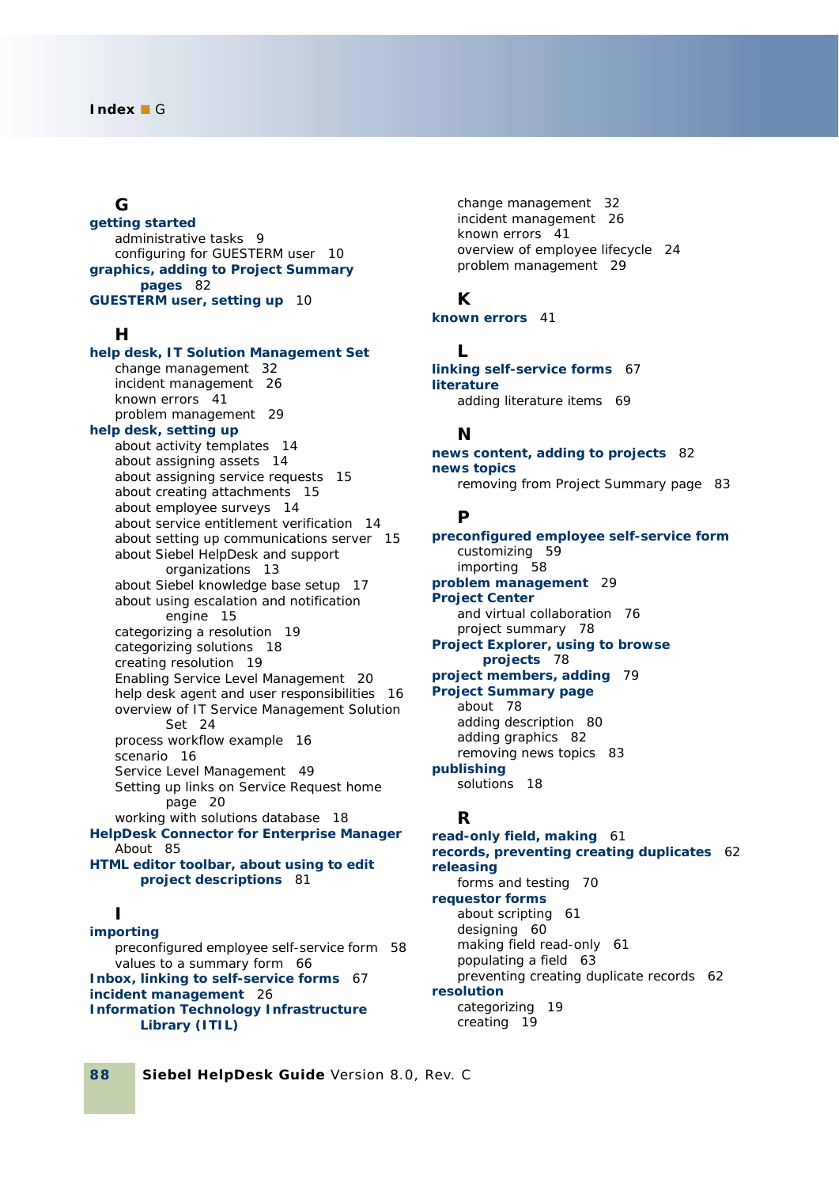## G

**getting started**
- administrative tasks 9
- configuring for GUESTERM user 10

**graphics, adding to Project Summary pages** 82

**GUESTERM user, setting up** 10

## H

**help desk, IT Solution Management Set**
- change management 32
- incident management 26
- known errors 41
- problem management 29

**help desk, setting up**
- about activity templates 14
- about assigning assets 14
- about assigning service requests 15
- about creating attachments 15
- about employee surveys 14
- about service entitlement verification 14
- about setting up communications server 15
- about Siebel HelpDesk and support organizations 13
- about Siebel knowledge base setup 17
- about using escalation and notification engine 15
- categorizing a resolution 19
- categorizing solutions 18
- creating resolution 19
- Enabling Service Level Management 20
- help desk agent and user responsibilities 16
- overview of IT Service Management Solution Set 24
- process workflow example 16
- scenario 16
- Service Level Management 49
- Setting up links on Service Request home page 20
- working with solutions database 18

**HelpDesk Connector for Enterprise Manager**
- About 85

**HTML editor toolbar, about using to edit project descriptions** 81

## I

**importing**
- preconfigured employee self-service form 58
- values to a summary form 66

**Inbox, linking to self-service forms** 67

**incident management** 26

**Information Technology Infrastructure Library (ITIL)**
- change management 32
- incident management 26
- known errors 41
- overview of employee lifecycle 24
- problem management 29

## K

**known errors** 41

## L

**linking self-service forms** 67

**literature**
- adding literature items 69

## N

**news content, adding to projects** 82

**news topics**
- removing from Project Summary page 83

## P

**preconfigured employee self-service form**
- customizing 59
- importing 58

**problem management** 29

**Project Center**
- and virtual collaboration 76
- project summary 78

**Project Explorer, using to browse projects** 78

**project members, adding** 79

**Project Summary page**
- about 78
- adding description 80
- adding graphics 82
- removing news topics 83

**publishing**
- solutions 18

## R

**read-only field, making** 61

**records, preventing creating duplicates** 62

**releasing**
- forms and testing 70

**requestor forms**
- about scripting 61
- designing 60
- making field read-only 61
- populating a field 63
- preventing creating duplicate records 62

**resolution**
- categorizing 19
- creating 19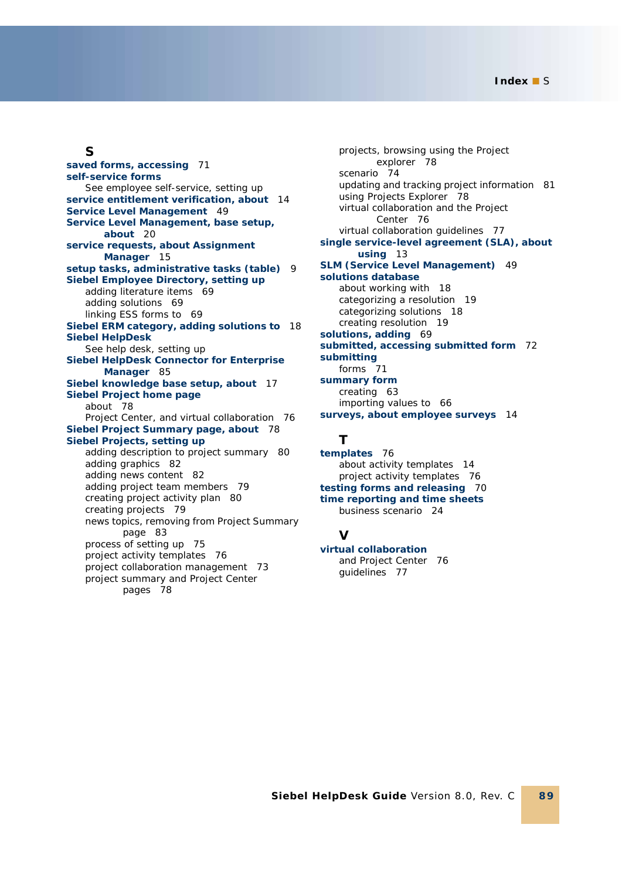## S

**saved forms, accessing** 71
**self-service forms**
  See employee self-service, setting up
**service entitlement verification, about** 14
**Service Level Management** 49
**Service Level Management, base setup, about** 20
**service requests, about Assignment Manager** 15
**setup tasks, administrative tasks (table)** 9
**Siebel Employee Directory, setting up**
  adding literature items 69
  adding solutions 69
  linking ESS forms to 69
**Siebel ERM category, adding solutions to** 18
**Siebel HelpDesk**
  See help desk, setting up
**Siebel HelpDesk Connector for Enterprise Manager** 85
**Siebel knowledge base setup, about** 17
**Siebel Project home page**
  about 78
  Project Center, and virtual collaboration 76
**Siebel Project Summary page, about** 78
**Siebel Projects, setting up**
  adding description to project summary 80
  adding graphics 82
  adding news content 82
  adding project team members 79
  creating project activity plan 80
  creating projects 79
  news topics, removing from Project Summary page 83
  process of setting up 75
  project activity templates 76
  project collaboration management 73
  project summary and Project Center pages 78
  projects, browsing using the Project explorer 78
  scenario 74
  updating and tracking project information 81
  using Projects Explorer 78
  virtual collaboration and the Project Center 76
  virtual collaboration guidelines 77
**single service-level agreement (SLA), about using** 13
**SLM (Service Level Management)** 49
**solutions database**
  about working with 18
  categorizing a resolution 19
  categorizing solutions 18
  creating resolution 19
**solutions, adding** 69
**submitted, accessing submitted form** 72
**submitting**
  forms 71
**summary form**
  creating 63
  importing values to 66
**surveys, about employee surveys** 14

## T

**templates** 76
  about activity templates 14
  project activity templates 76
**testing forms and releasing** 70
**time reporting and time sheets**
  business scenario 24

## V

**virtual collaboration**
  and Project Center 76
  guidelines 77